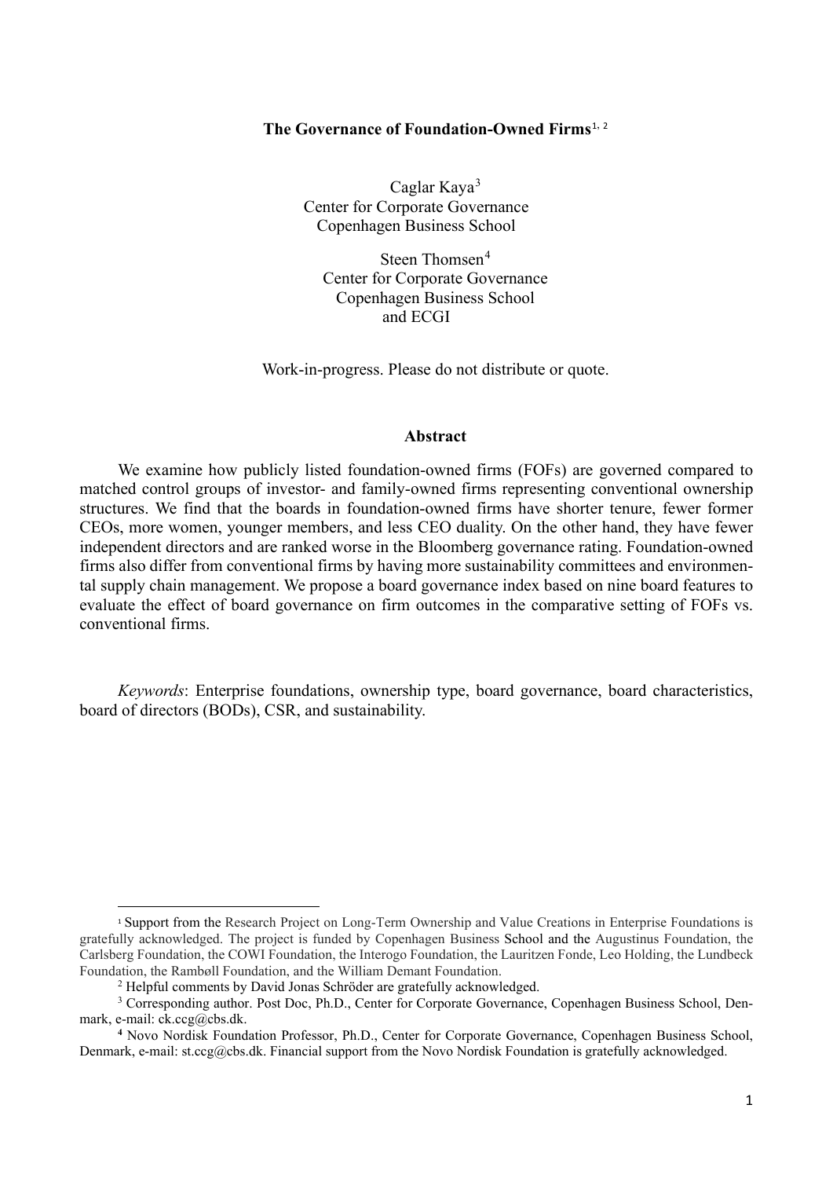# The Governance of Foundation-Owned Firms[1, 2]

Caglar Kaya[3]
Center for Corporate Governance
Copenhagen Business School

Steen Thomsen[4]
Center for Corporate Governance
Copenhagen Business School
and ECGI

Work-in-progress. Please do not distribute or quote.

## Abstract

We examine how publicly listed foundation-owned firms (FOFs) are governed compared to matched control groups of investor- and family-owned firms representing conventional ownership structures. We find that the boards in foundation-owned firms have shorter tenure, fewer former CEOs, more women, younger members, and less CEO duality. On the other hand, they have fewer independent directors and are ranked worse in the Bloomberg governance rating. Foundation-owned firms also differ from conventional firms by having more sustainability committees and environmental supply chain management. We propose a board governance index based on nine board features to evaluate the effect of board governance on firm outcomes in the comparative setting of FOFs vs. conventional firms.

*Keywords*: Enterprise foundations, ownership type, board governance, board characteristics, board of directors (BODs), CSR, and sustainability.

---

[1] Support from the Research Project on Long-Term Ownership and Value Creations in Enterprise Foundations is gratefully acknowledged. The project is funded by Copenhagen Business School and the Augustinus Foundation, the Carlsberg Foundation, the COWI Foundation, the Interogo Foundation, the Lauritzen Fonde, Leo Holding, the Lundbeck Foundation, the Rambøll Foundation, and the William Demant Foundation.

[2] Helpful comments by David Jonas Schröder are gratefully acknowledged.

[3] Corresponding author. Post Doc, Ph.D., Center for Corporate Governance, Copenhagen Business School, Denmark, e-mail: ck.ccg@cbs.dk.

[4] Novo Nordisk Foundation Professor, Ph.D., Center for Corporate Governance, Copenhagen Business School, Denmark, e-mail: st.ccg@cbs.dk. Financial support from the Novo Nordisk Foundation is gratefully acknowledged.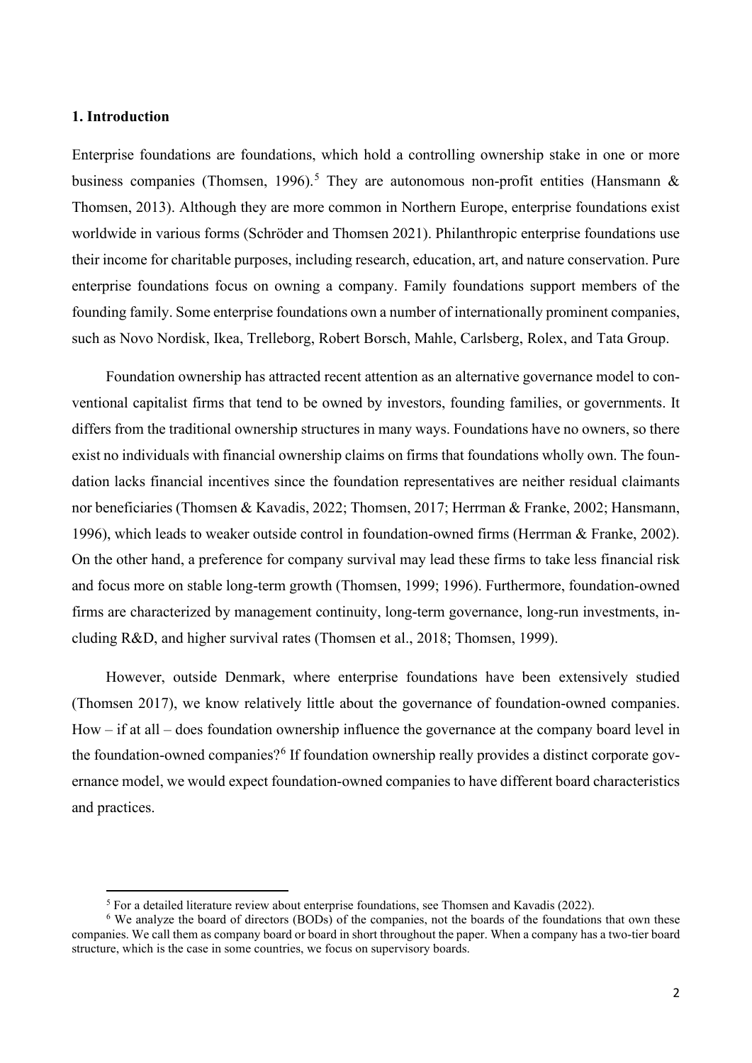## 1. Introduction

Enterprise foundations are foundations, which hold a controlling ownership stake in one or more business companies (Thomsen, 1996).[5] They are autonomous non-profit entities (Hansmann & Thomsen, 2013). Although they are more common in Northern Europe, enterprise foundations exist worldwide in various forms (Schröder and Thomsen 2021). Philanthropic enterprise foundations use their income for charitable purposes, including research, education, art, and nature conservation. Pure enterprise foundations focus on owning a company. Family foundations support members of the founding family. Some enterprise foundations own a number of internationally prominent companies, such as Novo Nordisk, Ikea, Trelleborg, Robert Borsch, Mahle, Carlsberg, Rolex, and Tata Group.

Foundation ownership has attracted recent attention as an alternative governance model to conventional capitalist firms that tend to be owned by investors, founding families, or governments. It differs from the traditional ownership structures in many ways. Foundations have no owners, so there exist no individuals with financial ownership claims on firms that foundations wholly own. The foundation lacks financial incentives since the foundation representatives are neither residual claimants nor beneficiaries (Thomsen & Kavadis, 2022; Thomsen, 2017; Herrman & Franke, 2002; Hansmann, 1996), which leads to weaker outside control in foundation-owned firms (Herrman & Franke, 2002). On the other hand, a preference for company survival may lead these firms to take less financial risk and focus more on stable long-term growth (Thomsen, 1999; 1996). Furthermore, foundation-owned firms are characterized by management continuity, long-term governance, long-run investments, including R&D, and higher survival rates (Thomsen et al., 2018; Thomsen, 1999).

However, outside Denmark, where enterprise foundations have been extensively studied (Thomsen 2017), we know relatively little about the governance of foundation-owned companies. How – if at all – does foundation ownership influence the governance at the company board level in the foundation-owned companies?[6] If foundation ownership really provides a distinct corporate governance model, we would expect foundation-owned companies to have different board characteristics and practices.

[5] For a detailed literature review about enterprise foundations, see Thomsen and Kavadis (2022).

[6] We analyze the board of directors (BODs) of the companies, not the boards of the foundations that own these companies. We call them as company board or board in short throughout the paper. When a company has a two-tier board structure, which is the case in some countries, we focus on supervisory boards.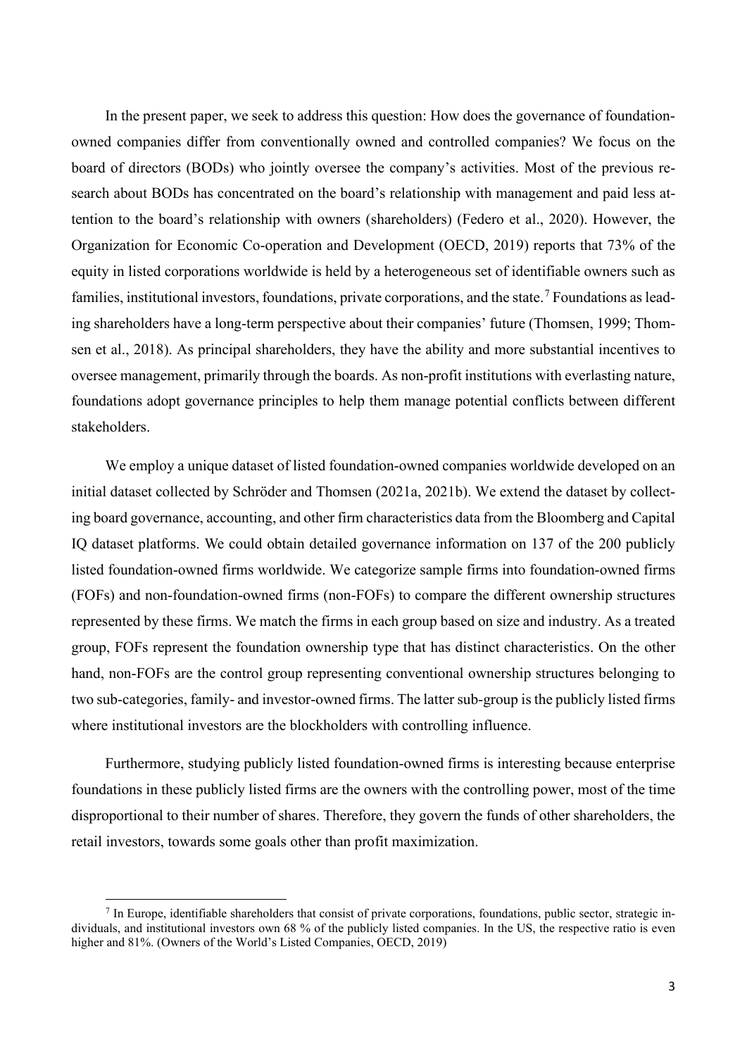In the present paper, we seek to address this question: How does the governance of foundation-owned companies differ from conventionally owned and controlled companies? We focus on the board of directors (BODs) who jointly oversee the company's activities. Most of the previous research about BODs has concentrated on the board's relationship with management and paid less attention to the board's relationship with owners (shareholders) (Federo et al., 2020). However, the Organization for Economic Co-operation and Development (OECD, 2019) reports that 73% of the equity in listed corporations worldwide is held by a heterogeneous set of identifiable owners such as families, institutional investors, foundations, private corporations, and the state.[7] Foundations as leading shareholders have a long-term perspective about their companies' future (Thomsen, 1999; Thomsen et al., 2018). As principal shareholders, they have the ability and more substantial incentives to oversee management, primarily through the boards. As non-profit institutions with everlasting nature, foundations adopt governance principles to help them manage potential conflicts between different stakeholders.

We employ a unique dataset of listed foundation-owned companies worldwide developed on an initial dataset collected by Schröder and Thomsen (2021a, 2021b). We extend the dataset by collecting board governance, accounting, and other firm characteristics data from the Bloomberg and Capital IQ dataset platforms. We could obtain detailed governance information on 137 of the 200 publicly listed foundation-owned firms worldwide. We categorize sample firms into foundation-owned firms (FOFs) and non-foundation-owned firms (non-FOFs) to compare the different ownership structures represented by these firms. We match the firms in each group based on size and industry. As a treated group, FOFs represent the foundation ownership type that has distinct characteristics. On the other hand, non-FOFs are the control group representing conventional ownership structures belonging to two sub-categories, family- and investor-owned firms. The latter sub-group is the publicly listed firms where institutional investors are the blockholders with controlling influence.

Furthermore, studying publicly listed foundation-owned firms is interesting because enterprise foundations in these publicly listed firms are the owners with the controlling power, most of the time disproportional to their number of shares. Therefore, they govern the funds of other shareholders, the retail investors, towards some goals other than profit maximization.

[7] In Europe, identifiable shareholders that consist of private corporations, foundations, public sector, strategic individuals, and institutional investors own 68 % of the publicly listed companies. In the US, the respective ratio is even higher and 81%. (Owners of the World's Listed Companies, OECD, 2019)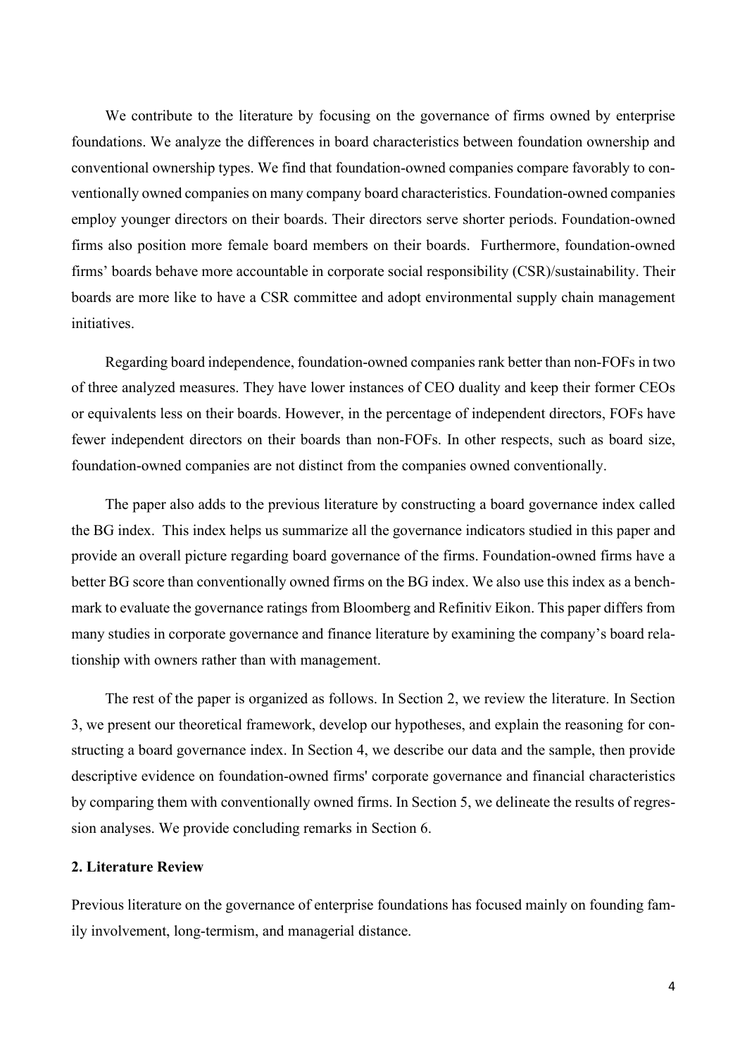We contribute to the literature by focusing on the governance of firms owned by enterprise foundations. We analyze the differences in board characteristics between foundation ownership and conventional ownership types. We find that foundation-owned companies compare favorably to conventionally owned companies on many company board characteristics. Foundation-owned companies employ younger directors on their boards. Their directors serve shorter periods. Foundation-owned firms also position more female board members on their boards. Furthermore, foundation-owned firms' boards behave more accountable in corporate social responsibility (CSR)/sustainability. Their boards are more like to have a CSR committee and adopt environmental supply chain management initiatives.

Regarding board independence, foundation-owned companies rank better than non-FOFs in two of three analyzed measures. They have lower instances of CEO duality and keep their former CEOs or equivalents less on their boards. However, in the percentage of independent directors, FOFs have fewer independent directors on their boards than non-FOFs. In other respects, such as board size, foundation-owned companies are not distinct from the companies owned conventionally.

The paper also adds to the previous literature by constructing a board governance index called the BG index. This index helps us summarize all the governance indicators studied in this paper and provide an overall picture regarding board governance of the firms. Foundation-owned firms have a better BG score than conventionally owned firms on the BG index. We also use this index as a benchmark to evaluate the governance ratings from Bloomberg and Refinitiv Eikon. This paper differs from many studies in corporate governance and finance literature by examining the company's board relationship with owners rather than with management.

The rest of the paper is organized as follows. In Section 2, we review the literature. In Section 3, we present our theoretical framework, develop our hypotheses, and explain the reasoning for constructing a board governance index. In Section 4, we describe our data and the sample, then provide descriptive evidence on foundation-owned firms' corporate governance and financial characteristics by comparing them with conventionally owned firms. In Section 5, we delineate the results of regression analyses. We provide concluding remarks in Section 6.

## 2. Literature Review

Previous literature on the governance of enterprise foundations has focused mainly on founding family involvement, long-termism, and managerial distance.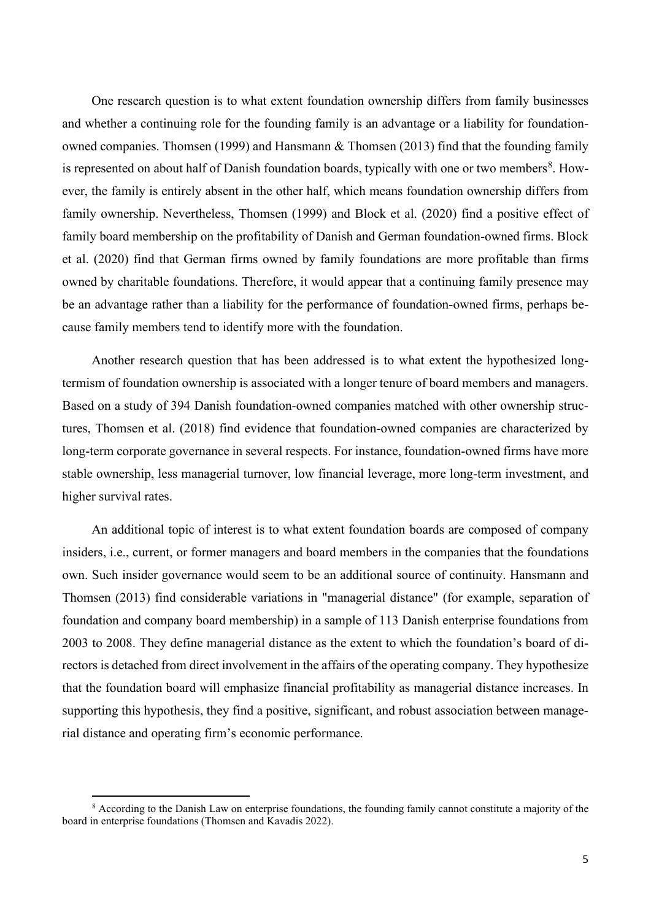One research question is to what extent foundation ownership differs from family businesses and whether a continuing role for the founding family is an advantage or a liability for foundation-owned companies. Thomsen (1999) and Hansmann & Thomsen (2013) find that the founding family is represented on about half of Danish foundation boards, typically with one or two members[8]. However, the family is entirely absent in the other half, which means foundation ownership differs from family ownership. Nevertheless, Thomsen (1999) and Block et al. (2020) find a positive effect of family board membership on the profitability of Danish and German foundation-owned firms. Block et al. (2020) find that German firms owned by family foundations are more profitable than firms owned by charitable foundations. Therefore, it would appear that a continuing family presence may be an advantage rather than a liability for the performance of foundation-owned firms, perhaps because family members tend to identify more with the foundation.

Another research question that has been addressed is to what extent the hypothesized long-termism of foundation ownership is associated with a longer tenure of board members and managers. Based on a study of 394 Danish foundation-owned companies matched with other ownership structures, Thomsen et al. (2018) find evidence that foundation-owned companies are characterized by long-term corporate governance in several respects. For instance, foundation-owned firms have more stable ownership, less managerial turnover, low financial leverage, more long-term investment, and higher survival rates.

An additional topic of interest is to what extent foundation boards are composed of company insiders, i.e., current, or former managers and board members in the companies that the foundations own. Such insider governance would seem to be an additional source of continuity. Hansmann and Thomsen (2013) find considerable variations in "managerial distance" (for example, separation of foundation and company board membership) in a sample of 113 Danish enterprise foundations from 2003 to 2008. They define managerial distance as the extent to which the foundation's board of directors is detached from direct involvement in the affairs of the operating company. They hypothesize that the foundation board will emphasize financial profitability as managerial distance increases. In supporting this hypothesis, they find a positive, significant, and robust association between managerial distance and operating firm's economic performance.

[8] According to the Danish Law on enterprise foundations, the founding family cannot constitute a majority of the board in enterprise foundations (Thomsen and Kavadis 2022).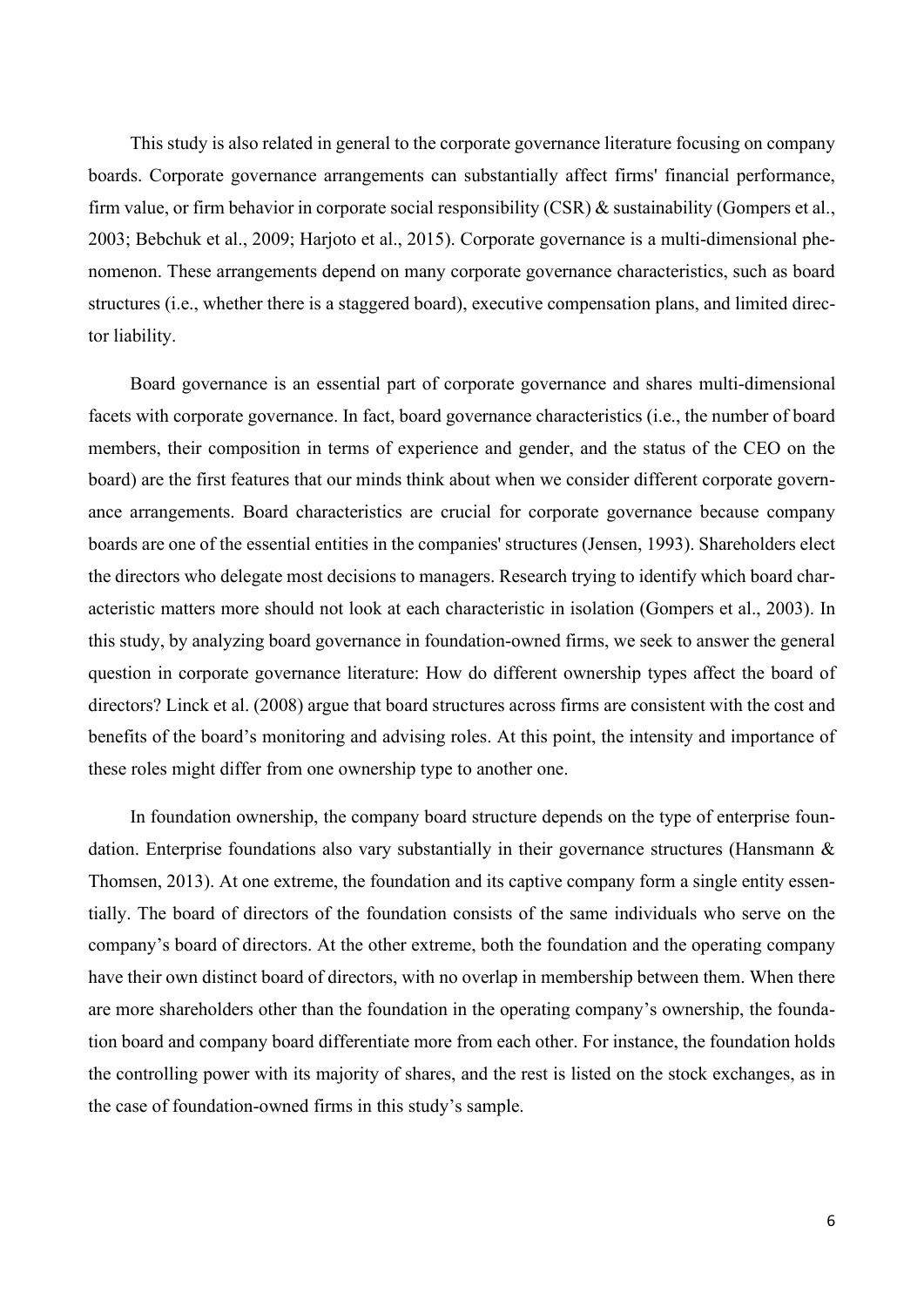This study is also related in general to the corporate governance literature focusing on company boards. Corporate governance arrangements can substantially affect firms' financial performance, firm value, or firm behavior in corporate social responsibility (CSR) & sustainability (Gompers et al., 2003; Bebchuk et al., 2009; Harjoto et al., 2015). Corporate governance is a multi-dimensional phenomenon. These arrangements depend on many corporate governance characteristics, such as board structures (i.e., whether there is a staggered board), executive compensation plans, and limited director liability.

Board governance is an essential part of corporate governance and shares multi-dimensional facets with corporate governance. In fact, board governance characteristics (i.e., the number of board members, their composition in terms of experience and gender, and the status of the CEO on the board) are the first features that our minds think about when we consider different corporate governance arrangements. Board characteristics are crucial for corporate governance because company boards are one of the essential entities in the companies' structures (Jensen, 1993). Shareholders elect the directors who delegate most decisions to managers. Research trying to identify which board characteristic matters more should not look at each characteristic in isolation (Gompers et al., 2003). In this study, by analyzing board governance in foundation-owned firms, we seek to answer the general question in corporate governance literature: How do different ownership types affect the board of directors? Linck et al. (2008) argue that board structures across firms are consistent with the cost and benefits of the board's monitoring and advising roles. At this point, the intensity and importance of these roles might differ from one ownership type to another one.

In foundation ownership, the company board structure depends on the type of enterprise foundation. Enterprise foundations also vary substantially in their governance structures (Hansmann & Thomsen, 2013). At one extreme, the foundation and its captive company form a single entity essentially. The board of directors of the foundation consists of the same individuals who serve on the company's board of directors. At the other extreme, both the foundation and the operating company have their own distinct board of directors, with no overlap in membership between them. When there are more shareholders other than the foundation in the operating company's ownership, the foundation board and company board differentiate more from each other. For instance, the foundation holds the controlling power with its majority of shares, and the rest is listed on the stock exchanges, as in the case of foundation-owned firms in this study's sample.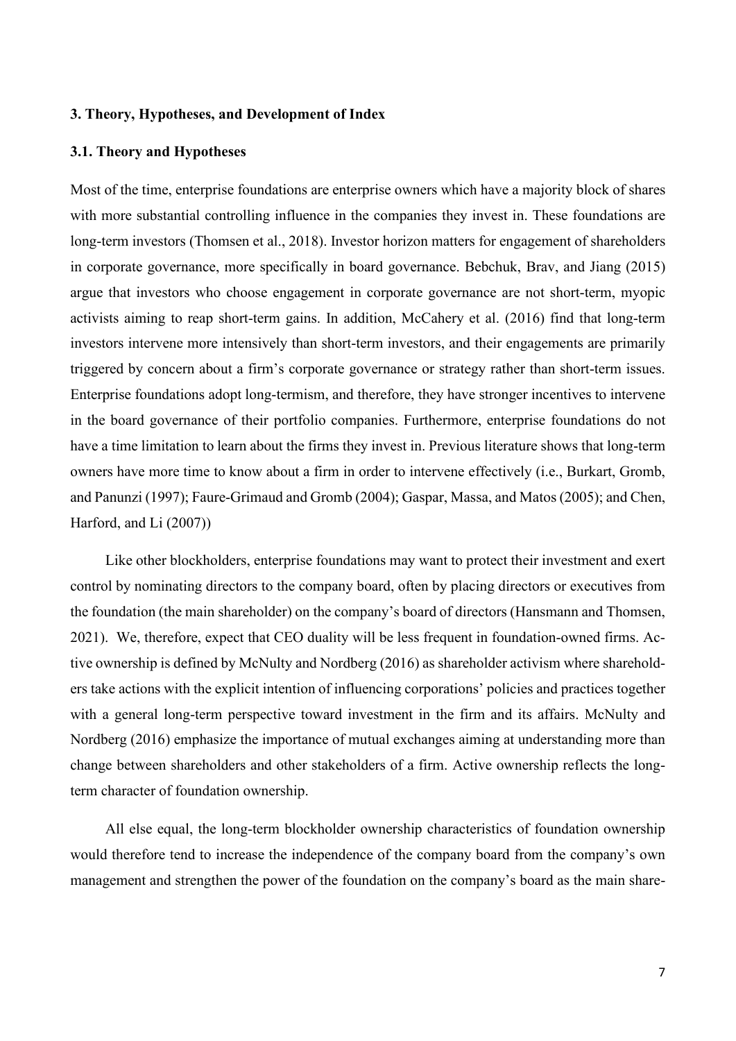### 3. Theory, Hypotheses, and Development of Index

### 3.1. Theory and Hypotheses

Most of the time, enterprise foundations are enterprise owners which have a majority block of shares with more substantial controlling influence in the companies they invest in. These foundations are long-term investors (Thomsen et al., 2018). Investor horizon matters for engagement of shareholders in corporate governance, more specifically in board governance. Bebchuk, Brav, and Jiang (2015) argue that investors who choose engagement in corporate governance are not short-term, myopic activists aiming to reap short-term gains. In addition, McCahery et al. (2016) find that long-term investors intervene more intensively than short-term investors, and their engagements are primarily triggered by concern about a firm's corporate governance or strategy rather than short-term issues. Enterprise foundations adopt long-termism, and therefore, they have stronger incentives to intervene in the board governance of their portfolio companies. Furthermore, enterprise foundations do not have a time limitation to learn about the firms they invest in. Previous literature shows that long-term owners have more time to know about a firm in order to intervene effectively (i.e., Burkart, Gromb, and Panunzi (1997); Faure-Grimaud and Gromb (2004); Gaspar, Massa, and Matos (2005); and Chen, Harford, and Li (2007))

Like other blockholders, enterprise foundations may want to protect their investment and exert control by nominating directors to the company board, often by placing directors or executives from the foundation (the main shareholder) on the company's board of directors (Hansmann and Thomsen, 2021). We, therefore, expect that CEO duality will be less frequent in foundation-owned firms. Active ownership is defined by McNulty and Nordberg (2016) as shareholder activism where shareholders take actions with the explicit intention of influencing corporations' policies and practices together with a general long-term perspective toward investment in the firm and its affairs. McNulty and Nordberg (2016) emphasize the importance of mutual exchanges aiming at understanding more than change between shareholders and other stakeholders of a firm. Active ownership reflects the long-term character of foundation ownership.

All else equal, the long-term blockholder ownership characteristics of foundation ownership would therefore tend to increase the independence of the company board from the company's own management and strengthen the power of the foundation on the company's board as the main share-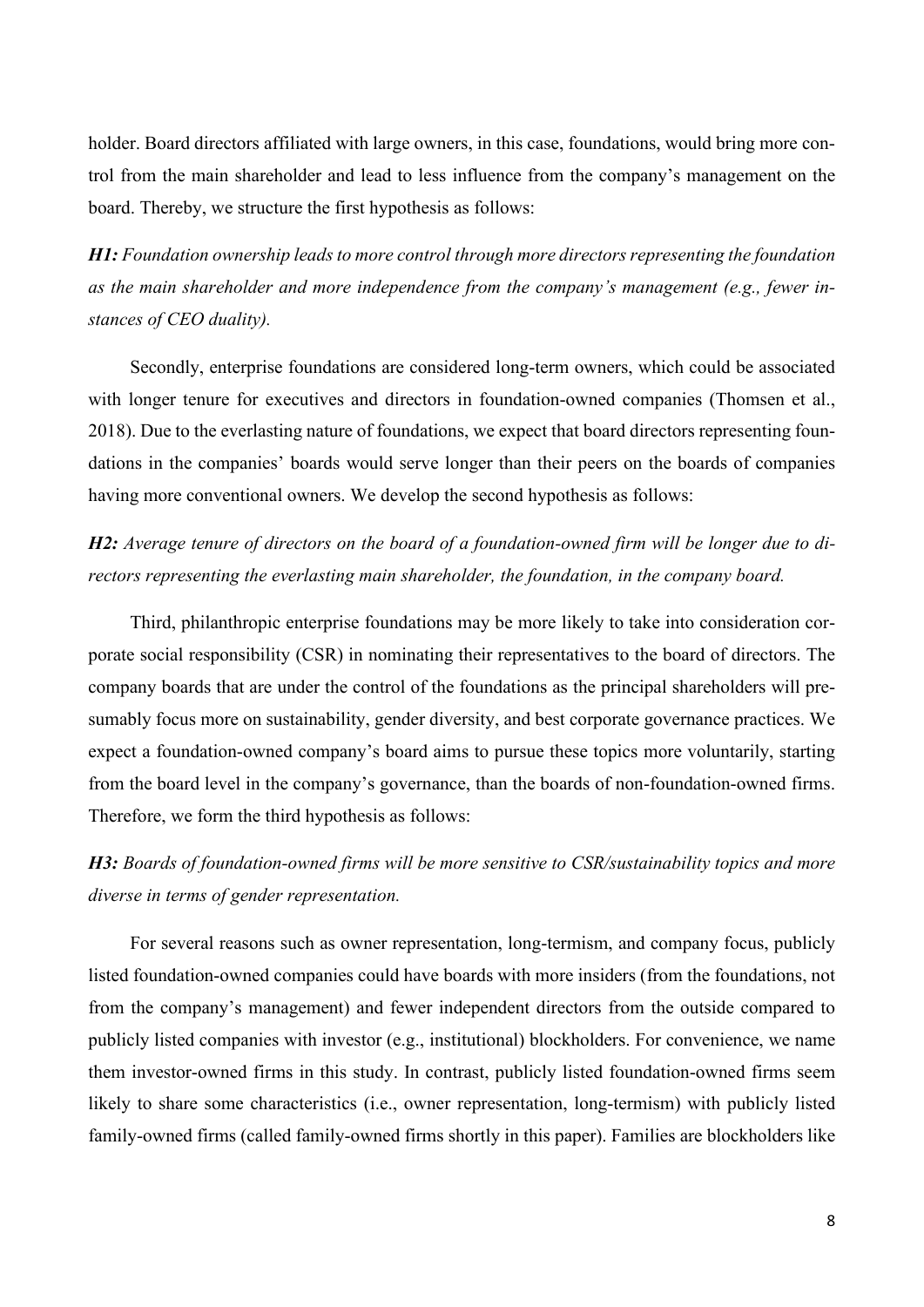holder. Board directors affiliated with large owners, in this case, foundations, would bring more control from the main shareholder and lead to less influence from the company's management on the board. Thereby, we structure the first hypothesis as follows:

***H1:*** *Foundation ownership leads to more control through more directors representing the foundation as the main shareholder and more independence from the company's management (e.g., fewer instances of CEO duality).*

Secondly, enterprise foundations are considered long-term owners, which could be associated with longer tenure for executives and directors in foundation-owned companies (Thomsen et al., 2018). Due to the everlasting nature of foundations, we expect that board directors representing foundations in the companies' boards would serve longer than their peers on the boards of companies having more conventional owners. We develop the second hypothesis as follows:

***H2:*** *Average tenure of directors on the board of a foundation-owned firm will be longer due to directors representing the everlasting main shareholder, the foundation, in the company board.*

Third, philanthropic enterprise foundations may be more likely to take into consideration corporate social responsibility (CSR) in nominating their representatives to the board of directors. The company boards that are under the control of the foundations as the principal shareholders will presumably focus more on sustainability, gender diversity, and best corporate governance practices. We expect a foundation-owned company's board aims to pursue these topics more voluntarily, starting from the board level in the company's governance, than the boards of non-foundation-owned firms. Therefore, we form the third hypothesis as follows:

***H3:*** *Boards of foundation-owned firms will be more sensitive to CSR/sustainability topics and more diverse in terms of gender representation.*

For several reasons such as owner representation, long-termism, and company focus, publicly listed foundation-owned companies could have boards with more insiders (from the foundations, not from the company's management) and fewer independent directors from the outside compared to publicly listed companies with investor (e.g., institutional) blockholders. For convenience, we name them investor-owned firms in this study. In contrast, publicly listed foundation-owned firms seem likely to share some characteristics (i.e., owner representation, long-termism) with publicly listed family-owned firms (called family-owned firms shortly in this paper). Families are blockholders like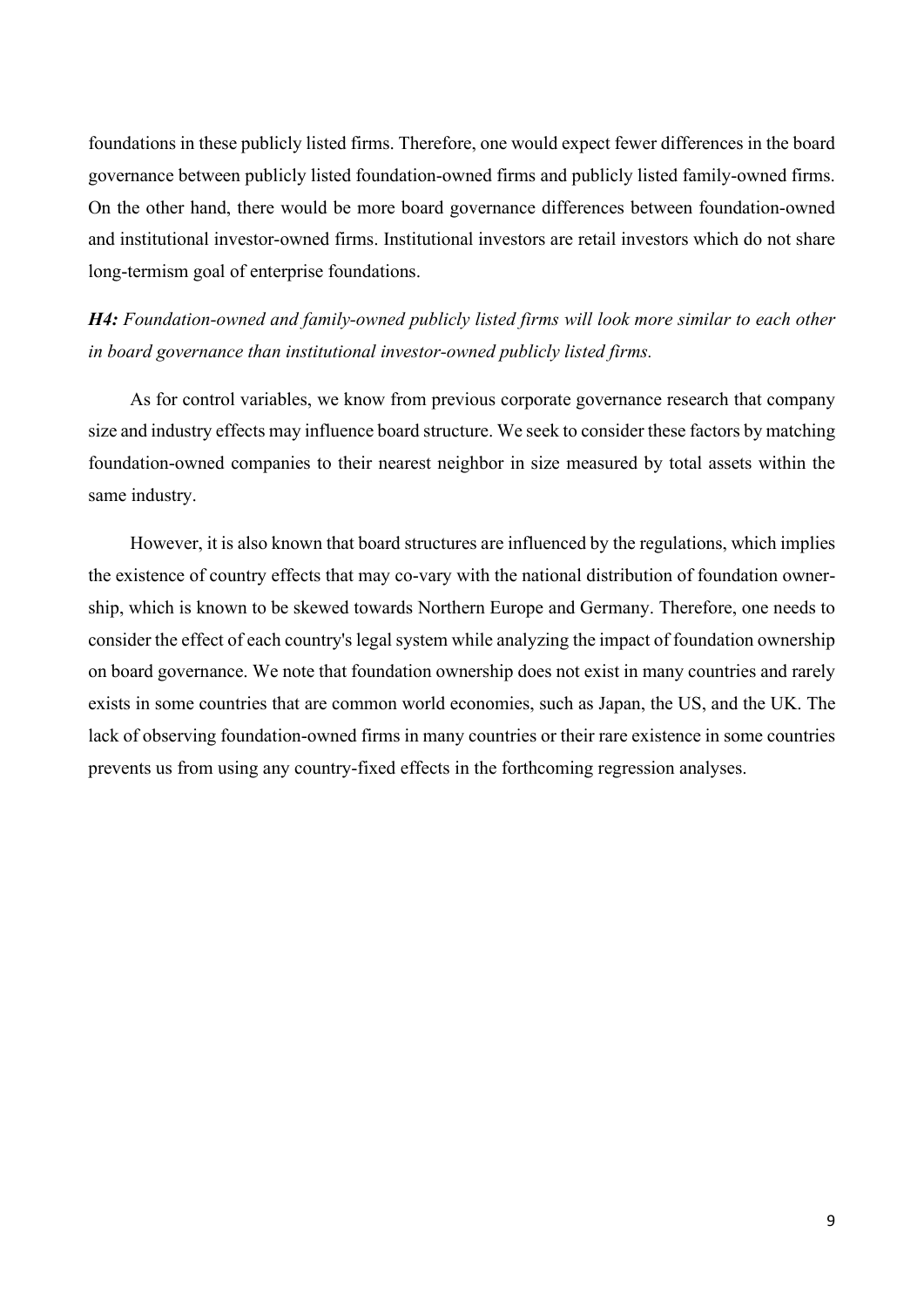foundations in these publicly listed firms. Therefore, one would expect fewer differences in the board governance between publicly listed foundation-owned firms and publicly listed family-owned firms. On the other hand, there would be more board governance differences between foundation-owned and institutional investor-owned firms. Institutional investors are retail investors which do not share long-termism goal of enterprise foundations.

***H4:*** *Foundation-owned and family-owned publicly listed firms will look more similar to each other in board governance than institutional investor-owned publicly listed firms.*

As for control variables, we know from previous corporate governance research that company size and industry effects may influence board structure. We seek to consider these factors by matching foundation-owned companies to their nearest neighbor in size measured by total assets within the same industry.

However, it is also known that board structures are influenced by the regulations, which implies the existence of country effects that may co-vary with the national distribution of foundation ownership, which is known to be skewed towards Northern Europe and Germany. Therefore, one needs to consider the effect of each country's legal system while analyzing the impact of foundation ownership on board governance. We note that foundation ownership does not exist in many countries and rarely exists in some countries that are common world economies, such as Japan, the US, and the UK. The lack of observing foundation-owned firms in many countries or their rare existence in some countries prevents us from using any country-fixed effects in the forthcoming regression analyses.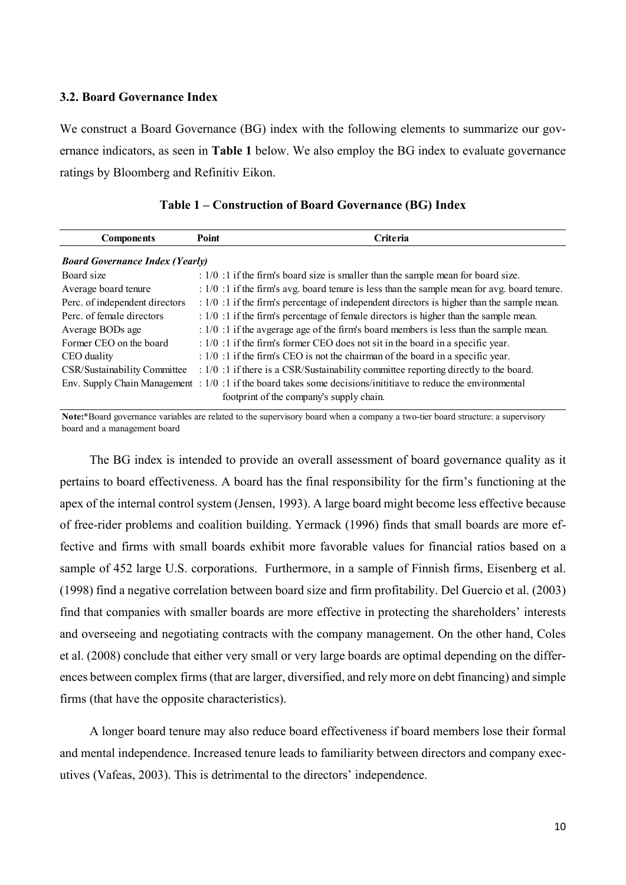### 3.2. Board Governance Index

We construct a Board Governance (BG) index with the following elements to summarize our governance indicators, as seen in **Table 1** below. We also employ the BG index to evaluate governance ratings by Bloomberg and Refinitiv Eikon.

**Table 1 – Construction of Board Governance (BG) Index**

| Components | Point | Criteria |
|---|---|---|
| ***Board Governance Index (Yearly)*** | | |
| Board size | : 1/0 | :1 if the firm's board size is smaller than the sample mean for board size. |
| Average board tenure | : 1/0 | :1 if the firm's avg. board tenure is less than the sample mean for avg. board tenure. |
| Perc. of independent directors | : 1/0 | :1 if the firm's percentage of independent directors is higher than the sample mean. |
| Perc. of female directors | : 1/0 | :1 if the firm's percentage of female directors is higher than the sample mean. |
| Average BODs age | : 1/0 | :1 if the avgerage age of the firm's board members is less than the sample mean. |
| Former CEO on the board | : 1/0 | :1 if the firm's former CEO does not sit in the board in a specific year. |
| CEO duality | : 1/0 | :1 if the firm's CEO is not the chairman of the board in a specific year. |
| CSR/Sustainability Committee | : 1/0 | :1 if there is a CSR/Sustainability committee reporting directly to the board. |
| Env. Supply Chain Management | : 1/0 | :1 if the board takes some decisions/inititiave to reduce the environmental footprint of the company's supply chain. |

**Note:***Board governance variables are related to the supervisory board when a company a two-tier board structure: a supervisory board and a management board

The BG index is intended to provide an overall assessment of board governance quality as it pertains to board effectiveness. A board has the final responsibility for the firm's functioning at the apex of the internal control system (Jensen, 1993). A large board might become less effective because of free-rider problems and coalition building. Yermack (1996) finds that small boards are more effective and firms with small boards exhibit more favorable values for financial ratios based on a sample of 452 large U.S. corporations. Furthermore, in a sample of Finnish firms, Eisenberg et al. (1998) find a negative correlation between board size and firm profitability. Del Guercio et al. (2003) find that companies with smaller boards are more effective in protecting the shareholders' interests and overseeing and negotiating contracts with the company management. On the other hand, Coles et al. (2008) conclude that either very small or very large boards are optimal depending on the differences between complex firms (that are larger, diversified, and rely more on debt financing) and simple firms (that have the opposite characteristics).

A longer board tenure may also reduce board effectiveness if board members lose their formal and mental independence. Increased tenure leads to familiarity between directors and company executives (Vafeas, 2003). This is detrimental to the directors' independence.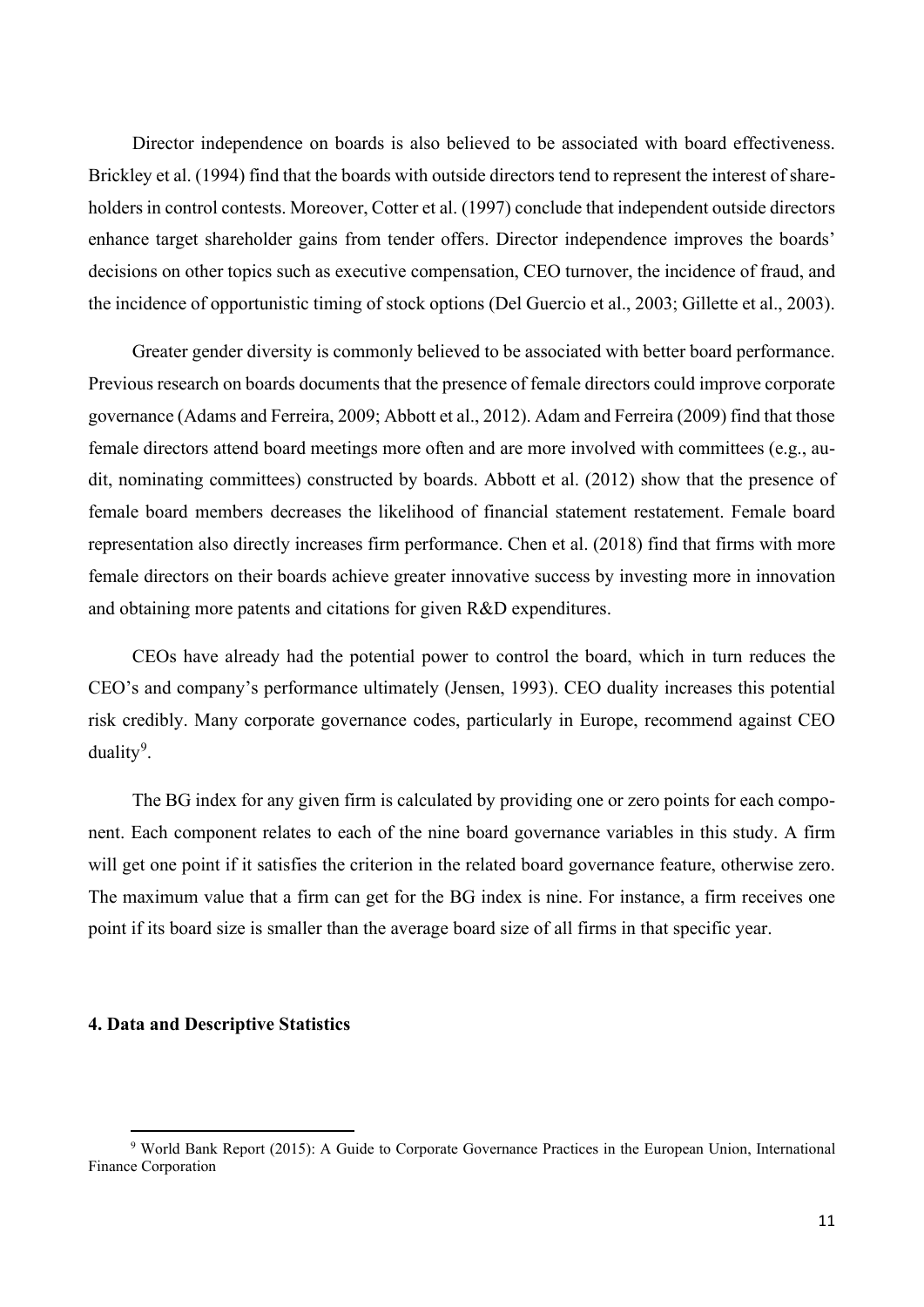Director independence on boards is also believed to be associated with board effectiveness. Brickley et al. (1994) find that the boards with outside directors tend to represent the interest of shareholders in control contests. Moreover, Cotter et al. (1997) conclude that independent outside directors enhance target shareholder gains from tender offers. Director independence improves the boards' decisions on other topics such as executive compensation, CEO turnover, the incidence of fraud, and the incidence of opportunistic timing of stock options (Del Guercio et al., 2003; Gillette et al., 2003).

Greater gender diversity is commonly believed to be associated with better board performance. Previous research on boards documents that the presence of female directors could improve corporate governance (Adams and Ferreira, 2009; Abbott et al., 2012). Adam and Ferreira (2009) find that those female directors attend board meetings more often and are more involved with committees (e.g., audit, nominating committees) constructed by boards. Abbott et al. (2012) show that the presence of female board members decreases the likelihood of financial statement restatement. Female board representation also directly increases firm performance. Chen et al. (2018) find that firms with more female directors on their boards achieve greater innovative success by investing more in innovation and obtaining more patents and citations for given R&D expenditures.

CEOs have already had the potential power to control the board, which in turn reduces the CEO's and company's performance ultimately (Jensen, 1993). CEO duality increases this potential risk credibly. Many corporate governance codes, particularly in Europe, recommend against CEO duality[9].

The BG index for any given firm is calculated by providing one or zero points for each component. Each component relates to each of the nine board governance variables in this study. A firm will get one point if it satisfies the criterion in the related board governance feature, otherwise zero. The maximum value that a firm can get for the BG index is nine. For instance, a firm receives one point if its board size is smaller than the average board size of all firms in that specific year.

#### 4. Data and Descriptive Statistics

[9] World Bank Report (2015): A Guide to Corporate Governance Practices in the European Union, International Finance Corporation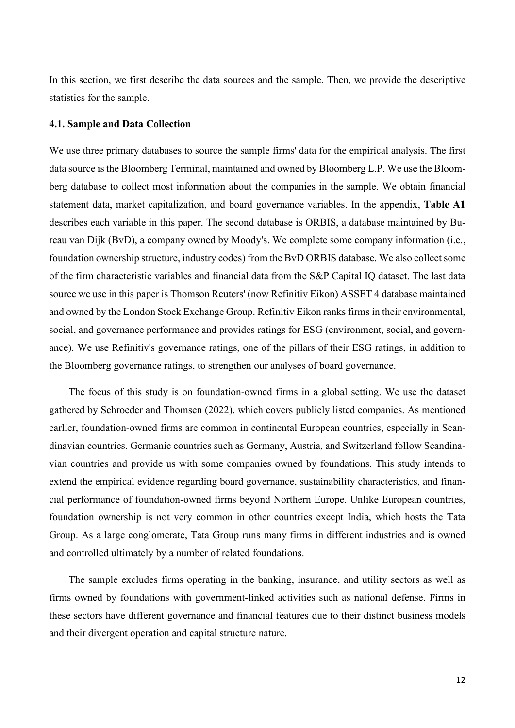In this section, we first describe the data sources and the sample. Then, we provide the descriptive statistics for the sample.

### 4.1. Sample and Data Collection

We use three primary databases to source the sample firms' data for the empirical analysis. The first data source is the Bloomberg Terminal, maintained and owned by Bloomberg L.P. We use the Bloomberg database to collect most information about the companies in the sample. We obtain financial statement data, market capitalization, and board governance variables. In the appendix, **Table A1** describes each variable in this paper. The second database is ORBIS, a database maintained by Bureau van Dijk (BvD), a company owned by Moody's. We complete some company information (i.e., foundation ownership structure, industry codes) from the BvD ORBIS database. We also collect some of the firm characteristic variables and financial data from the S&P Capital IQ dataset. The last data source we use in this paper is Thomson Reuters' (now Refinitiv Eikon) ASSET 4 database maintained and owned by the London Stock Exchange Group. Refinitiv Eikon ranks firms in their environmental, social, and governance performance and provides ratings for ESG (environment, social, and governance). We use Refinitiv's governance ratings, one of the pillars of their ESG ratings, in addition to the Bloomberg governance ratings, to strengthen our analyses of board governance.

The focus of this study is on foundation-owned firms in a global setting. We use the dataset gathered by Schroeder and Thomsen (2022), which covers publicly listed companies. As mentioned earlier, foundation-owned firms are common in continental European countries, especially in Scandinavian countries. Germanic countries such as Germany, Austria, and Switzerland follow Scandinavian countries and provide us with some companies owned by foundations. This study intends to extend the empirical evidence regarding board governance, sustainability characteristics, and financial performance of foundation-owned firms beyond Northern Europe. Unlike European countries, foundation ownership is not very common in other countries except India, which hosts the Tata Group. As a large conglomerate, Tata Group runs many firms in different industries and is owned and controlled ultimately by a number of related foundations.

The sample excludes firms operating in the banking, insurance, and utility sectors as well as firms owned by foundations with government-linked activities such as national defense. Firms in these sectors have different governance and financial features due to their distinct business models and their divergent operation and capital structure nature.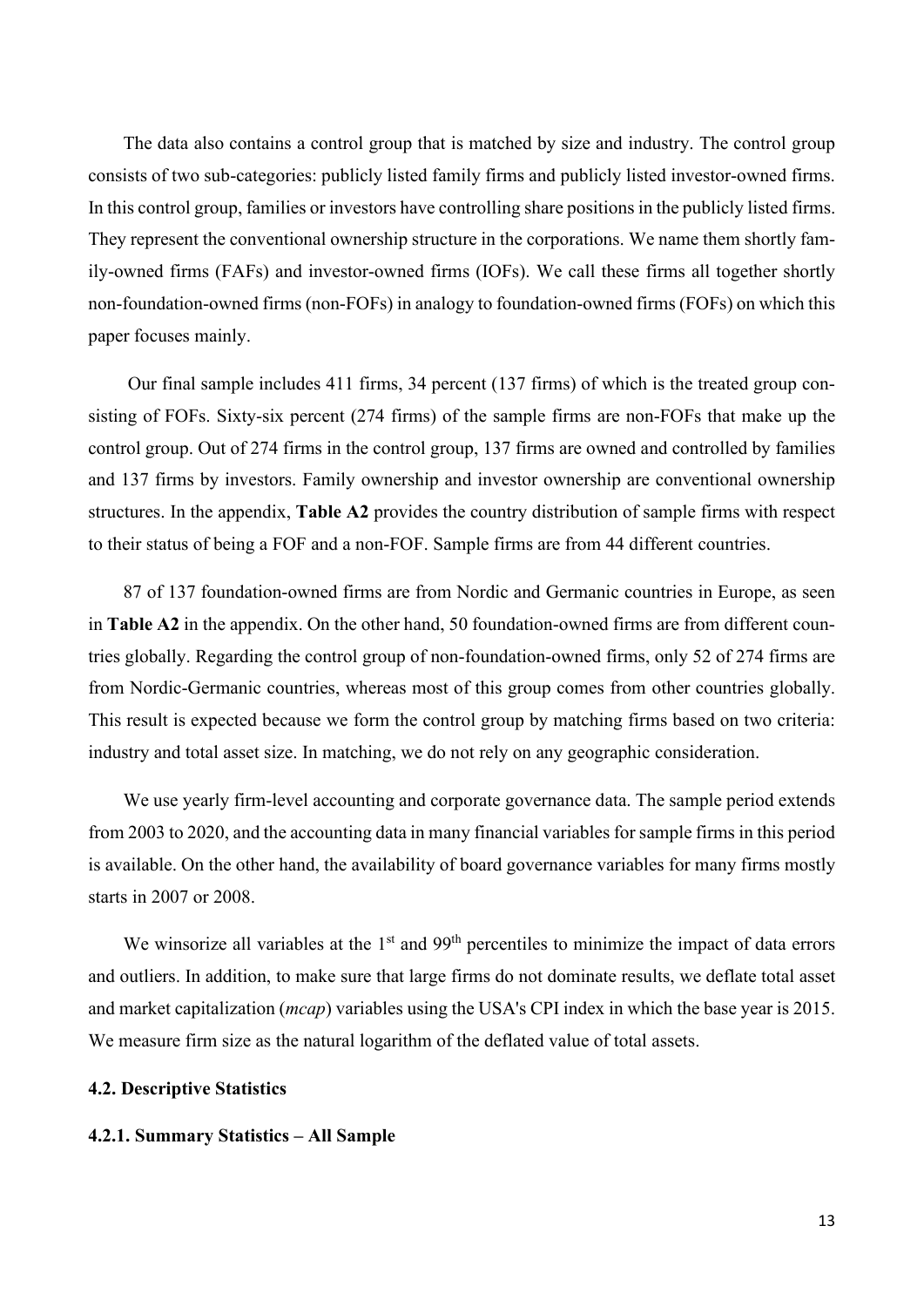The data also contains a control group that is matched by size and industry. The control group consists of two sub-categories: publicly listed family firms and publicly listed investor-owned firms. In this control group, families or investors have controlling share positions in the publicly listed firms. They represent the conventional ownership structure in the corporations. We name them shortly family-owned firms (FAFs) and investor-owned firms (IOFs). We call these firms all together shortly non-foundation-owned firms (non-FOFs) in analogy to foundation-owned firms (FOFs) on which this paper focuses mainly.

Our final sample includes 411 firms, 34 percent (137 firms) of which is the treated group consisting of FOFs. Sixty-six percent (274 firms) of the sample firms are non-FOFs that make up the control group. Out of 274 firms in the control group, 137 firms are owned and controlled by families and 137 firms by investors. Family ownership and investor ownership are conventional ownership structures. In the appendix, **Table A2** provides the country distribution of sample firms with respect to their status of being a FOF and a non-FOF. Sample firms are from 44 different countries.

87 of 137 foundation-owned firms are from Nordic and Germanic countries in Europe, as seen in **Table A2** in the appendix. On the other hand, 50 foundation-owned firms are from different countries globally. Regarding the control group of non-foundation-owned firms, only 52 of 274 firms are from Nordic-Germanic countries, whereas most of this group comes from other countries globally. This result is expected because we form the control group by matching firms based on two criteria: industry and total asset size. In matching, we do not rely on any geographic consideration.

We use yearly firm-level accounting and corporate governance data. The sample period extends from 2003 to 2020, and the accounting data in many financial variables for sample firms in this period is available. On the other hand, the availability of board governance variables for many firms mostly starts in 2007 or 2008.

We winsorize all variables at the 1st and 99th percentiles to minimize the impact of data errors and outliers. In addition, to make sure that large firms do not dominate results, we deflate total asset and market capitalization (*mcap*) variables using the USA's CPI index in which the base year is 2015. We measure firm size as the natural logarithm of the deflated value of total assets.

### 4.2. Descriptive Statistics

#### 4.2.1. Summary Statistics – All Sample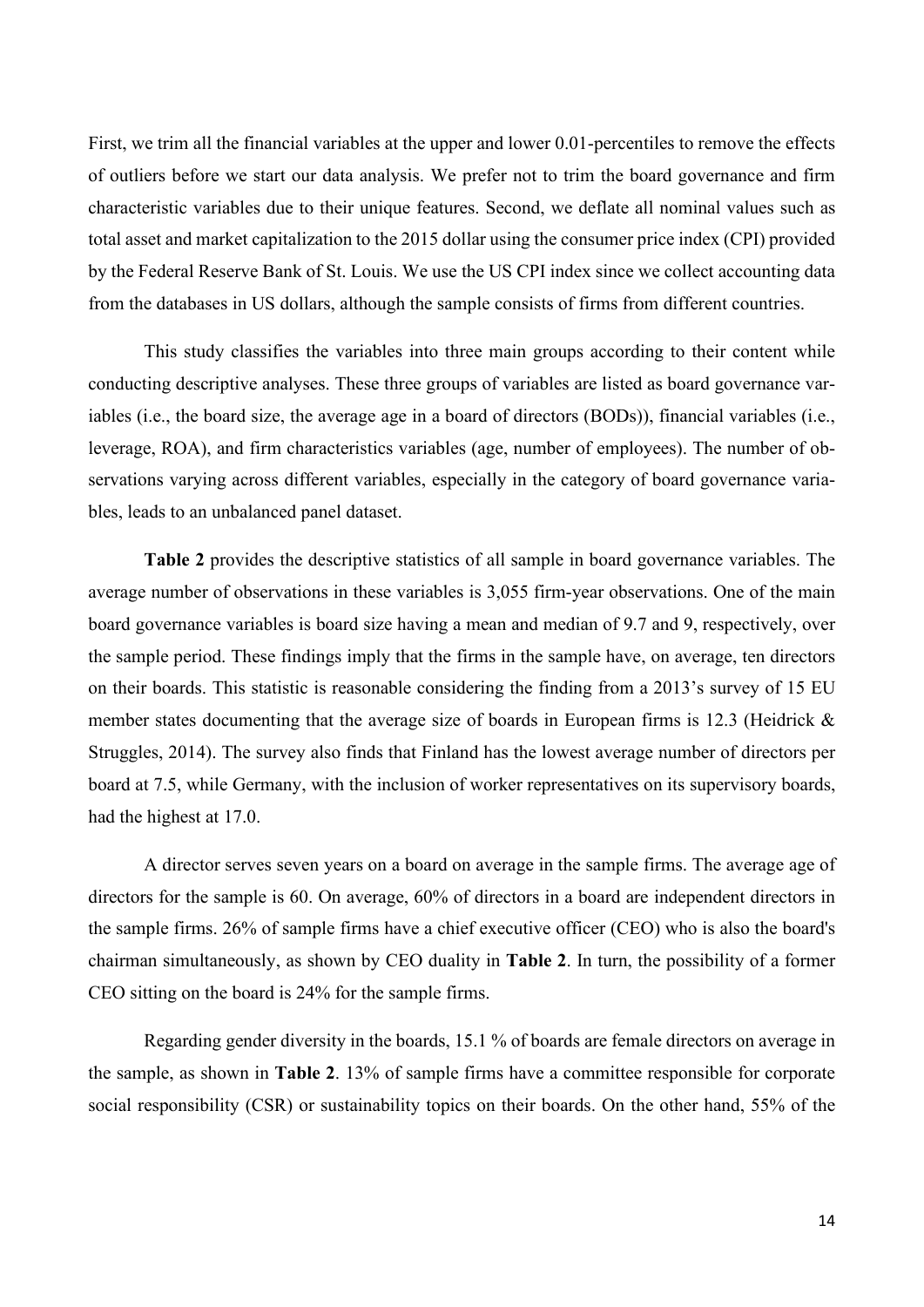First, we trim all the financial variables at the upper and lower 0.01-percentiles to remove the effects of outliers before we start our data analysis. We prefer not to trim the board governance and firm characteristic variables due to their unique features. Second, we deflate all nominal values such as total asset and market capitalization to the 2015 dollar using the consumer price index (CPI) provided by the Federal Reserve Bank of St. Louis. We use the US CPI index since we collect accounting data from the databases in US dollars, although the sample consists of firms from different countries.

This study classifies the variables into three main groups according to their content while conducting descriptive analyses. These three groups of variables are listed as board governance variables (i.e., the board size, the average age in a board of directors (BODs)), financial variables (i.e., leverage, ROA), and firm characteristics variables (age, number of employees). The number of observations varying across different variables, especially in the category of board governance variables, leads to an unbalanced panel dataset.

**Table 2** provides the descriptive statistics of all sample in board governance variables. The average number of observations in these variables is 3,055 firm-year observations. One of the main board governance variables is board size having a mean and median of 9.7 and 9, respectively, over the sample period. These findings imply that the firms in the sample have, on average, ten directors on their boards. This statistic is reasonable considering the finding from a 2013's survey of 15 EU member states documenting that the average size of boards in European firms is 12.3 (Heidrick & Struggles, 2014). The survey also finds that Finland has the lowest average number of directors per board at 7.5, while Germany, with the inclusion of worker representatives on its supervisory boards, had the highest at 17.0.

A director serves seven years on a board on average in the sample firms. The average age of directors for the sample is 60. On average, 60% of directors in a board are independent directors in the sample firms. 26% of sample firms have a chief executive officer (CEO) who is also the board's chairman simultaneously, as shown by CEO duality in **Table 2**. In turn, the possibility of a former CEO sitting on the board is 24% for the sample firms.

Regarding gender diversity in the boards, 15.1 % of boards are female directors on average in the sample, as shown in **Table 2**. 13% of sample firms have a committee responsible for corporate social responsibility (CSR) or sustainability topics on their boards. On the other hand, 55% of the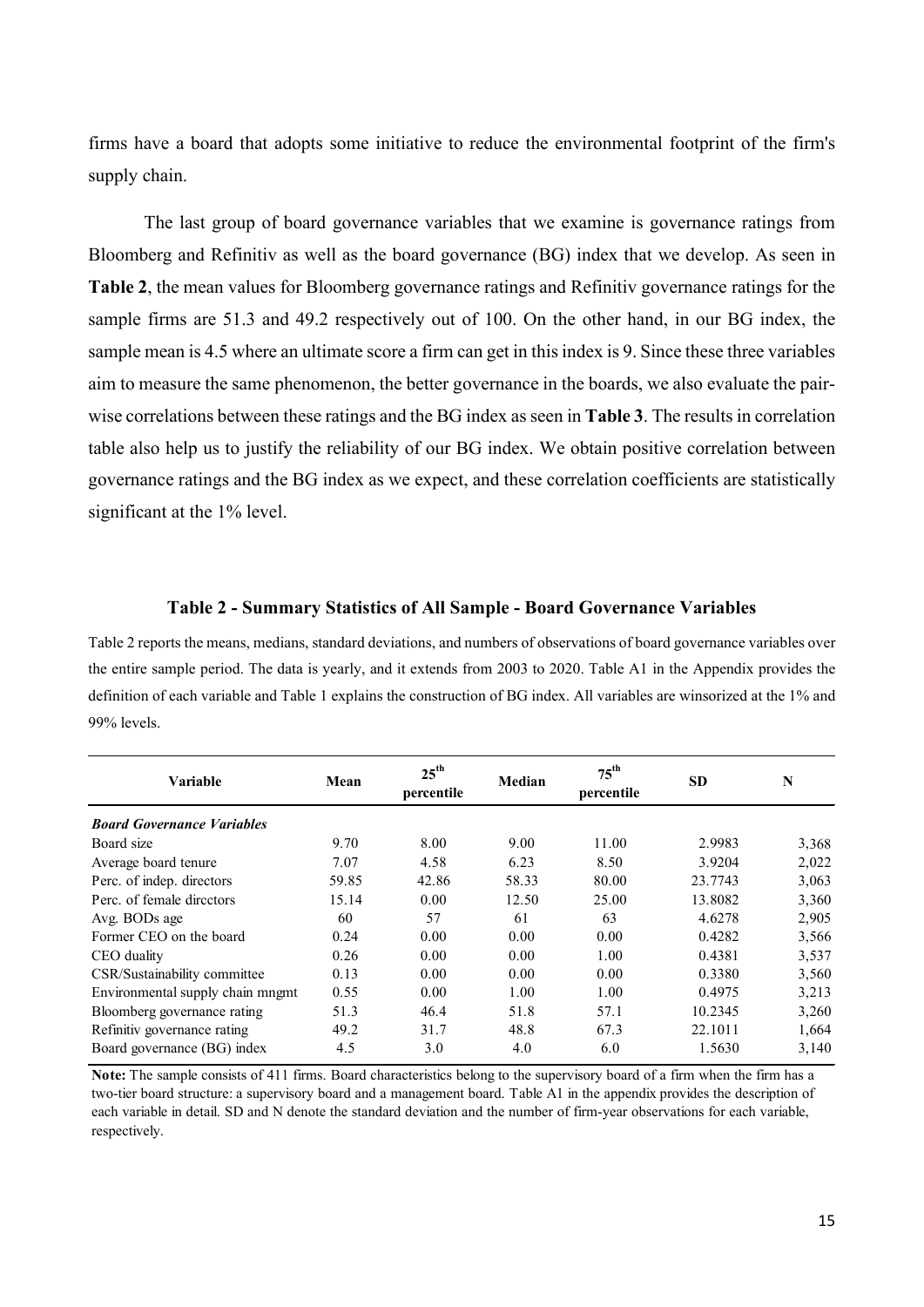firms have a board that adopts some initiative to reduce the environmental footprint of the firm's supply chain.

The last group of board governance variables that we examine is governance ratings from Bloomberg and Refinitiv as well as the board governance (BG) index that we develop. As seen in **Table 2**, the mean values for Bloomberg governance ratings and Refinitiv governance ratings for the sample firms are 51.3 and 49.2 respectively out of 100. On the other hand, in our BG index, the sample mean is 4.5 where an ultimate score a firm can get in this index is 9. Since these three variables aim to measure the same phenomenon, the better governance in the boards, we also evaluate the pair-wise correlations between these ratings and the BG index as seen in **Table 3**. The results in correlation table also help us to justify the reliability of our BG index. We obtain positive correlation between governance ratings and the BG index as we expect, and these correlation coefficients are statistically significant at the 1% level.

### Table 2 - Summary Statistics of All Sample - Board Governance Variables

Table 2 reports the means, medians, standard deviations, and numbers of observations of board governance variables over the entire sample period. The data is yearly, and it extends from 2003 to 2020. Table A1 in the Appendix provides the definition of each variable and Table 1 explains the construction of BG index. All variables are winsorized at the 1% and 99% levels.

| Variable | Mean | 25th percentile | Median | 75th percentile | SD | N |
|---|---|---|---|---|---|---|
| ***Board Governance Variables*** | | | | | | |
| Board size | 9.70 | 8.00 | 9.00 | 11.00 | 2.9983 | 3,368 |
| Average board tenure | 7.07 | 4.58 | 6.23 | 8.50 | 3.9204 | 2,022 |
| Perc. of indep. directors | 59.85 | 42.86 | 58.33 | 80.00 | 23.7743 | 3,063 |
| Perc. of female dircctors | 15.14 | 0.00 | 12.50 | 25.00 | 13.8082 | 3,360 |
| Avg. BODs age | 60 | 57 | 61 | 63 | 4.6278 | 2,905 |
| Former CEO on the board | 0.24 | 0.00 | 0.00 | 0.00 | 0.4282 | 3,566 |
| CEO duality | 0.26 | 0.00 | 0.00 | 1.00 | 0.4381 | 3,537 |
| CSR/Sustainability committee | 0.13 | 0.00 | 0.00 | 0.00 | 0.3380 | 3,560 |
| Environmental supply chain mngmt | 0.55 | 0.00 | 1.00 | 1.00 | 0.4975 | 3,213 |
| Bloomberg governance rating | 51.3 | 46.4 | 51.8 | 57.1 | 10.2345 | 3,260 |
| Refinitiv governance rating | 49.2 | 31.7 | 48.8 | 67.3 | 22.1011 | 1,664 |
| Board governance (BG) index | 4.5 | 3.0 | 4.0 | 6.0 | 1.5630 | 3,140 |

**Note:** The sample consists of 411 firms. Board characteristics belong to the supervisory board of a firm when the firm has a two-tier board structure: a supervisory board and a management board. Table A1 in the appendix provides the description of each variable in detail. SD and N denote the standard deviation and the number of firm-year observations for each variable, respectively.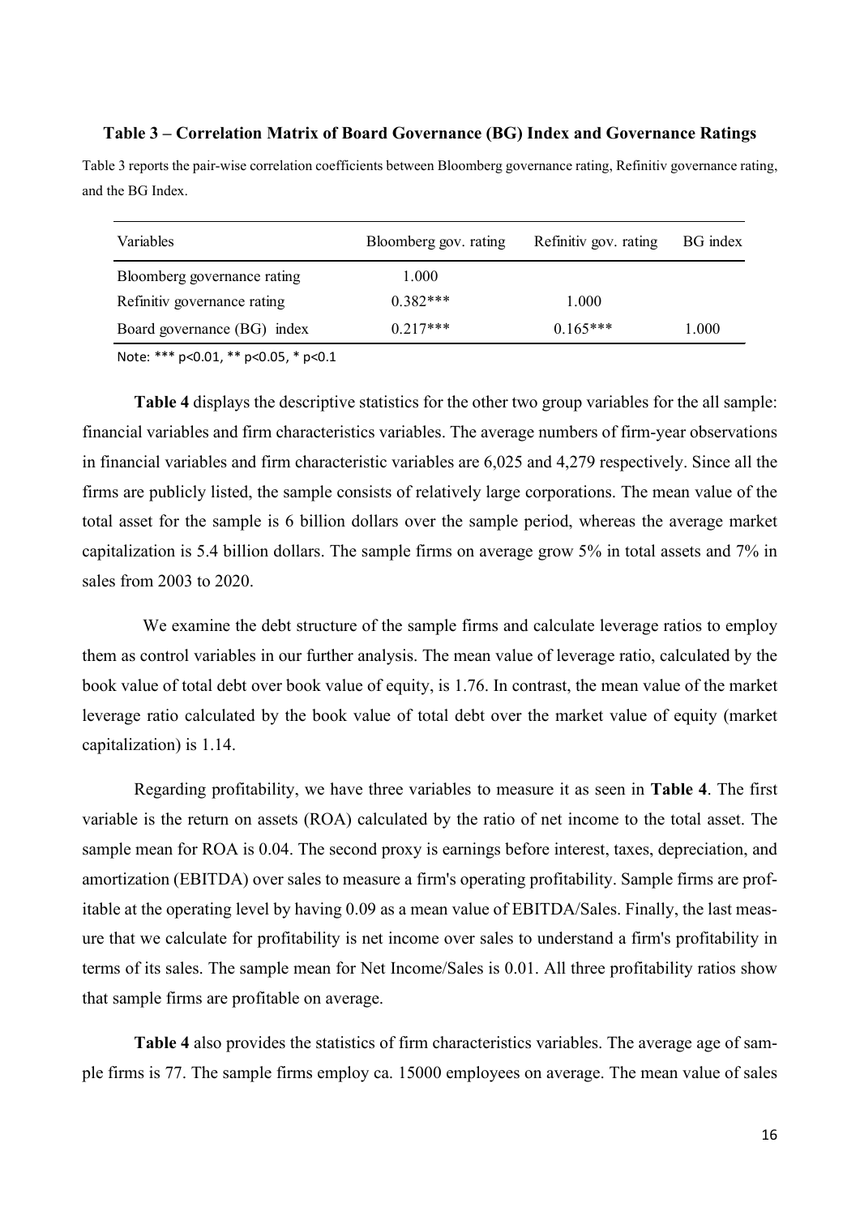**Table 3 – Correlation Matrix of Board Governance (BG) Index and Governance Ratings**

Table 3 reports the pair-wise correlation coefficients between Bloomberg governance rating, Refinitiv governance rating, and the BG Index.

| Variables | Bloomberg gov. rating | Refinitiv gov. rating | BG index |
|---|---|---|---|
| Bloomberg governance rating | 1.000 | | |
| Refinitiv governance rating | 0.382*** | 1.000 | |
| Board governance (BG) index | 0.217*** | 0.165*** | 1.000 |

Note: *** p<0.01, ** p<0.05, * p<0.1

**Table 4** displays the descriptive statistics for the other two group variables for the all sample: financial variables and firm characteristics variables. The average numbers of firm-year observations in financial variables and firm characteristic variables are 6,025 and 4,279 respectively. Since all the firms are publicly listed, the sample consists of relatively large corporations. The mean value of the total asset for the sample is 6 billion dollars over the sample period, whereas the average market capitalization is 5.4 billion dollars. The sample firms on average grow 5% in total assets and 7% in sales from 2003 to 2020.

We examine the debt structure of the sample firms and calculate leverage ratios to employ them as control variables in our further analysis. The mean value of leverage ratio, calculated by the book value of total debt over book value of equity, is 1.76. In contrast, the mean value of the market leverage ratio calculated by the book value of total debt over the market value of equity (market capitalization) is 1.14.

Regarding profitability, we have three variables to measure it as seen in **Table 4**. The first variable is the return on assets (ROA) calculated by the ratio of net income to the total asset. The sample mean for ROA is 0.04. The second proxy is earnings before interest, taxes, depreciation, and amortization (EBITDA) over sales to measure a firm's operating profitability. Sample firms are profitable at the operating level by having 0.09 as a mean value of EBITDA/Sales. Finally, the last measure that we calculate for profitability is net income over sales to understand a firm's profitability in terms of its sales. The sample mean for Net Income/Sales is 0.01. All three profitability ratios show that sample firms are profitable on average.

**Table 4** also provides the statistics of firm characteristics variables. The average age of sample firms is 77. The sample firms employ ca. 15000 employees on average. The mean value of sales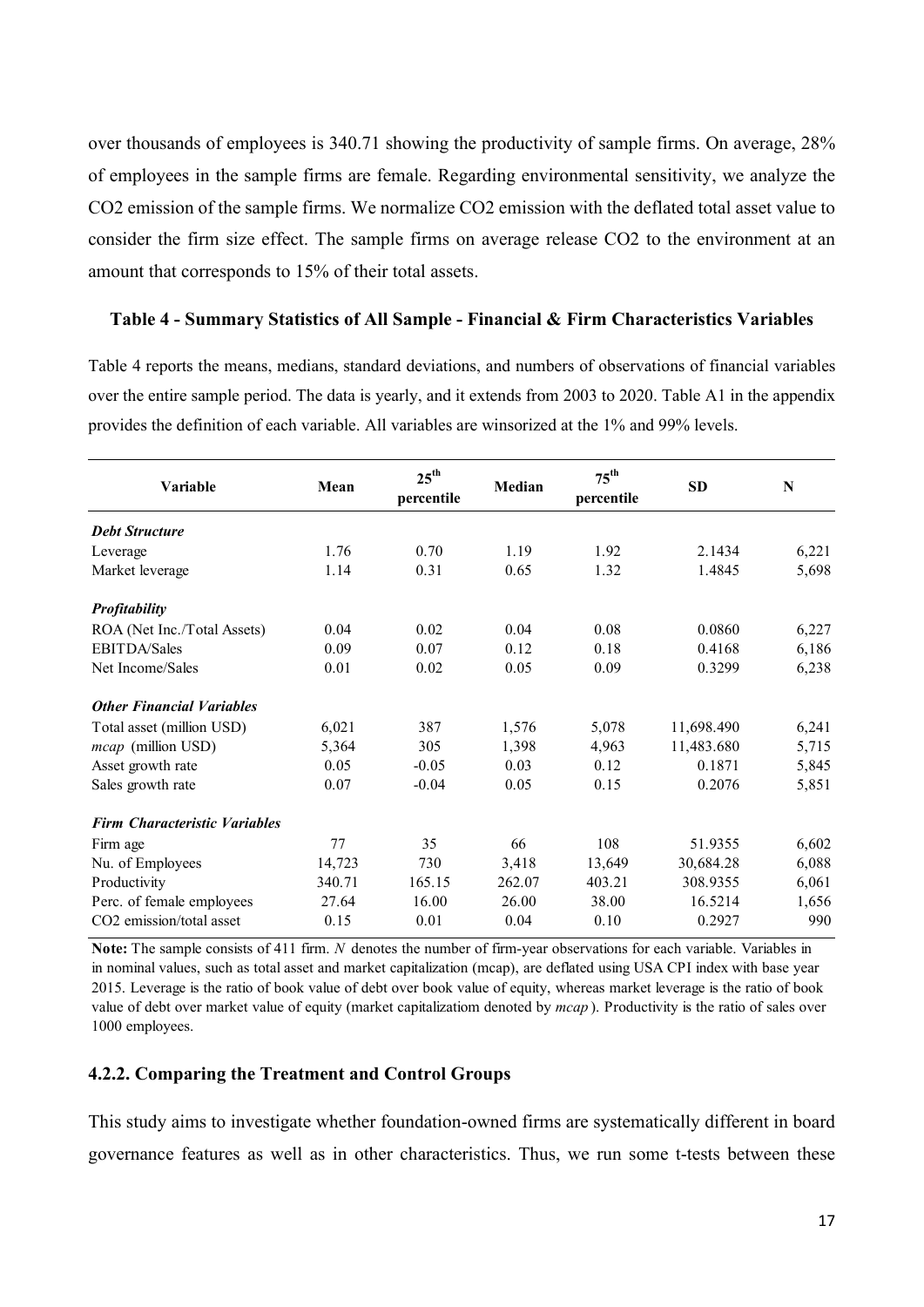over thousands of employees is 340.71 showing the productivity of sample firms. On average, 28% of employees in the sample firms are female. Regarding environmental sensitivity, we analyze the $CO_2$ emission of the sample firms. We normalize $CO_2$ emission with the deflated total asset value to consider the firm size effect. The sample firms on average release $CO_2$ to the environment at an amount that corresponds to 15% of their total assets.

**Table 4 - Summary Statistics of All Sample - Financial & Firm Characteristics Variables**

Table 4 reports the means, medians, standard deviations, and numbers of observations of financial variables over the entire sample period. The data is yearly, and it extends from 2003 to 2020. Table A1 in the appendix provides the definition of each variable. All variables are winsorized at the 1% and 99% levels.

| Variable | Mean | 25th percentile | Median | 75th percentile | SD | N |
|---|---|---|---|---|---|---|
| ***Debt Structure*** | | | | | | |
| Leverage | 1.76 | 0.70 | 1.19 | 1.92 | 2.1434 | 6,221 |
| Market leverage | 1.14 | 0.31 | 0.65 | 1.32 | 1.4845 | 5,698 |
| ***Profitability*** | | | | | | |
| ROA (Net Inc./Total Assets) | 0.04 | 0.02 | 0.04 | 0.08 | 0.0860 | 6,227 |
| EBITDA/Sales | 0.09 | 0.07 | 0.12 | 0.18 | 0.4168 | 6,186 |
| Net Income/Sales | 0.01 | 0.02 | 0.05 | 0.09 | 0.3299 | 6,238 |
| ***Other Financial Variables*** | | | | | | |
| Total asset (million USD) | 6,021 | 387 | 1,576 | 5,078 | 11,698.490 | 6,241 |
| *mcap* (million USD) | 5,364 | 305 | 1,398 | 4,963 | 11,483.680 | 5,715 |
| Asset growth rate | 0.05 | -0.05 | 0.03 | 0.12 | 0.1871 | 5,845 |
| Sales growth rate | 0.07 | -0.04 | 0.05 | 0.15 | 0.2076 | 5,851 |
| ***Firm Characteristic Variables*** | | | | | | |
| Firm age | 77 | 35 | 66 | 108 | 51.9355 | 6,602 |
| Nu. of Employees | 14,723 | 730 | 3,418 | 13,649 | 30,684.28 | 6,088 |
| Productivity | 340.71 | 165.15 | 262.07 | 403.21 | 308.9355 | 6,061 |
| Perc. of female employees | 27.64 | 16.00 | 26.00 | 38.00 | 16.5214 | 1,656 |
| $CO_2$ emission/total asset | 0.15 | 0.01 | 0.04 | 0.10 | 0.2927 | 990 |

**Note:** The sample consists of 411 firm. *N* denotes the number of firm-year observations for each variable. Variables in in nominal values, such as total asset and market capitalization (mcap), are deflated using USA CPI index with base year 2015. Leverage is the ratio of book value of debt over book value of equity, whereas market leverage is the ratio of book value of debt over market value of equity (market capitalizatiom denoted by *mcap*). Productivity is the ratio of sales over 1000 employees.

### 4.2.2. Comparing the Treatment and Control Groups

This study aims to investigate whether foundation-owned firms are systematically different in board governance features as well as in other characteristics. Thus, we run some t-tests between these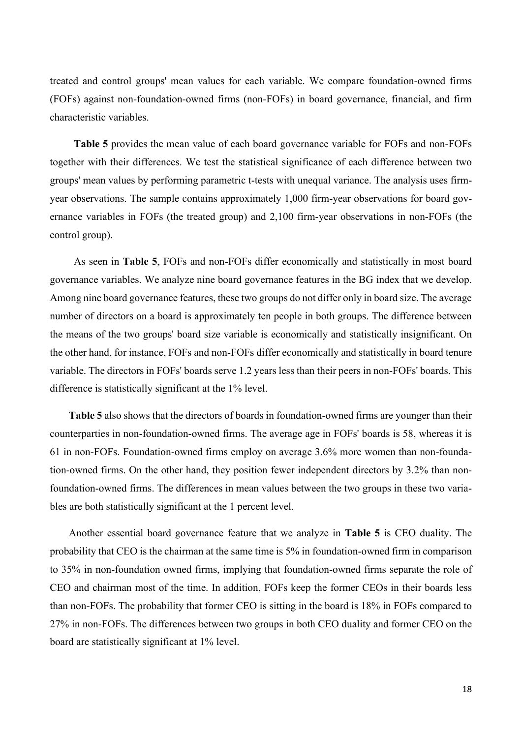treated and control groups' mean values for each variable. We compare foundation-owned firms (FOFs) against non-foundation-owned firms (non-FOFs) in board governance, financial, and firm characteristic variables.

**Table 5** provides the mean value of each board governance variable for FOFs and non-FOFs together with their differences. We test the statistical significance of each difference between two groups' mean values by performing parametric t-tests with unequal variance. The analysis uses firm-year observations. The sample contains approximately 1,000 firm-year observations for board governance variables in FOFs (the treated group) and 2,100 firm-year observations in non-FOFs (the control group).

As seen in **Table 5**, FOFs and non-FOFs differ economically and statistically in most board governance variables. We analyze nine board governance features in the BG index that we develop. Among nine board governance features, these two groups do not differ only in board size. The average number of directors on a board is approximately ten people in both groups. The difference between the means of the two groups' board size variable is economically and statistically insignificant. On the other hand, for instance, FOFs and non-FOFs differ economically and statistically in board tenure variable. The directors in FOFs' boards serve 1.2 years less than their peers in non-FOFs' boards. This difference is statistically significant at the 1% level.

**Table 5** also shows that the directors of boards in foundation-owned firms are younger than their counterparties in non-foundation-owned firms. The average age in FOFs' boards is 58, whereas it is 61 in non-FOFs. Foundation-owned firms employ on average 3.6% more women than non-foundation-owned firms. On the other hand, they position fewer independent directors by 3.2% than non-foundation-owned firms. The differences in mean values between the two groups in these two variables are both statistically significant at the 1 percent level.

Another essential board governance feature that we analyze in **Table 5** is CEO duality. The probability that CEO is the chairman at the same time is 5% in foundation-owned firm in comparison to 35% in non-foundation owned firms, implying that foundation-owned firms separate the role of CEO and chairman most of the time. In addition, FOFs keep the former CEOs in their boards less than non-FOFs. The probability that former CEO is sitting in the board is 18% in FOFs compared to 27% in non-FOFs. The differences between two groups in both CEO duality and former CEO on the board are statistically significant at 1% level.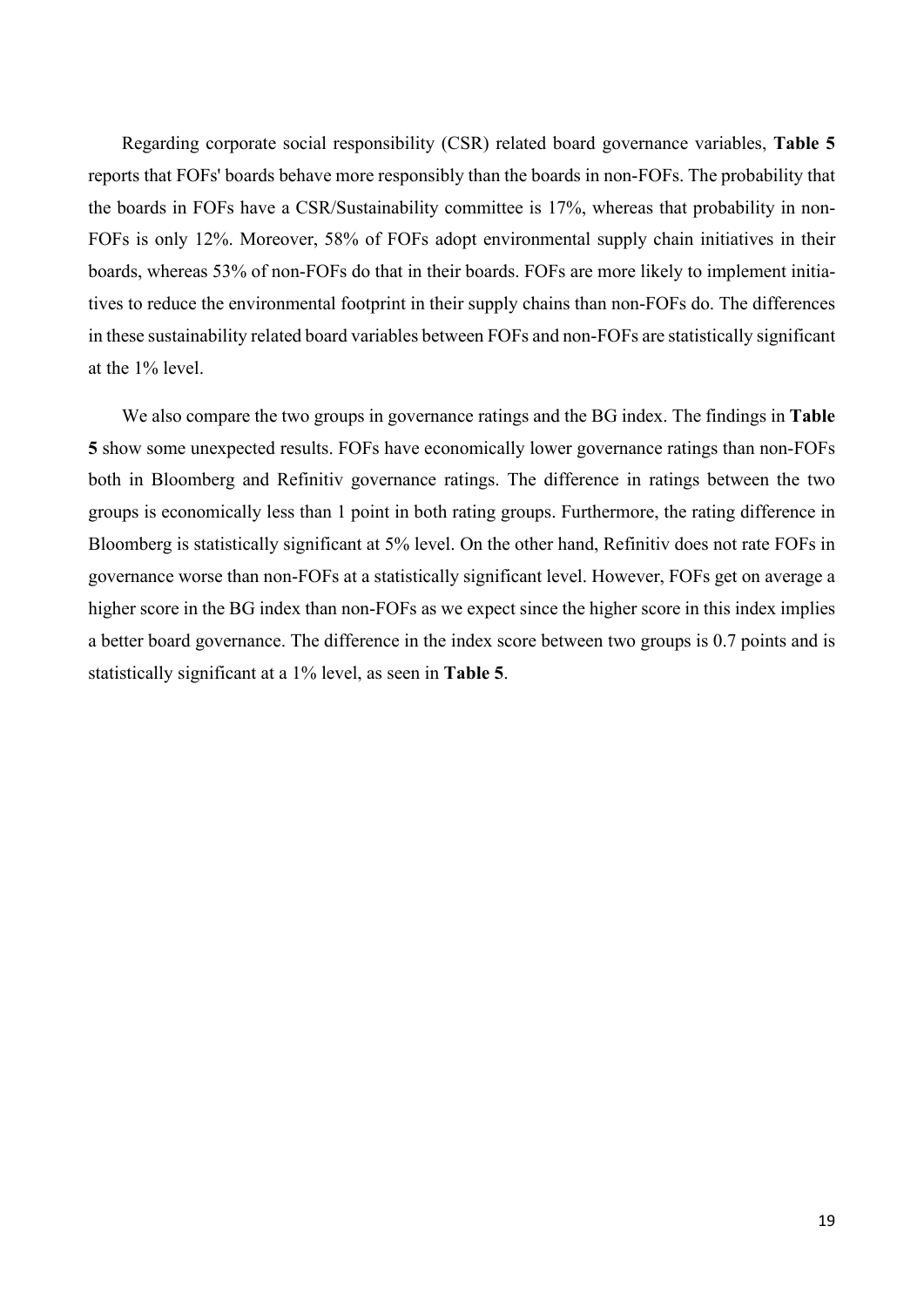Regarding corporate social responsibility (CSR) related board governance variables, **Table 5** reports that FOFs' boards behave more responsibly than the boards in non-FOFs. The probability that the boards in FOFs have a CSR/Sustainability committee is 17%, whereas that probability in non-FOFs is only 12%. Moreover, 58% of FOFs adopt environmental supply chain initiatives in their boards, whereas 53% of non-FOFs do that in their boards. FOFs are more likely to implement initiatives to reduce the environmental footprint in their supply chains than non-FOFs do. The differences in these sustainability related board variables between FOFs and non-FOFs are statistically significant at the 1% level.

We also compare the two groups in governance ratings and the BG index. The findings in **Table 5** show some unexpected results. FOFs have economically lower governance ratings than non-FOFs both in Bloomberg and Refinitiv governance ratings. The difference in ratings between the two groups is economically less than 1 point in both rating groups. Furthermore, the rating difference in Bloomberg is statistically significant at 5% level. On the other hand, Refinitiv does not rate FOFs in governance worse than non-FOFs at a statistically significant level. However, FOFs get on average a higher score in the BG index than non-FOFs as we expect since the higher score in this index implies a better board governance. The difference in the index score between two groups is 0.7 points and is statistically significant at a 1% level, as seen in **Table 5**.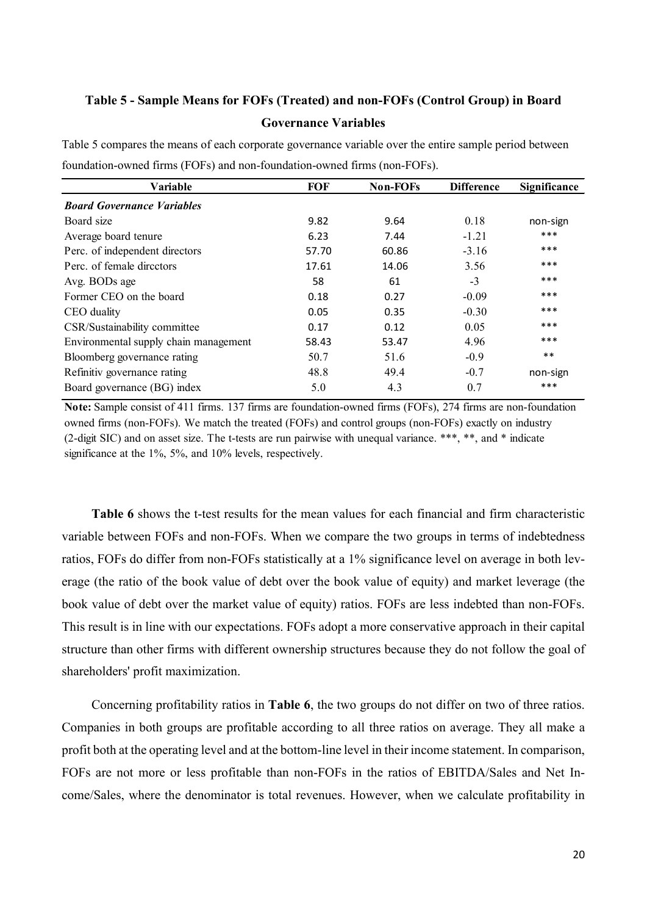**Table 5 - Sample Means for FOFs (Treated) and non-FOFs (Control Group) in Board Governance Variables**

Table 5 compares the means of each corporate governance variable over the entire sample period between foundation-owned firms (FOFs) and non-foundation-owned firms (non-FOFs).

| Variable | FOF | Non-FOFs | Difference | Significance |
|---|---|---|---|---|
| ***Board Governance Variables*** | | | | |
| Board size | 9.82 | 9.64 | 0.18 | non-sign |
| Average board tenure | 6.23 | 7.44 | -1.21 | *** |
| Perc. of independent directors | 57.70 | 60.86 | -3.16 | *** |
| Perc. of female dircctors | 17.61 | 14.06 | 3.56 | *** |
| Avg. BODs age | 58 | 61 | -3 | *** |
| Former CEO on the board | 0.18 | 0.27 | -0.09 | *** |
| CEO duality | 0.05 | 0.35 | -0.30 | *** |
| CSR/Sustainability committee | 0.17 | 0.12 | 0.05 | *** |
| Environmental supply chain management | 58.43 | 53.47 | 4.96 | *** |
| Bloomberg governance rating | 50.7 | 51.6 | -0.9 | ** |
| Refinitiv governance rating | 48.8 | 49.4 | -0.7 | non-sign |
| Board governance (BG) index | 5.0 | 4.3 | 0.7 | *** |

**Note:** Sample consist of 411 firms. 137 firms are foundation-owned firms (FOFs), 274 firms are non-foundation owned firms (non-FOFs). We match the treated (FOFs) and control groups (non-FOFs) exactly on industry (2-digit SIC) and on asset size. The t-tests are run pairwise with unequal variance. ***, **, and * indicate significance at the 1%, 5%, and 10% levels, respectively.

**Table 6** shows the t-test results for the mean values for each financial and firm characteristic variable between FOFs and non-FOFs. When we compare the two groups in terms of indebtedness ratios, FOFs do differ from non-FOFs statistically at a 1% significance level on average in both leverage (the ratio of the book value of debt over the book value of equity) and market leverage (the book value of debt over the market value of equity) ratios. FOFs are less indebted than non-FOFs. This result is in line with our expectations. FOFs adopt a more conservative approach in their capital structure than other firms with different ownership structures because they do not follow the goal of shareholders' profit maximization.

Concerning profitability ratios in **Table 6**, the two groups do not differ on two of three ratios. Companies in both groups are profitable according to all three ratios on average. They all make a profit both at the operating level and at the bottom-line level in their income statement. In comparison, FOFs are not more or less profitable than non-FOFs in the ratios of EBITDA/Sales and Net Income/Sales, where the denominator is total revenues. However, when we calculate profitability in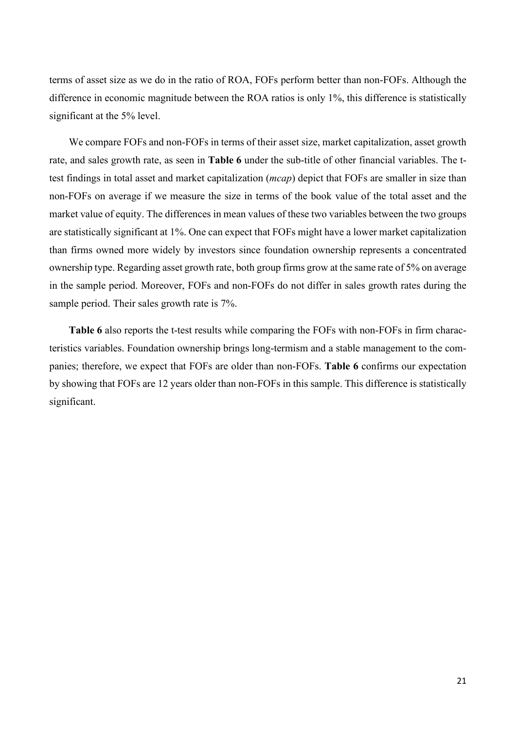terms of asset size as we do in the ratio of ROA, FOFs perform better than non-FOFs. Although the difference in economic magnitude between the ROA ratios is only 1%, this difference is statistically significant at the 5% level.

We compare FOFs and non-FOFs in terms of their asset size, market capitalization, asset growth rate, and sales growth rate, as seen in **Table 6** under the sub-title of other financial variables. The t-test findings in total asset and market capitalization (*mcap*) depict that FOFs are smaller in size than non-FOFs on average if we measure the size in terms of the book value of the total asset and the market value of equity. The differences in mean values of these two variables between the two groups are statistically significant at 1%. One can expect that FOFs might have a lower market capitalization than firms owned more widely by investors since foundation ownership represents a concentrated ownership type. Regarding asset growth rate, both group firms grow at the same rate of 5% on average in the sample period. Moreover, FOFs and non-FOFs do not differ in sales growth rates during the sample period. Their sales growth rate is 7%.

**Table 6** also reports the t-test results while comparing the FOFs with non-FOFs in firm characteristics variables. Foundation ownership brings long-termism and a stable management to the companies; therefore, we expect that FOFs are older than non-FOFs. **Table 6** confirms our expectation by showing that FOFs are 12 years older than non-FOFs in this sample. This difference is statistically significant.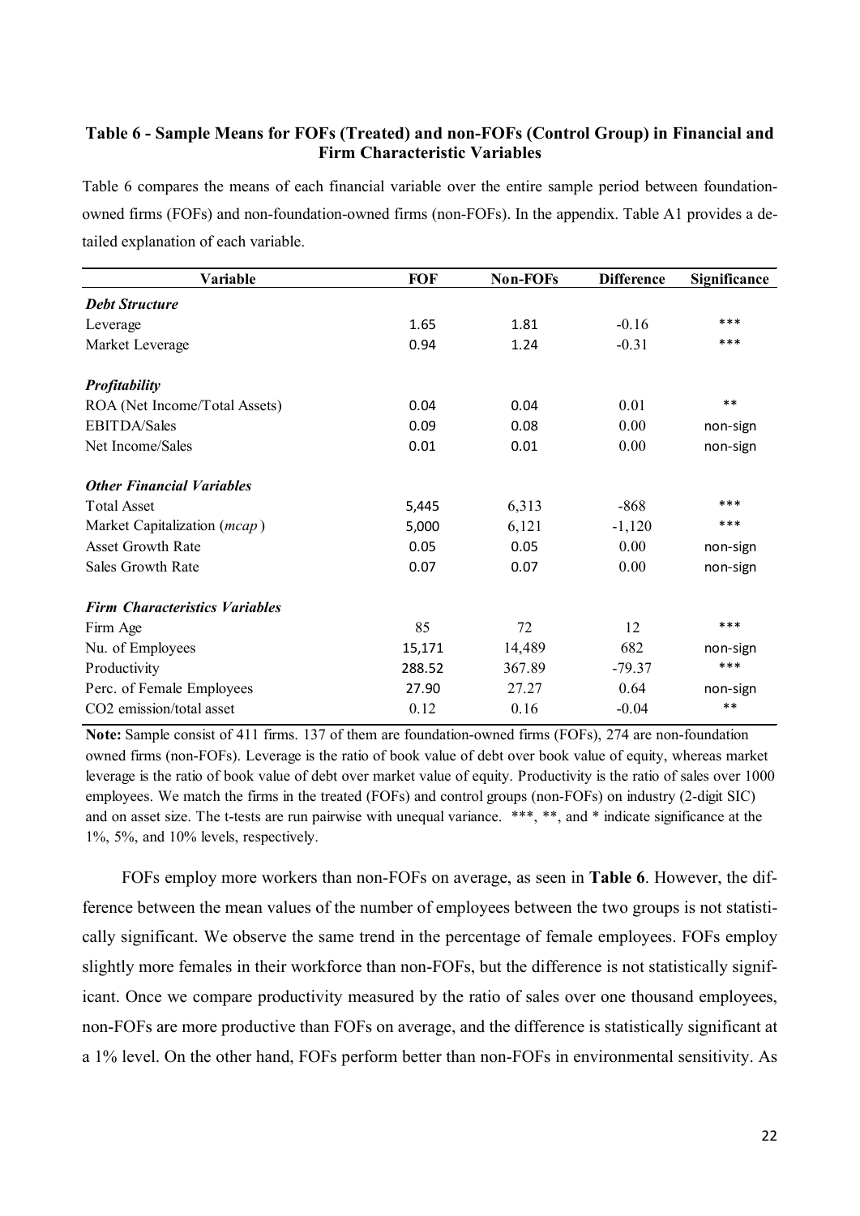**Table 6 - Sample Means for FOFs (Treated) and non-FOFs (Control Group) in Financial and Firm Characteristic Variables**

Table 6 compares the means of each financial variable over the entire sample period between foundation-owned firms (FOFs) and non-foundation-owned firms (non-FOFs). In the appendix. Table A1 provides a detailed explanation of each variable.

| Variable | FOF | Non-FOFs | Difference | Significance |
|---|---|---|---|---|
| ***Debt Structure*** | | | | |
| Leverage | 1.65 | 1.81 | -0.16 | *** |
| Market Leverage | 0.94 | 1.24 | -0.31 | *** |
| ***Profitability*** | | | | |
| ROA (Net Income/Total Assets) | 0.04 | 0.04 | 0.01 | ** |
| EBITDA/Sales | 0.09 | 0.08 | 0.00 | non-sign |
| Net Income/Sales | 0.01 | 0.01 | 0.00 | non-sign |
| ***Other Financial Variables*** | | | | |
| Total Asset | 5,445 | 6,313 | -868 | *** |
| Market Capitalization (*mcap*) | 5,000 | 6,121 | -1,120 | *** |
| Asset Growth Rate | 0.05 | 0.05 | 0.00 | non-sign |
| Sales Growth Rate | 0.07 | 0.07 | 0.00 | non-sign |
| ***Firm Characteristics Variables*** | | | | |
| Firm Age | 85 | 72 | 12 | *** |
| Nu. of Employees | 15,171 | 14,489 | 682 | non-sign |
| Productivity | 288.52 | 367.89 | -79.37 | *** |
| Perc. of Female Employees | 27.90 | 27.27 | 0.64 | non-sign |
| $CO_2$ emission/total asset | 0.12 | 0.16 | -0.04 | ** |

**Note:** Sample consist of 411 firms. 137 of them are foundation-owned firms (FOFs), 274 are non-foundation owned firms (non-FOFs). Leverage is the ratio of book value of debt over book value of equity, whereas market leverage is the ratio of book value of debt over market value of equity. Productivity is the ratio of sales over 1000 employees. We match the firms in the treated (FOFs) and control groups (non-FOFs) on industry (2-digit SIC) and on asset size. The t-tests are run pairwise with unequal variance. ***, **, and * indicate significance at the 1%, 5%, and 10% levels, respectively.

FOFs employ more workers than non-FOFs on average, as seen in **Table 6**. However, the difference between the mean values of the number of employees between the two groups is not statistically significant. We observe the same trend in the percentage of female employees. FOFs employ slightly more females in their workforce than non-FOFs, but the difference is not statistically significant. Once we compare productivity measured by the ratio of sales over one thousand employees, non-FOFs are more productive than FOFs on average, and the difference is statistically significant at a 1% level. On the other hand, FOFs perform better than non-FOFs in environmental sensitivity. As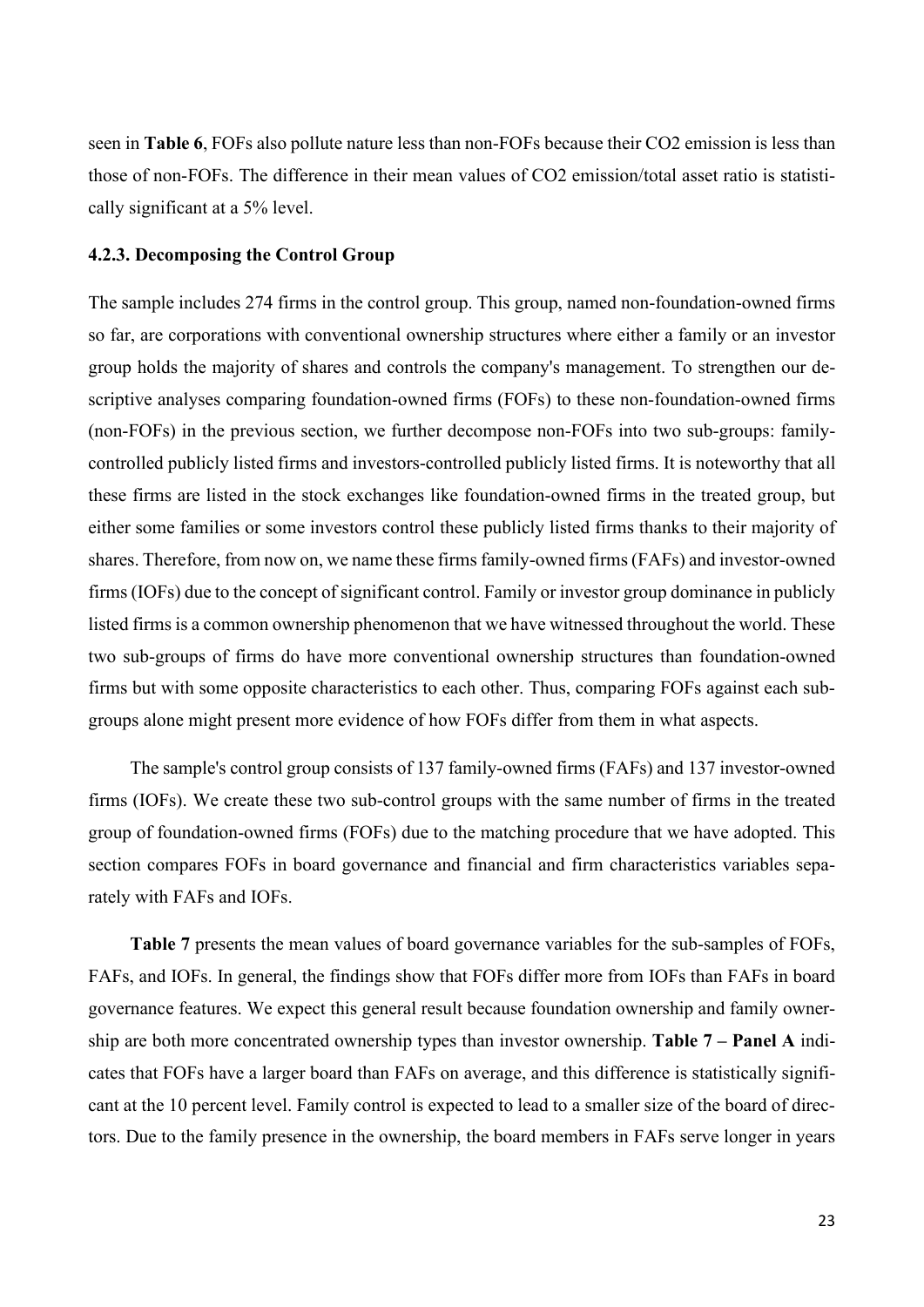seen in **Table 6**, FOFs also pollute nature less than non-FOFs because their $CO_2$ emission is less than those of non-FOFs. The difference in their mean values of $CO_2$ emission/total asset ratio is statistically significant at a 5% level.

### 4.2.3. Decomposing the Control Group

The sample includes 274 firms in the control group. This group, named non-foundation-owned firms so far, are corporations with conventional ownership structures where either a family or an investor group holds the majority of shares and controls the company's management. To strengthen our descriptive analyses comparing foundation-owned firms (FOFs) to these non-foundation-owned firms (non-FOFs) in the previous section, we further decompose non-FOFs into two sub-groups: family-controlled publicly listed firms and investors-controlled publicly listed firms. It is noteworthy that all these firms are listed in the stock exchanges like foundation-owned firms in the treated group, but either some families or some investors control these publicly listed firms thanks to their majority of shares. Therefore, from now on, we name these firms family-owned firms (FAFs) and investor-owned firms (IOFs) due to the concept of significant control. Family or investor group dominance in publicly listed firms is a common ownership phenomenon that we have witnessed throughout the world. These two sub-groups of firms do have more conventional ownership structures than foundation-owned firms but with some opposite characteristics to each other. Thus, comparing FOFs against each sub-groups alone might present more evidence of how FOFs differ from them in what aspects.

The sample's control group consists of 137 family-owned firms (FAFs) and 137 investor-owned firms (IOFs). We create these two sub-control groups with the same number of firms in the treated group of foundation-owned firms (FOFs) due to the matching procedure that we have adopted. This section compares FOFs in board governance and financial and firm characteristics variables separately with FAFs and IOFs.

**Table 7** presents the mean values of board governance variables for the sub-samples of FOFs, FAFs, and IOFs. In general, the findings show that FOFs differ more from IOFs than FAFs in board governance features. We expect this general result because foundation ownership and family ownership are both more concentrated ownership types than investor ownership. **Table 7 – Panel A** indicates that FOFs have a larger board than FAFs on average, and this difference is statistically significant at the 10 percent level. Family control is expected to lead to a smaller size of the board of directors. Due to the family presence in the ownership, the board members in FAFs serve longer in years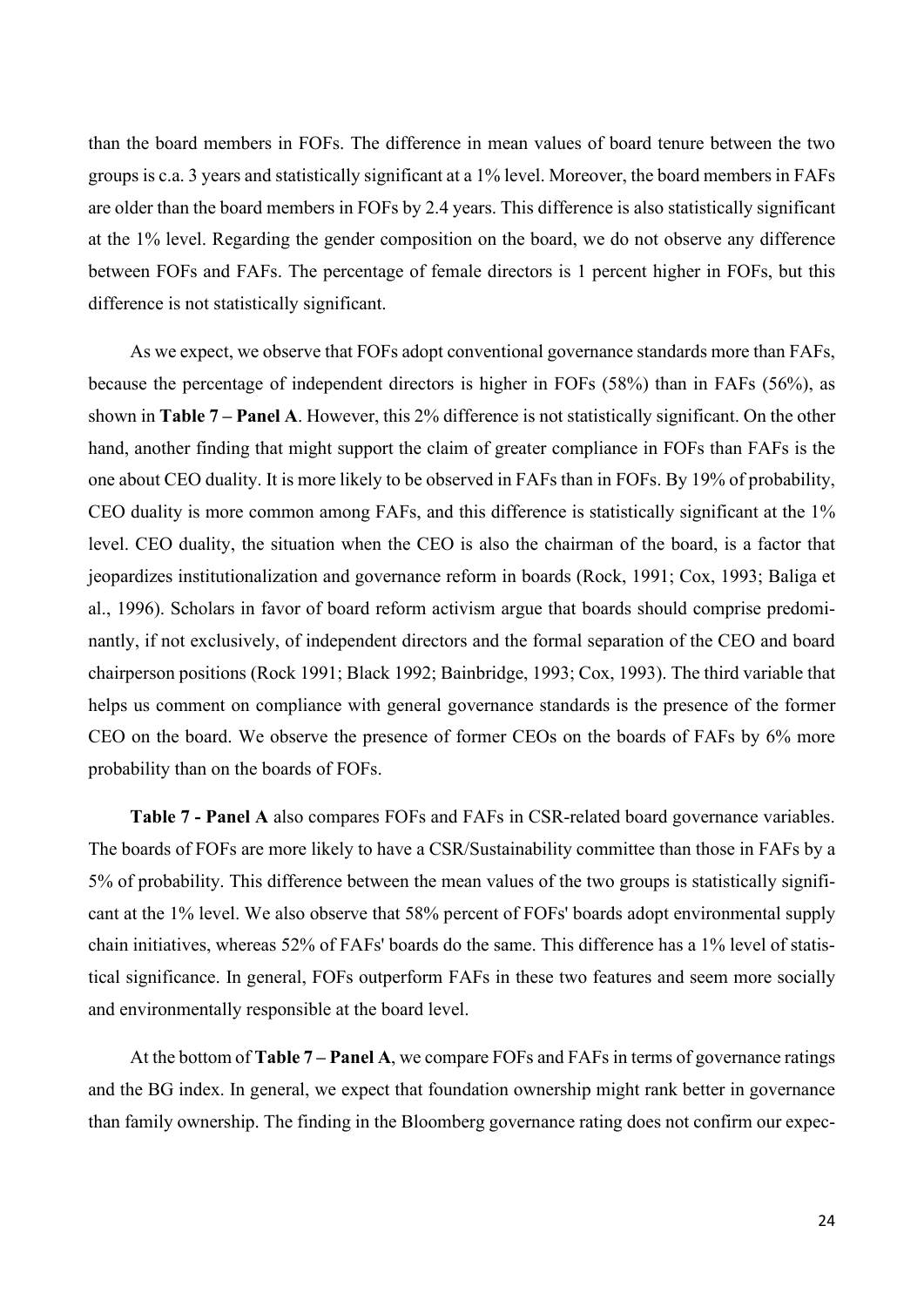than the board members in FOFs. The difference in mean values of board tenure between the two groups is c.a. 3 years and statistically significant at a 1% level. Moreover, the board members in FAFs are older than the board members in FOFs by 2.4 years. This difference is also statistically significant at the 1% level. Regarding the gender composition on the board, we do not observe any difference between FOFs and FAFs. The percentage of female directors is 1 percent higher in FOFs, but this difference is not statistically significant.

As we expect, we observe that FOFs adopt conventional governance standards more than FAFs, because the percentage of independent directors is higher in FOFs (58%) than in FAFs (56%), as shown in **Table 7 – Panel A**. However, this 2% difference is not statistically significant. On the other hand, another finding that might support the claim of greater compliance in FOFs than FAFs is the one about CEO duality. It is more likely to be observed in FAFs than in FOFs. By 19% of probability, CEO duality is more common among FAFs, and this difference is statistically significant at the 1% level. CEO duality, the situation when the CEO is also the chairman of the board, is a factor that jeopardizes institutionalization and governance reform in boards (Rock, 1991; Cox, 1993; Baliga et al., 1996). Scholars in favor of board reform activism argue that boards should comprise predominantly, if not exclusively, of independent directors and the formal separation of the CEO and board chairperson positions (Rock 1991; Black 1992; Bainbridge, 1993; Cox, 1993). The third variable that helps us comment on compliance with general governance standards is the presence of the former CEO on the board. We observe the presence of former CEOs on the boards of FAFs by 6% more probability than on the boards of FOFs.

**Table 7 - Panel A** also compares FOFs and FAFs in CSR-related board governance variables. The boards of FOFs are more likely to have a CSR/Sustainability committee than those in FAFs by a 5% of probability. This difference between the mean values of the two groups is statistically significant at the 1% level. We also observe that 58% percent of FOFs' boards adopt environmental supply chain initiatives, whereas 52% of FAFs' boards do the same. This difference has a 1% level of statistical significance. In general, FOFs outperform FAFs in these two features and seem more socially and environmentally responsible at the board level.

At the bottom of **Table 7 – Panel A**, we compare FOFs and FAFs in terms of governance ratings and the BG index. In general, we expect that foundation ownership might rank better in governance than family ownership. The finding in the Bloomberg governance rating does not confirm our expec-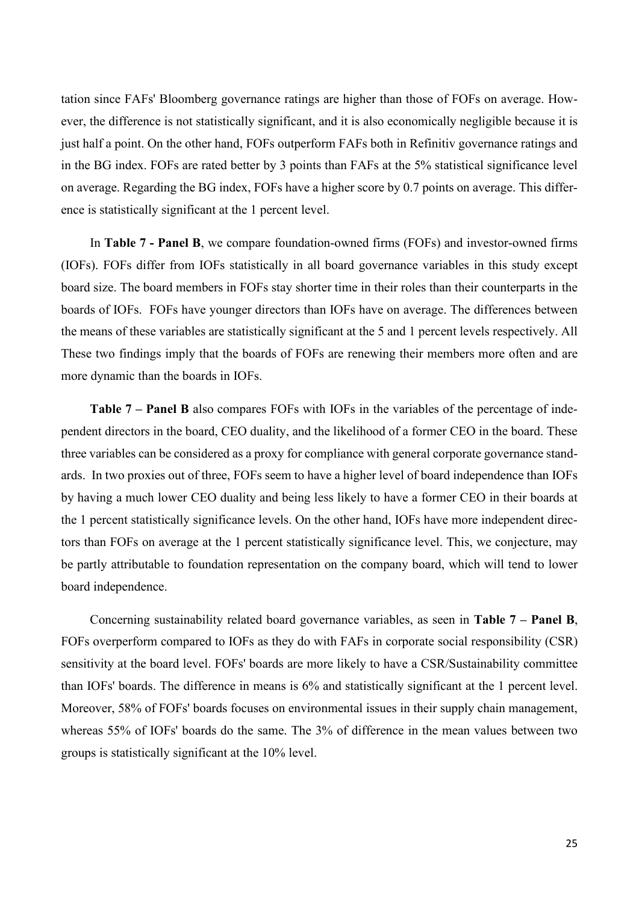tation since FAFs' Bloomberg governance ratings are higher than those of FOFs on average. However, the difference is not statistically significant, and it is also economically negligible because it is just half a point. On the other hand, FOFs outperform FAFs both in Refinitiv governance ratings and in the BG index. FOFs are rated better by 3 points than FAFs at the 5% statistical significance level on average. Regarding the BG index, FOFs have a higher score by 0.7 points on average. This difference is statistically significant at the 1 percent level.

In **Table 7 - Panel B**, we compare foundation-owned firms (FOFs) and investor-owned firms (IOFs). FOFs differ from IOFs statistically in all board governance variables in this study except board size. The board members in FOFs stay shorter time in their roles than their counterparts in the boards of IOFs. FOFs have younger directors than IOFs have on average. The differences between the means of these variables are statistically significant at the 5 and 1 percent levels respectively. All These two findings imply that the boards of FOFs are renewing their members more often and are more dynamic than the boards in IOFs.

**Table 7 – Panel B** also compares FOFs with IOFs in the variables of the percentage of independent directors in the board, CEO duality, and the likelihood of a former CEO in the board. These three variables can be considered as a proxy for compliance with general corporate governance standards. In two proxies out of three, FOFs seem to have a higher level of board independence than IOFs by having a much lower CEO duality and being less likely to have a former CEO in their boards at the 1 percent statistically significance levels. On the other hand, IOFs have more independent directors than FOFs on average at the 1 percent statistically significance level. This, we conjecture, may be partly attributable to foundation representation on the company board, which will tend to lower board independence.

Concerning sustainability related board governance variables, as seen in **Table 7 – Panel B**, FOFs overperform compared to IOFs as they do with FAFs in corporate social responsibility (CSR) sensitivity at the board level. FOFs' boards are more likely to have a CSR/Sustainability committee than IOFs' boards. The difference in means is 6% and statistically significant at the 1 percent level. Moreover, 58% of FOFs' boards focuses on environmental issues in their supply chain management, whereas 55% of IOFs' boards do the same. The 3% of difference in the mean values between two groups is statistically significant at the 10% level.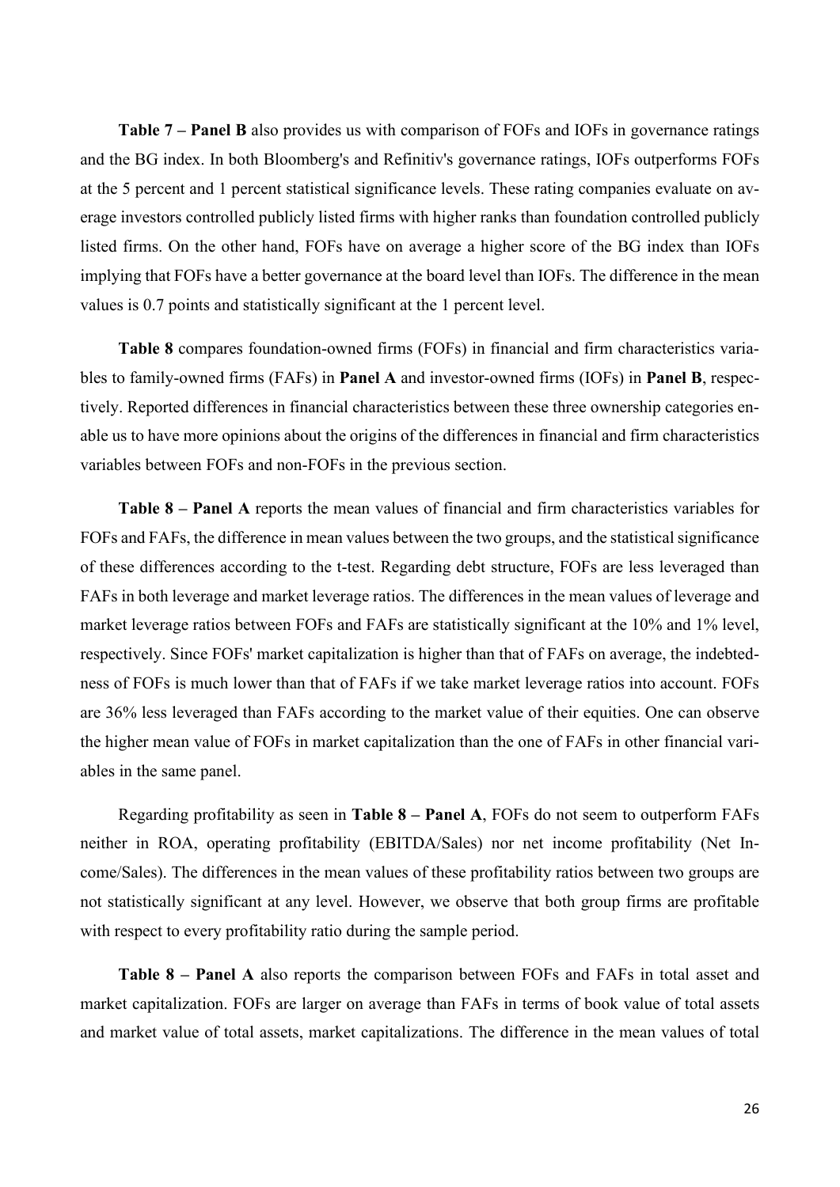**Table 7 – Panel B** also provides us with comparison of FOFs and IOFs in governance ratings and the BG index. In both Bloomberg's and Refinitiv's governance ratings, IOFs outperforms FOFs at the 5 percent and 1 percent statistical significance levels. These rating companies evaluate on average investors controlled publicly listed firms with higher ranks than foundation controlled publicly listed firms. On the other hand, FOFs have on average a higher score of the BG index than IOFs implying that FOFs have a better governance at the board level than IOFs. The difference in the mean values is 0.7 points and statistically significant at the 1 percent level.

**Table 8** compares foundation-owned firms (FOFs) in financial and firm characteristics variables to family-owned firms (FAFs) in **Panel A** and investor-owned firms (IOFs) in **Panel B**, respectively. Reported differences in financial characteristics between these three ownership categories enable us to have more opinions about the origins of the differences in financial and firm characteristics variables between FOFs and non-FOFs in the previous section.

**Table 8 – Panel A** reports the mean values of financial and firm characteristics variables for FOFs and FAFs, the difference in mean values between the two groups, and the statistical significance of these differences according to the t-test. Regarding debt structure, FOFs are less leveraged than FAFs in both leverage and market leverage ratios. The differences in the mean values of leverage and market leverage ratios between FOFs and FAFs are statistically significant at the 10% and 1% level, respectively. Since FOFs' market capitalization is higher than that of FAFs on average, the indebtedness of FOFs is much lower than that of FAFs if we take market leverage ratios into account. FOFs are 36% less leveraged than FAFs according to the market value of their equities. One can observe the higher mean value of FOFs in market capitalization than the one of FAFs in other financial variables in the same panel.

Regarding profitability as seen in **Table 8 – Panel A**, FOFs do not seem to outperform FAFs neither in ROA, operating profitability (EBITDA/Sales) nor net income profitability (Net Income/Sales). The differences in the mean values of these profitability ratios between two groups are not statistically significant at any level. However, we observe that both group firms are profitable with respect to every profitability ratio during the sample period.

**Table 8 – Panel A** also reports the comparison between FOFs and FAFs in total asset and market capitalization. FOFs are larger on average than FAFs in terms of book value of total assets and market value of total assets, market capitalizations. The difference in the mean values of total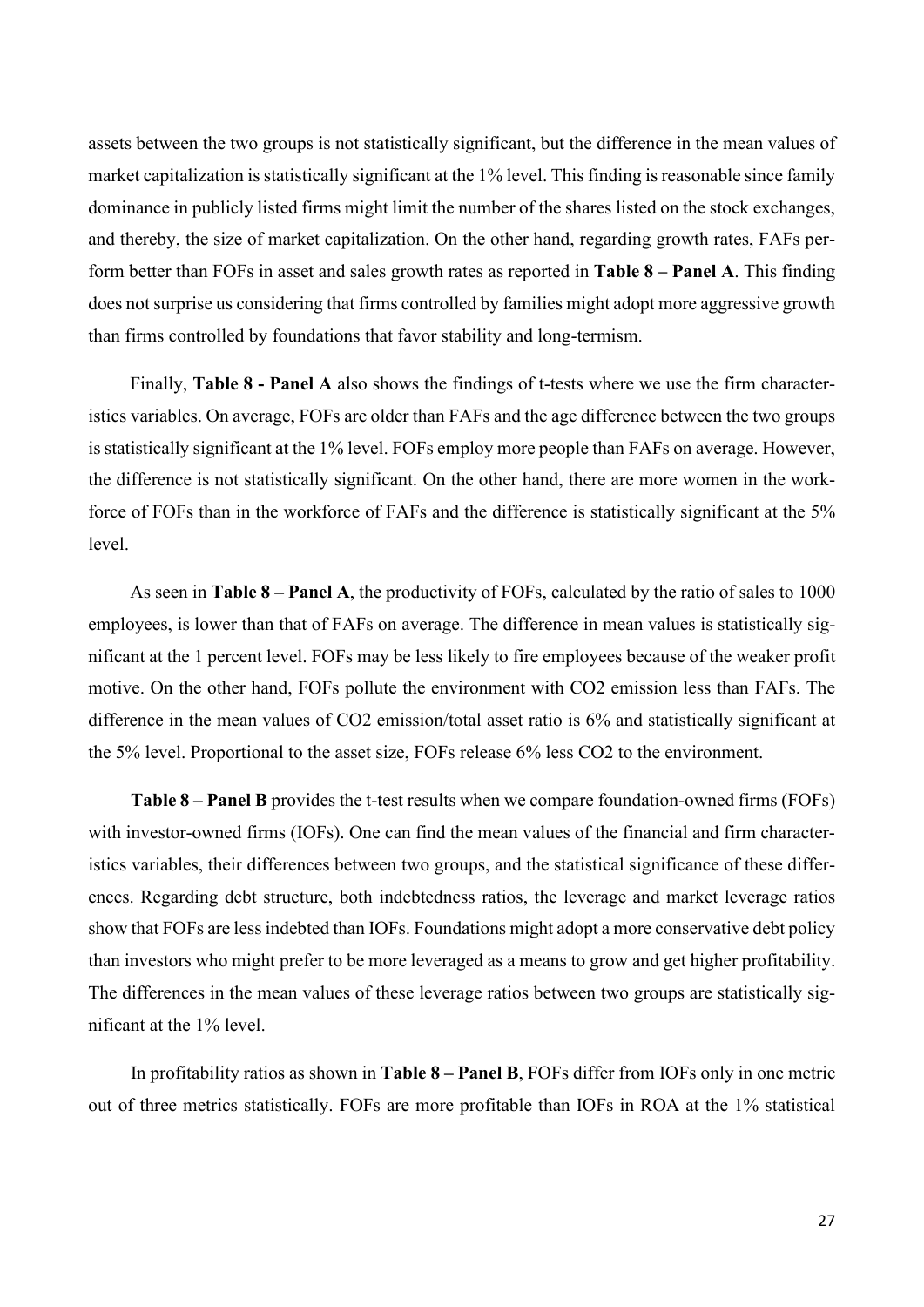assets between the two groups is not statistically significant, but the difference in the mean values of market capitalization is statistically significant at the 1% level. This finding is reasonable since family dominance in publicly listed firms might limit the number of the shares listed on the stock exchanges, and thereby, the size of market capitalization. On the other hand, regarding growth rates, FAFs perform better than FOFs in asset and sales growth rates as reported in **Table 8 – Panel A**. This finding does not surprise us considering that firms controlled by families might adopt more aggressive growth than firms controlled by foundations that favor stability and long-termism.

Finally, **Table 8 - Panel A** also shows the findings of t-tests where we use the firm characteristics variables. On average, FOFs are older than FAFs and the age difference between the two groups is statistically significant at the 1% level. FOFs employ more people than FAFs on average. However, the difference is not statistically significant. On the other hand, there are more women in the workforce of FOFs than in the workforce of FAFs and the difference is statistically significant at the 5% level.

As seen in **Table 8 – Panel A**, the productivity of FOFs, calculated by the ratio of sales to 1000 employees, is lower than that of FAFs on average. The difference in mean values is statistically significant at the 1 percent level. FOFs may be less likely to fire employees because of the weaker profit motive. On the other hand, FOFs pollute the environment with CO2 emission less than FAFs. The difference in the mean values of CO2 emission/total asset ratio is 6% and statistically significant at the 5% level. Proportional to the asset size, FOFs release 6% less CO2 to the environment.

**Table 8 – Panel B** provides the t-test results when we compare foundation-owned firms (FOFs) with investor-owned firms (IOFs). One can find the mean values of the financial and firm characteristics variables, their differences between two groups, and the statistical significance of these differences. Regarding debt structure, both indebtedness ratios, the leverage and market leverage ratios show that FOFs are less indebted than IOFs. Foundations might adopt a more conservative debt policy than investors who might prefer to be more leveraged as a means to grow and get higher profitability. The differences in the mean values of these leverage ratios between two groups are statistically significant at the 1% level.

In profitability ratios as shown in **Table 8 – Panel B**, FOFs differ from IOFs only in one metric out of three metrics statistically. FOFs are more profitable than IOFs in ROA at the 1% statistical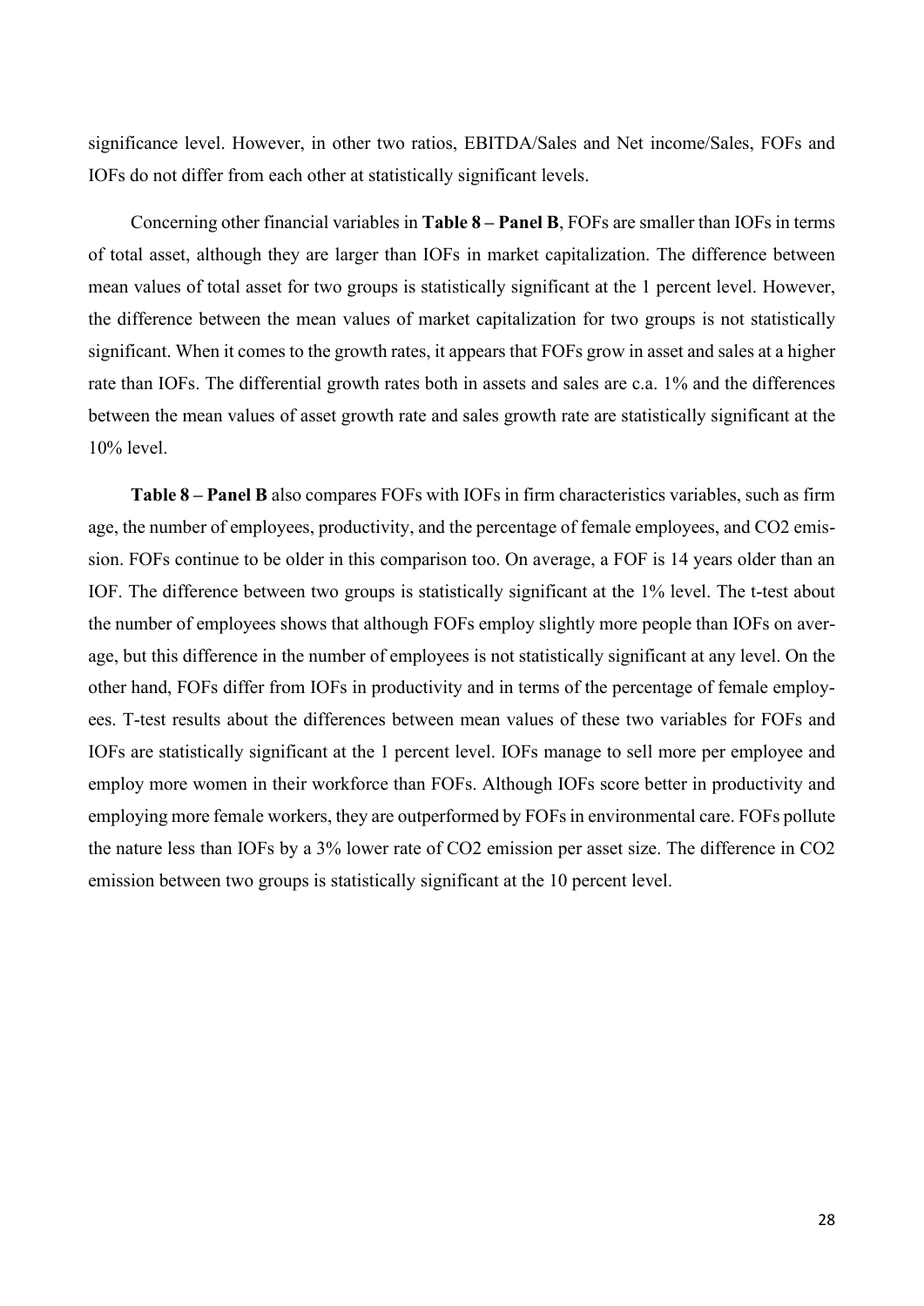significance level. However, in other two ratios, EBITDA/Sales and Net income/Sales, FOFs and IOFs do not differ from each other at statistically significant levels.

Concerning other financial variables in **Table 8 – Panel B**, FOFs are smaller than IOFs in terms of total asset, although they are larger than IOFs in market capitalization. The difference between mean values of total asset for two groups is statistically significant at the 1 percent level. However, the difference between the mean values of market capitalization for two groups is not statistically significant. When it comes to the growth rates, it appears that FOFs grow in asset and sales at a higher rate than IOFs. The differential growth rates both in assets and sales are c.a. 1% and the differences between the mean values of asset growth rate and sales growth rate are statistically significant at the 10% level.

**Table 8 – Panel B** also compares FOFs with IOFs in firm characteristics variables, such as firm age, the number of employees, productivity, and the percentage of female employees, and CO2 emission. FOFs continue to be older in this comparison too. On average, a FOF is 14 years older than an IOF. The difference between two groups is statistically significant at the 1% level. The t-test about the number of employees shows that although FOFs employ slightly more people than IOFs on average, but this difference in the number of employees is not statistically significant at any level. On the other hand, FOFs differ from IOFs in productivity and in terms of the percentage of female employees. T-test results about the differences between mean values of these two variables for FOFs and IOFs are statistically significant at the 1 percent level. IOFs manage to sell more per employee and employ more women in their workforce than FOFs. Although IOFs score better in productivity and employing more female workers, they are outperformed by FOFs in environmental care. FOFs pollute the nature less than IOFs by a 3% lower rate of CO2 emission per asset size. The difference in CO2 emission between two groups is statistically significant at the 10 percent level.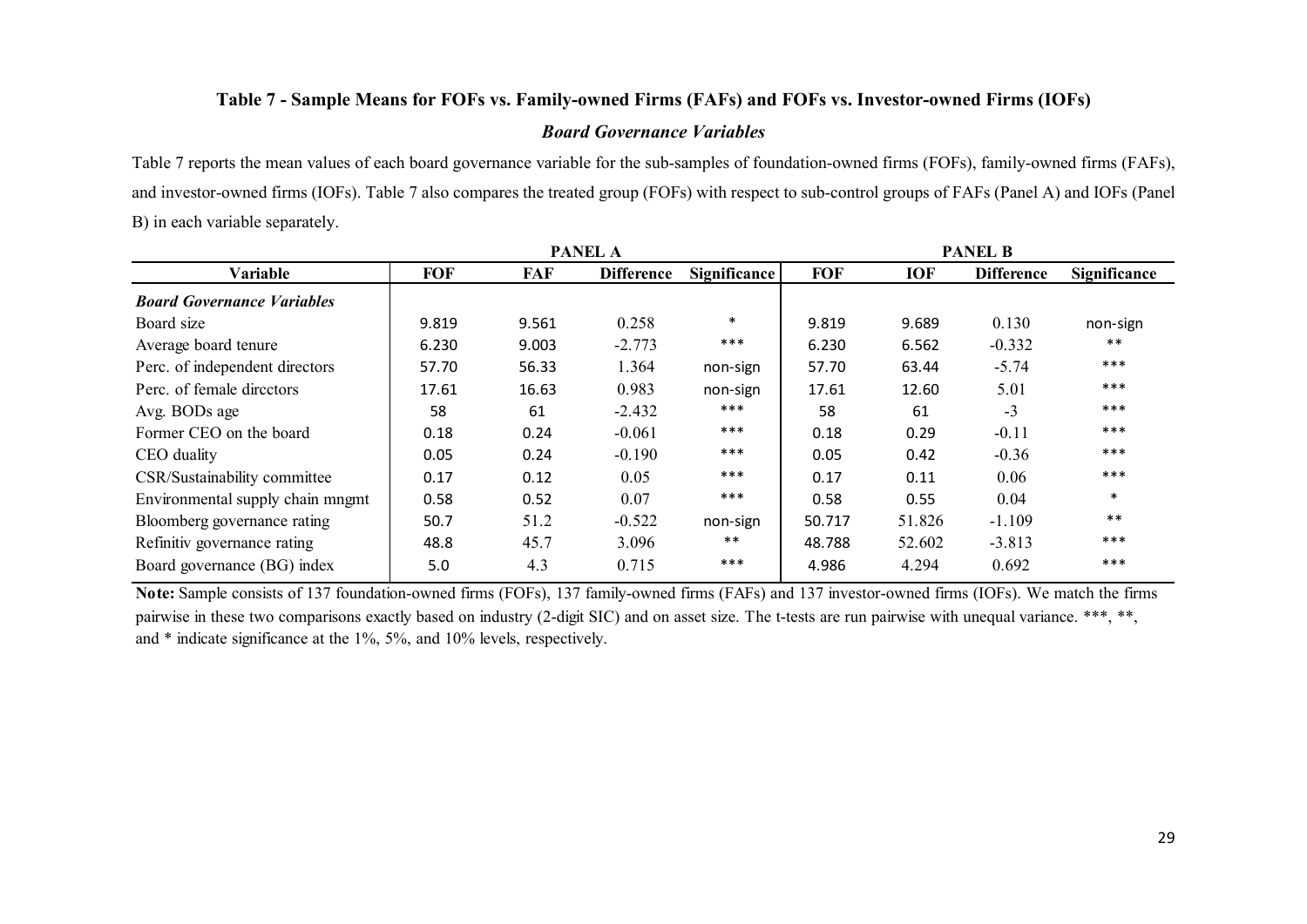### Table 7 - Sample Means for FOFs vs. Family-owned Firms (FAFs) and FOFs vs. Investor-owned Firms (IOFs)

#### *Board Governance Variables*

Table 7 reports the mean values of each board governance variable for the sub-samples of foundation-owned firms (FOFs), family-owned firms (FAFs), and investor-owned firms (IOFs). Table 7 also compares the treated group (FOFs) with respect to sub-control groups of FAFs (Panel A) and IOFs (Panel B) in each variable separately.

| | PANEL A | | | | PANEL B | | | |
|---|---|---|---|---|---|---|---|---|
| **Variable** | **FOF** | **FAF** | **Difference** | **Significance** | **FOF** | **IOF** | **Difference** | **Significance** |
| ***Board Governance Variables*** | | | | | | | | |
| Board size | 9.819 | 9.561 | 0.258 | * | 9.819 | 9.689 | 0.130 | non-sign |
| Average board tenure | 6.230 | 9.003 | -2.773 | *** | 6.230 | 6.562 | -0.332 | ** |
| Perc. of independent directors | 57.70 | 56.33 | 1.364 | non-sign | 57.70 | 63.44 | -5.74 | *** |
| Perc. of female dircctors | 17.61 | 16.63 | 0.983 | non-sign | 17.61 | 12.60 | 5.01 | *** |
| Avg. BODs age | 58 | 61 | -2.432 | *** | 58 | 61 | -3 | *** |
| Former CEO on the board | 0.18 | 0.24 | -0.061 | *** | 0.18 | 0.29 | -0.11 | *** |
| CEO duality | 0.05 | 0.24 | -0.190 | *** | 0.05 | 0.42 | -0.36 | *** |
| CSR/Sustainability committee | 0.17 | 0.12 | 0.05 | *** | 0.17 | 0.11 | 0.06 | *** |
| Environmental supply chain mngmt | 0.58 | 0.52 | 0.07 | *** | 0.58 | 0.55 | 0.04 | * |
| Bloomberg governance rating | 50.7 | 51.2 | -0.522 | non-sign | 50.717 | 51.826 | -1.109 | ** |
| Refinitiv governance rating | 48.8 | 45.7 | 3.096 | ** | 48.788 | 52.602 | -3.813 | *** |
| Board governance (BG) index | 5.0 | 4.3 | 0.715 | *** | 4.986 | 4.294 | 0.692 | *** |

**Note:** Sample consists of 137 foundation-owned firms (FOFs), 137 family-owned firms (FAFs) and 137 investor-owned firms (IOFs). We match the firms pairwise in these two comparisons exactly based on industry (2-digit SIC) and on asset size. The t-tests are run pairwise with unequal variance. ***, **, and * indicate significance at the 1%, 5%, and 10% levels, respectively.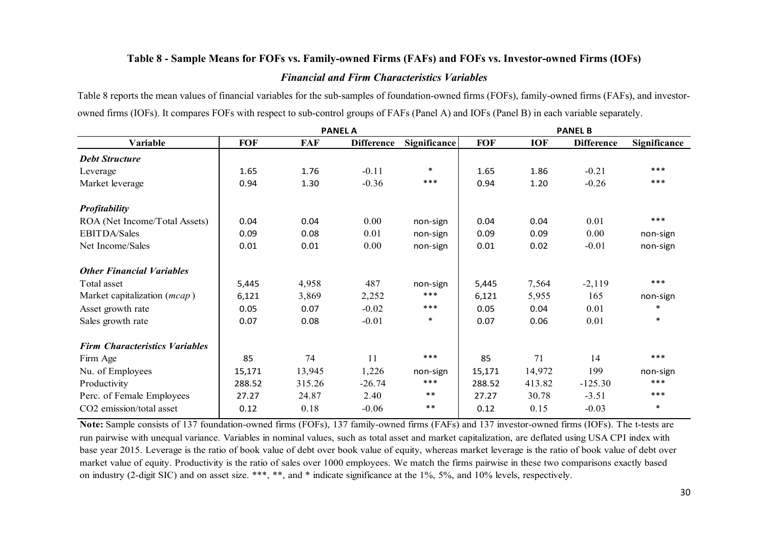### Table 8 - Sample Means for FOFs vs. Family-owned Firms (FAFs) and FOFs vs. Investor-owned Firms (IOFs)

#### *Financial and Firm Characteristics Variables*

Table 8 reports the mean values of financial variables for the sub-samples of foundation-owned firms (FOFs), family-owned firms (FAFs), and investor-owned firms (IOFs). It compares FOFs with respect to sub-control groups of FAFs (Panel A) and IOFs (Panel B) in each variable separately.

| | PANEL A | | | | PANEL B | | | |
|---|---|---|---|---|---|---|---|---|
| **Variable** | **FOF** | **FAF** | **Difference** | **Significance** | **FOF** | **IOF** | **Difference** | **Significance** |
| ***Debt Structure*** | | | | | | | | |
| Leverage | 1.65 | 1.76 | -0.11 | * | 1.65 | 1.86 | -0.21 | *** |
| Market leverage | 0.94 | 1.30 | -0.36 | *** | 0.94 | 1.20 | -0.26 | *** |
| ***Profitability*** | | | | | | | | |
| ROA (Net Income/Total Assets) | 0.04 | 0.04 | 0.00 | non-sign | 0.04 | 0.04 | 0.01 | *** |
| EBITDA/Sales | 0.09 | 0.08 | 0.01 | non-sign | 0.09 | 0.09 | 0.00 | non-sign |
| Net Income/Sales | 0.01 | 0.01 | 0.00 | non-sign | 0.01 | 0.02 | -0.01 | non-sign |
| ***Other Financial Variables*** | | | | | | | | |
| Total asset | 5,445 | 4,958 | 487 | non-sign | 5,445 | 7,564 | -2,119 | *** |
| Market capitalization (*mcap*) | 6,121 | 3,869 | 2,252 | *** | 6,121 | 5,955 | 165 | non-sign |
| Asset growth rate | 0.05 | 0.07 | -0.02 | *** | 0.05 | 0.04 | 0.01 | * |
| Sales growth rate | 0.07 | 0.08 | -0.01 | * | 0.07 | 0.06 | 0.01 | * |
| ***Firm Characteristics Variables*** | | | | | | | | |
| Firm Age | 85 | 74 | 11 | *** | 85 | 71 | 14 | *** |
| Nu. of Employees | 15,171 | 13,945 | 1,226 | non-sign | 15,171 | 14,972 | 199 | non-sign |
| Productivity | 288.52 | 315.26 | -26.74 | *** | 288.52 | 413.82 | -125.30 | *** |
| Perc. of Female Employees | 27.27 | 24.87 | 2.40 | ** | 27.27 | 30.78 | -3.51 | *** |
| $CO_2$ emission/total asset | 0.12 | 0.18 | -0.06 | ** | 0.12 | 0.15 | -0.03 | * |

**Note:** Sample consists of 137 foundation-owned firms (FOFs), 137 family-owned firms (FAFs) and 137 investor-owned firms (IOFs). The t-tests are run pairwise with unequal variance. Variables in nominal values, such as total asset and market capitalization, are deflated using USA CPI index with base year 2015. Leverage is the ratio of book value of debt over book value of equity, whereas market leverage is the ratio of book value of debt over market value of equity. Productivity is the ratio of sales over 1000 employees. We match the firms pairwise in these two comparisons exactly based on industry (2-digit SIC) and on asset size. ***, **, and * indicate significance at the 1%, 5%, and 10% levels, respectively.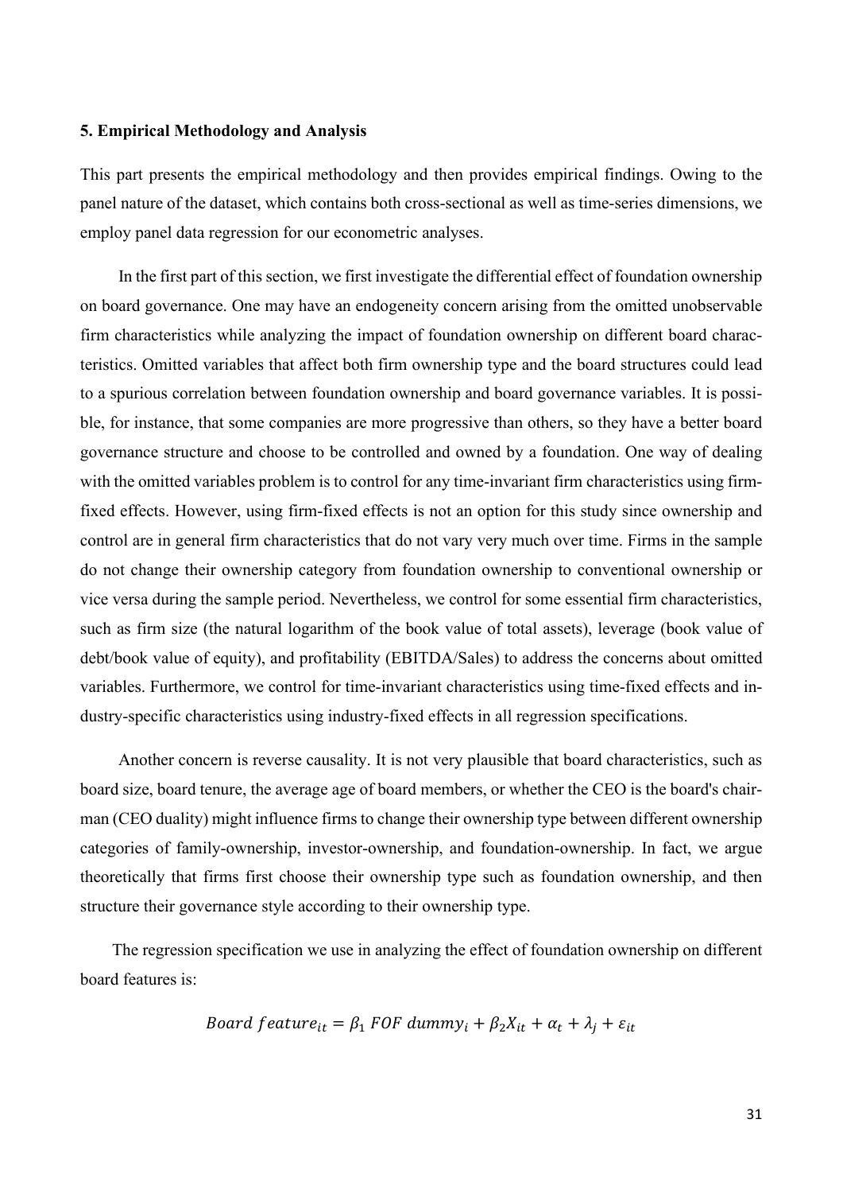### 5. Empirical Methodology and Analysis

This part presents the empirical methodology and then provides empirical findings. Owing to the panel nature of the dataset, which contains both cross-sectional as well as time-series dimensions, we employ panel data regression for our econometric analyses.

In the first part of this section, we first investigate the differential effect of foundation ownership on board governance. One may have an endogeneity concern arising from the omitted unobservable firm characteristics while analyzing the impact of foundation ownership on different board characteristics. Omitted variables that affect both firm ownership type and the board structures could lead to a spurious correlation between foundation ownership and board governance variables. It is possible, for instance, that some companies are more progressive than others, so they have a better board governance structure and choose to be controlled and owned by a foundation. One way of dealing with the omitted variables problem is to control for any time-invariant firm characteristics using firm-fixed effects. However, using firm-fixed effects is not an option for this study since ownership and control are in general firm characteristics that do not vary very much over time. Firms in the sample do not change their ownership category from foundation ownership to conventional ownership or vice versa during the sample period. Nevertheless, we control for some essential firm characteristics, such as firm size (the natural logarithm of the book value of total assets), leverage (book value of debt/book value of equity), and profitability (EBITDA/Sales) to address the concerns about omitted variables. Furthermore, we control for time-invariant characteristics using time-fixed effects and industry-specific characteristics using industry-fixed effects in all regression specifications.

Another concern is reverse causality. It is not very plausible that board characteristics, such as board size, board tenure, the average age of board members, or whether the CEO is the board's chairman (CEO duality) might influence firms to change their ownership type between different ownership categories of family-ownership, investor-ownership, and foundation-ownership. In fact, we argue theoretically that firms first choose their ownership type such as foundation ownership, and then structure their governance style according to their ownership type.

The regression specification we use in analyzing the effect of foundation ownership on different board features is:

$$Board\ feature_{it} = \beta_1\ FOF\ dummy_i + \beta_2 X_{it} + \alpha_t + \lambda_j + \varepsilon_{it}$$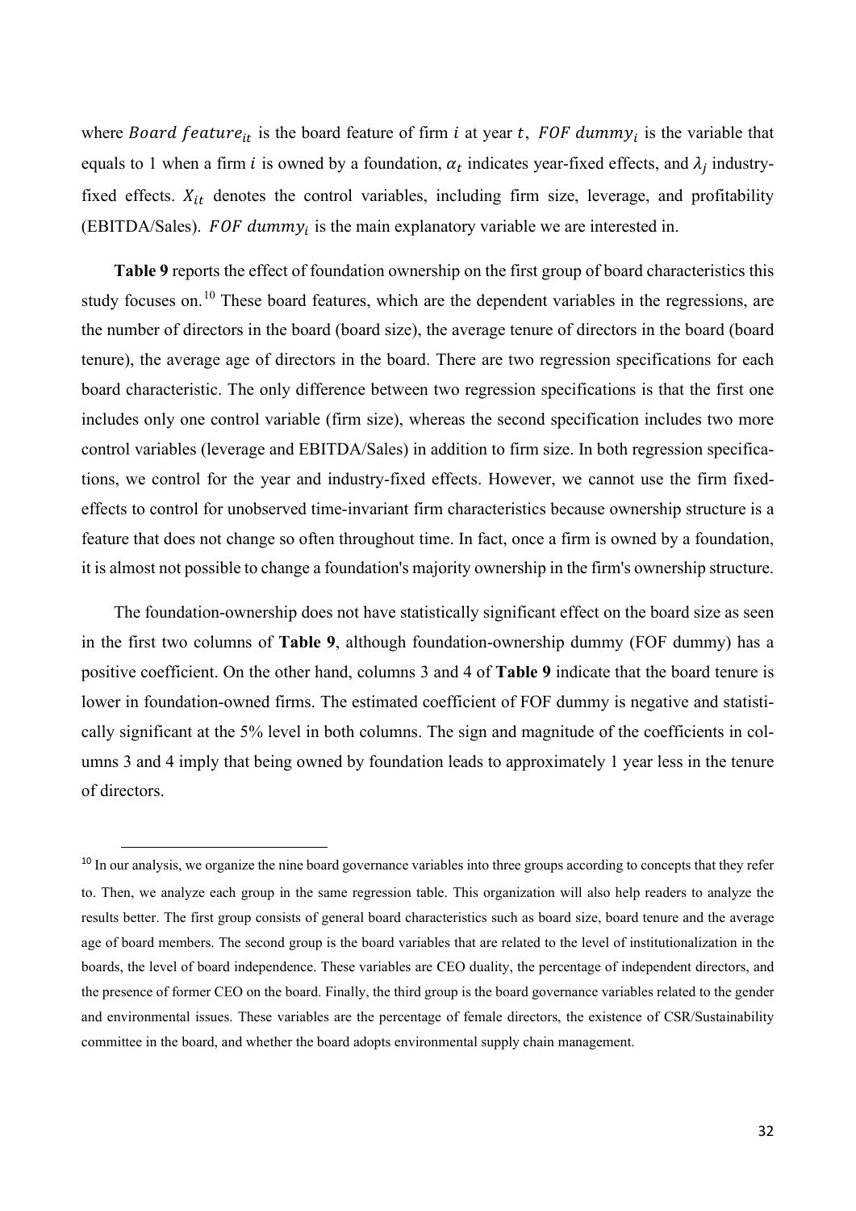where $Board\ feature_{it}$ is the board feature of firm $i$ at year $t$, $FOF\ dummy_i$ is the variable that equals to 1 when a firm $i$ is owned by a foundation, $\alpha_t$ indicates year-fixed effects, and $\lambda_j$ industry-fixed effects. $X_{it}$ denotes the control variables, including firm size, leverage, and profitability (EBITDA/Sales). $FOF\ dummy_i$ is the main explanatory variable we are interested in.

**Table 9** reports the effect of foundation ownership on the first group of board characteristics this study focuses on.[10] These board features, which are the dependent variables in the regressions, are the number of directors in the board (board size), the average tenure of directors in the board (board tenure), the average age of directors in the board. There are two regression specifications for each board characteristic. The only difference between two regression specifications is that the first one includes only one control variable (firm size), whereas the second specification includes two more control variables (leverage and EBITDA/Sales) in addition to firm size. In both regression specifications, we control for the year and industry-fixed effects. However, we cannot use the firm fixed-effects to control for unobserved time-invariant firm characteristics because ownership structure is a feature that does not change so often throughout time. In fact, once a firm is owned by a foundation, it is almost not possible to change a foundation's majority ownership in the firm's ownership structure.

The foundation-ownership does not have statistically significant effect on the board size as seen in the first two columns of **Table 9**, although foundation-ownership dummy (FOF dummy) has a positive coefficient. On the other hand, columns 3 and 4 of **Table 9** indicate that the board tenure is lower in foundation-owned firms. The estimated coefficient of FOF dummy is negative and statistically significant at the 5% level in both columns. The sign and magnitude of the coefficients in columns 3 and 4 imply that being owned by foundation leads to approximately 1 year less in the tenure of directors.

---

[10] In our analysis, we organize the nine board governance variables into three groups according to concepts that they refer to. Then, we analyze each group in the same regression table. This organization will also help readers to analyze the results better. The first group consists of general board characteristics such as board size, board tenure and the average age of board members. The second group is the board variables that are related to the level of institutionalization in the boards, the level of board independence. These variables are CEO duality, the percentage of independent directors, and the presence of former CEO on the board. Finally, the third group is the board governance variables related to the gender and environmental issues. These variables are the percentage of female directors, the existence of CSR/Sustainability committee in the board, and whether the board adopts environmental supply chain management.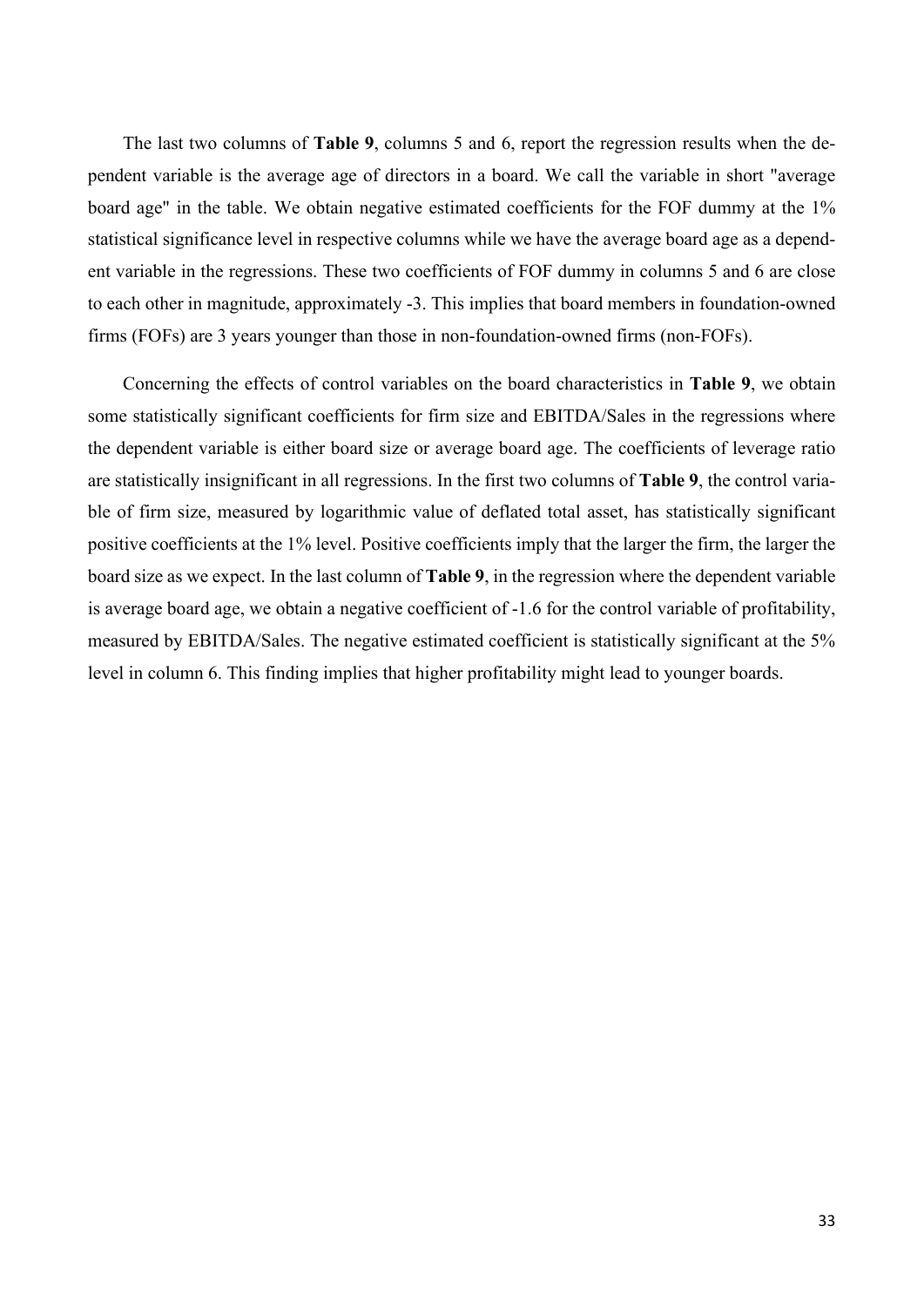The last two columns of **Table 9**, columns 5 and 6, report the regression results when the dependent variable is the average age of directors in a board. We call the variable in short "average board age" in the table. We obtain negative estimated coefficients for the FOF dummy at the 1% statistical significance level in respective columns while we have the average board age as a dependent variable in the regressions. These two coefficients of FOF dummy in columns 5 and 6 are close to each other in magnitude, approximately -3. This implies that board members in foundation-owned firms (FOFs) are 3 years younger than those in non-foundation-owned firms (non-FOFs).

Concerning the effects of control variables on the board characteristics in **Table 9**, we obtain some statistically significant coefficients for firm size and EBITDA/Sales in the regressions where the dependent variable is either board size or average board age. The coefficients of leverage ratio are statistically insignificant in all regressions. In the first two columns of **Table 9**, the control variable of firm size, measured by logarithmic value of deflated total asset, has statistically significant positive coefficients at the 1% level. Positive coefficients imply that the larger the firm, the larger the board size as we expect. In the last column of **Table 9**, in the regression where the dependent variable is average board age, we obtain a negative coefficient of -1.6 for the control variable of profitability, measured by EBITDA/Sales. The negative estimated coefficient is statistically significant at the 5% level in column 6. This finding implies that higher profitability might lead to younger boards.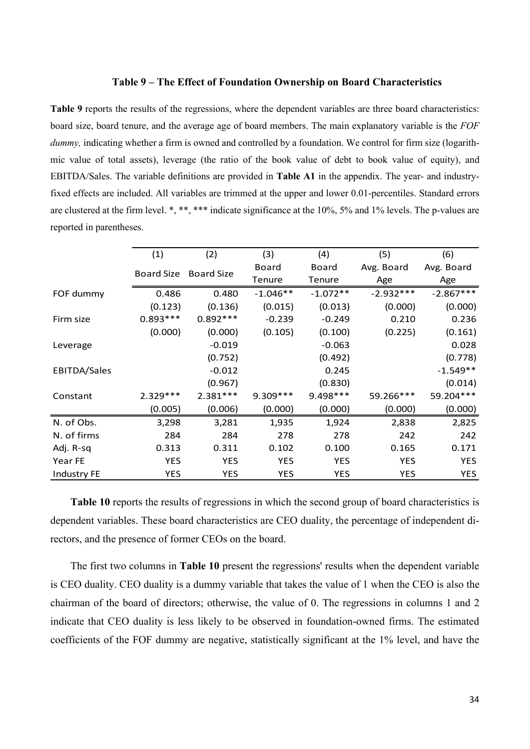**Table 9 – The Effect of Foundation Ownership on Board Characteristics**

**Table 9** reports the results of the regressions, where the dependent variables are three board characteristics: board size, board tenure, and the average age of board members. The main explanatory variable is the *FOF dummy,* indicating whether a firm is owned and controlled by a foundation. We control for firm size (logarithmic value of total assets), leverage (the ratio of the book value of debt to book value of equity), and EBITDA/Sales. The variable definitions are provided in **Table A1** in the appendix. The year- and industry-fixed effects are included. All variables are trimmed at the upper and lower 0.01-percentiles. Standard errors are clustered at the firm level. *, **, *** indicate significance at the 10%, 5% and 1% levels. The p-values are reported in parentheses.

| | (1) | (2) | (3) | (4) | (5) | (6) |
|---|---|---|---|---|---|---|
| | Board Size | Board Size | Board Tenure | Board Tenure | Avg. Board Age | Avg. Board Age |
| FOF dummy | 0.486 | 0.480 | -1.046** | -1.072** | -2.932*** | -2.867*** |
| | (0.123) | (0.136) | (0.015) | (0.013) | (0.000) | (0.000) |
| Firm size | 0.893*** | 0.892*** | -0.239 | -0.249 | 0.210 | 0.236 |
| | (0.000) | (0.000) | (0.105) | (0.100) | (0.225) | (0.161) |
| Leverage | | -0.019 | | -0.063 | | 0.028 |
| | | (0.752) | | (0.492) | | (0.778) |
| EBITDA/Sales | | -0.012 | | 0.245 | | -1.549** |
| | | (0.967) | | (0.830) | | (0.014) |
| Constant | 2.329*** | 2.381*** | 9.309*** | 9.498*** | 59.266*** | 59.204*** |
| | (0.005) | (0.006) | (0.000) | (0.000) | (0.000) | (0.000) |
| N. of Obs. | 3,298 | 3,281 | 1,935 | 1,924 | 2,838 | 2,825 |
| N. of firms | 284 | 284 | 278 | 278 | 242 | 242 |
| Adj. R-sq | 0.313 | 0.311 | 0.102 | 0.100 | 0.165 | 0.171 |
| Year FE | YES | YES | YES | YES | YES | YES |
| Industry FE | YES | YES | YES | YES | YES | YES |

**Table 10** reports the results of regressions in which the second group of board characteristics is dependent variables. These board characteristics are CEO duality, the percentage of independent directors, and the presence of former CEOs on the board.

The first two columns in **Table 10** present the regressions' results when the dependent variable is CEO duality. CEO duality is a dummy variable that takes the value of 1 when the CEO is also the chairman of the board of directors; otherwise, the value of 0. The regressions in columns 1 and 2 indicate that CEO duality is less likely to be observed in foundation-owned firms. The estimated coefficients of the FOF dummy are negative, statistically significant at the 1% level, and have the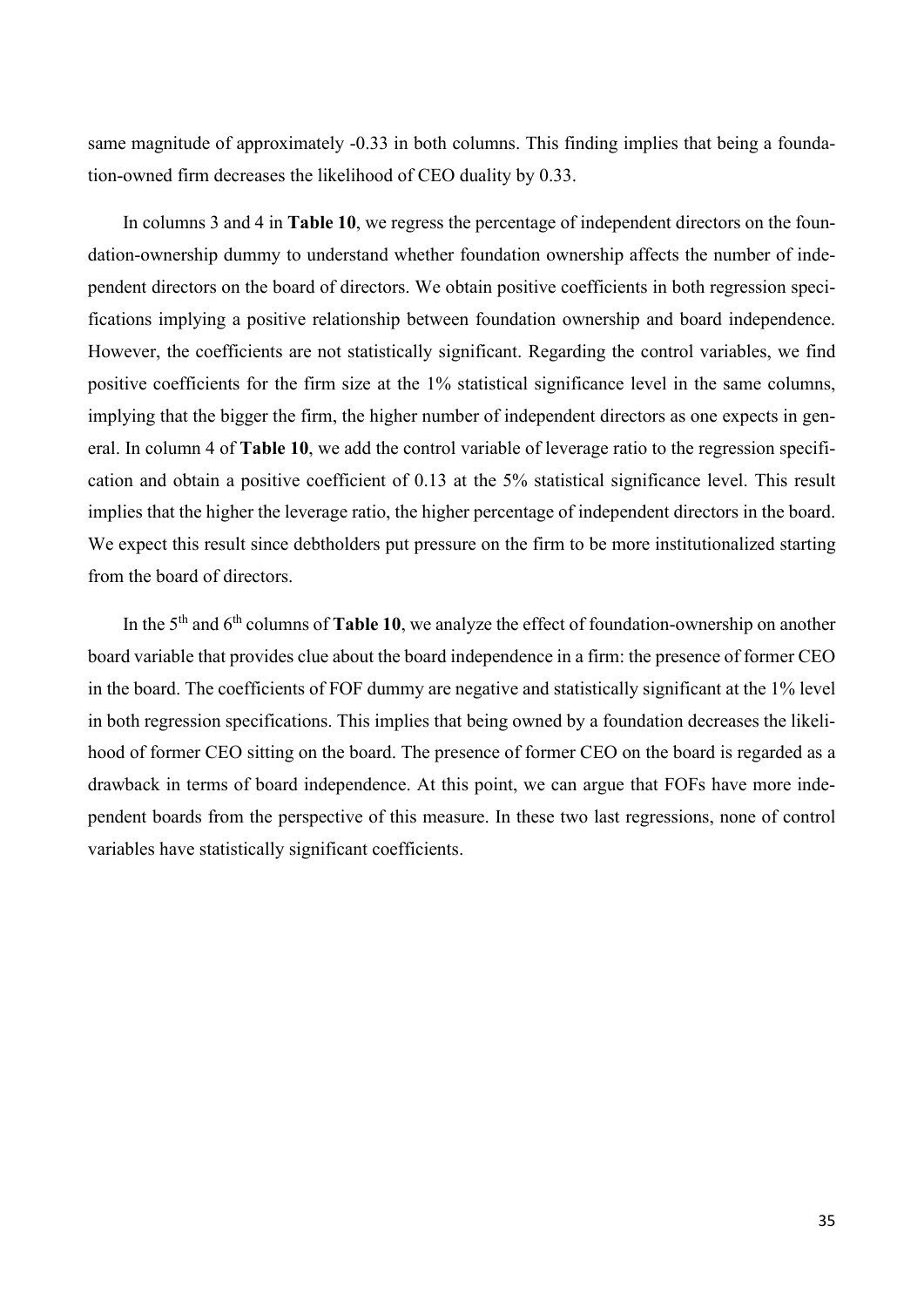same magnitude of approximately -0.33 in both columns. This finding implies that being a foundation-owned firm decreases the likelihood of CEO duality by 0.33.

In columns 3 and 4 in **Table 10**, we regress the percentage of independent directors on the foundation-ownership dummy to understand whether foundation ownership affects the number of independent directors on the board of directors. We obtain positive coefficients in both regression specifications implying a positive relationship between foundation ownership and board independence. However, the coefficients are not statistically significant. Regarding the control variables, we find positive coefficients for the firm size at the 1% statistical significance level in the same columns, implying that the bigger the firm, the higher number of independent directors as one expects in general. In column 4 of **Table 10**, we add the control variable of leverage ratio to the regression specification and obtain a positive coefficient of 0.13 at the 5% statistical significance level. This result implies that the higher the leverage ratio, the higher percentage of independent directors in the board. We expect this result since debtholders put pressure on the firm to be more institutionalized starting from the board of directors.

In the 5th and 6th columns of **Table 10**, we analyze the effect of foundation-ownership on another board variable that provides clue about the board independence in a firm: the presence of former CEO in the board. The coefficients of FOF dummy are negative and statistically significant at the 1% level in both regression specifications. This implies that being owned by a foundation decreases the likelihood of former CEO sitting on the board. The presence of former CEO on the board is regarded as a drawback in terms of board independence. At this point, we can argue that FOFs have more independent boards from the perspective of this measure. In these two last regressions, none of control variables have statistically significant coefficients.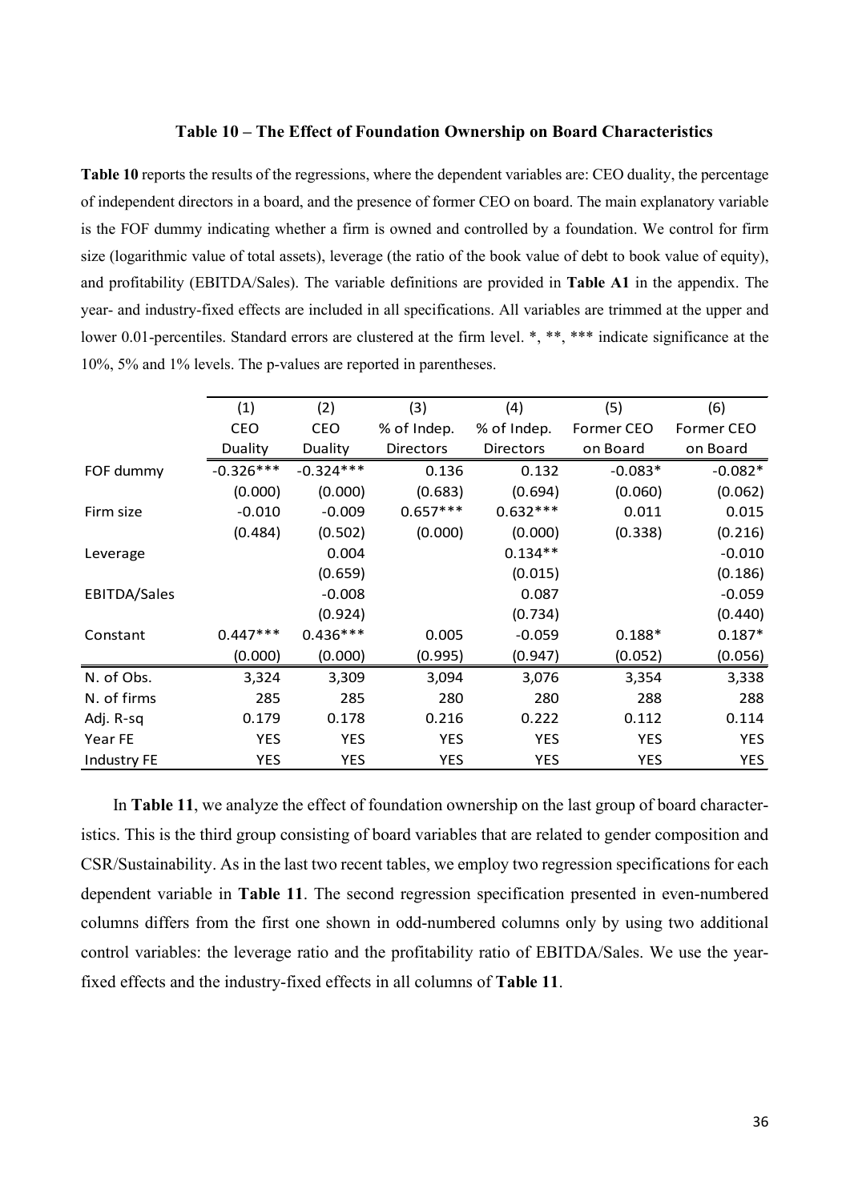### Table 10 – The Effect of Foundation Ownership on Board Characteristics

**Table 10** reports the results of the regressions, where the dependent variables are: CEO duality, the percentage of independent directors in a board, and the presence of former CEO on board. The main explanatory variable is the FOF dummy indicating whether a firm is owned and controlled by a foundation. We control for firm size (logarithmic value of total assets), leverage (the ratio of the book value of debt to book value of equity), and profitability (EBITDA/Sales). The variable definitions are provided in **Table A1** in the appendix. The year- and industry-fixed effects are included in all specifications. All variables are trimmed at the upper and lower 0.01-percentiles. Standard errors are clustered at the firm level. *, **, *** indicate significance at the 10%, 5% and 1% levels. The p-values are reported in parentheses.

| | (1) | (2) | (3) | (4) | (5) | (6) |
|---|---|---|---|---|---|---|
| | CEO Duality | CEO Duality | % of Indep. Directors | % of Indep. Directors | Former CEO on Board | Former CEO on Board |
| FOF dummy | -0.326*** | -0.324*** | 0.136 | 0.132 | -0.083* | -0.082* |
| | (0.000) | (0.000) | (0.683) | (0.694) | (0.060) | (0.062) |
| Firm size | -0.010 | -0.009 | 0.657*** | 0.632*** | 0.011 | 0.015 |
| | (0.484) | (0.502) | (0.000) | (0.000) | (0.338) | (0.216) |
| Leverage | | 0.004 | | 0.134** | | -0.010 |
| | | (0.659) | | (0.015) | | (0.186) |
| EBITDA/Sales | | -0.008 | | 0.087 | | -0.059 |
| | | (0.924) | | (0.734) | | (0.440) |
| Constant | 0.447*** | 0.436*** | 0.005 | -0.059 | 0.188* | 0.187* |
| | (0.000) | (0.000) | (0.995) | (0.947) | (0.052) | (0.056) |
| N. of Obs. | 3,324 | 3,309 | 3,094 | 3,076 | 3,354 | 3,338 |
| N. of firms | 285 | 285 | 280 | 280 | 288 | 288 |
| Adj. R-sq | 0.179 | 0.178 | 0.216 | 0.222 | 0.112 | 0.114 |
| Year FE | YES | YES | YES | YES | YES | YES |
| Industry FE | YES | YES | YES | YES | YES | YES |

In **Table 11**, we analyze the effect of foundation ownership on the last group of board characteristics. This is the third group consisting of board variables that are related to gender composition and CSR/Sustainability. As in the last two recent tables, we employ two regression specifications for each dependent variable in **Table 11**. The second regression specification presented in even-numbered columns differs from the first one shown in odd-numbered columns only by using two additional control variables: the leverage ratio and the profitability ratio of EBITDA/Sales. We use the year-fixed effects and the industry-fixed effects in all columns of **Table 11**.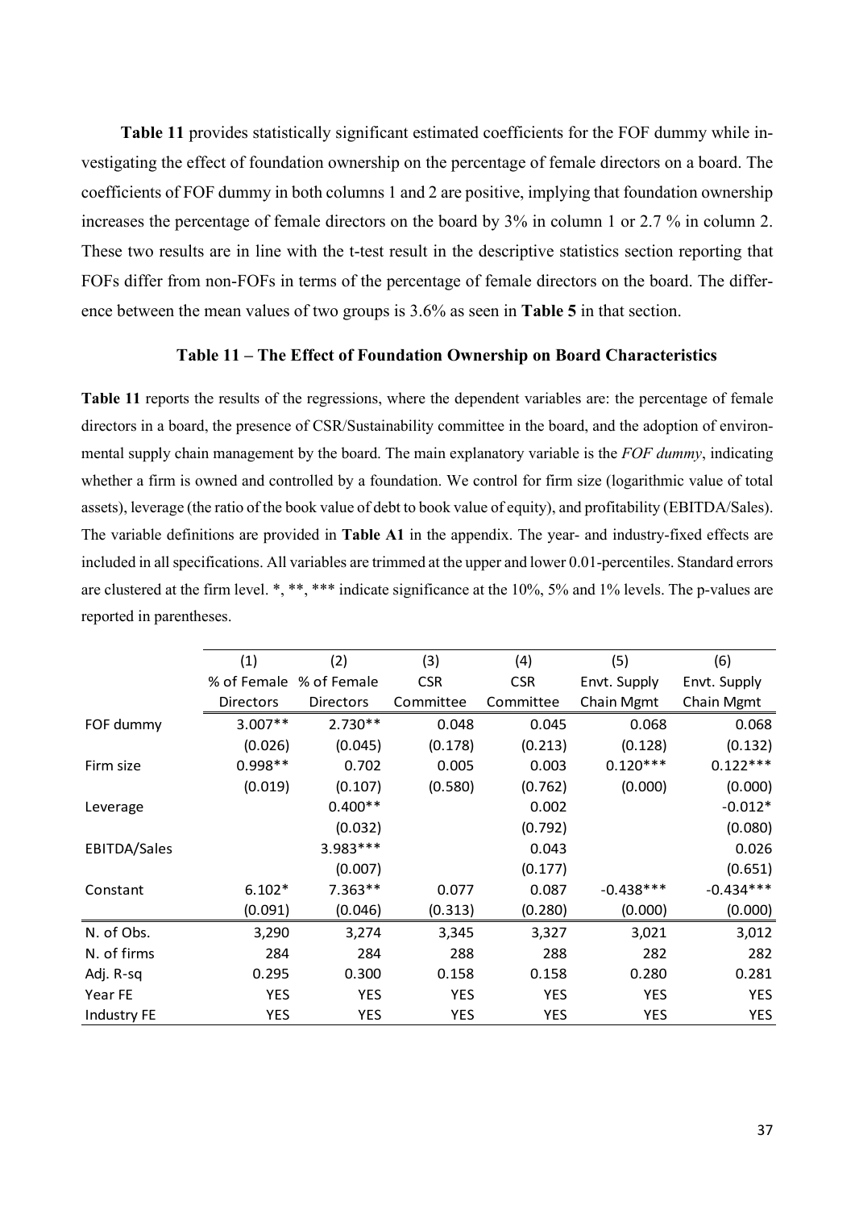**Table 11** provides statistically significant estimated coefficients for the FOF dummy while investigating the effect of foundation ownership on the percentage of female directors on a board. The coefficients of FOF dummy in both columns 1 and 2 are positive, implying that foundation ownership increases the percentage of female directors on the board by 3% in column 1 or 2.7 % in column 2. These two results are in line with the t-test result in the descriptive statistics section reporting that FOFs differ from non-FOFs in terms of the percentage of female directors on the board. The difference between the mean values of two groups is 3.6% as seen in **Table 5** in that section.

### Table 11 – The Effect of Foundation Ownership on Board Characteristics

**Table 11** reports the results of the regressions, where the dependent variables are: the percentage of female directors in a board, the presence of CSR/Sustainability committee in the board, and the adoption of environmental supply chain management by the board. The main explanatory variable is the *FOF dummy*, indicating whether a firm is owned and controlled by a foundation. We control for firm size (logarithmic value of total assets), leverage (the ratio of the book value of debt to book value of equity), and profitability (EBITDA/Sales). The variable definitions are provided in **Table A1** in the appendix. The year- and industry-fixed effects are included in all specifications. All variables are trimmed at the upper and lower 0.01-percentiles. Standard errors are clustered at the firm level. *, **, *** indicate significance at the 10%, 5% and 1% levels. The p-values are reported in parentheses.

| | (1) | (2) | (3) | (4) | (5) | (6) |
|---|---|---|---|---|---|---|
| | % of Female Directors | % of Female Directors | CSR Committee | CSR Committee | Envt. Supply Chain Mgmt | Envt. Supply Chain Mgmt |
| FOF dummy | 3.007** | 2.730** | 0.048 | 0.045 | 0.068 | 0.068 |
| | (0.026) | (0.045) | (0.178) | (0.213) | (0.128) | (0.132) |
| Firm size | 0.998** | 0.702 | 0.005 | 0.003 | 0.120*** | 0.122*** |
| | (0.019) | (0.107) | (0.580) | (0.762) | (0.000) | (0.000) |
| Leverage | | 0.400** | | 0.002 | | -0.012* |
| | | (0.032) | | (0.792) | | (0.080) |
| EBITDA/Sales | | 3.983*** | | 0.043 | | 0.026 |
| | | (0.007) | | (0.177) | | (0.651) |
| Constant | 6.102* | 7.363** | 0.077 | 0.087 | -0.438*** | -0.434*** |
| | (0.091) | (0.046) | (0.313) | (0.280) | (0.000) | (0.000) |
| N. of Obs. | 3,290 | 3,274 | 3,345 | 3,327 | 3,021 | 3,012 |
| N. of firms | 284 | 284 | 288 | 288 | 282 | 282 |
| Adj. R-sq | 0.295 | 0.300 | 0.158 | 0.158 | 0.280 | 0.281 |
| Year FE | YES | YES | YES | YES | YES | YES |
| Industry FE | YES | YES | YES | YES | YES | YES |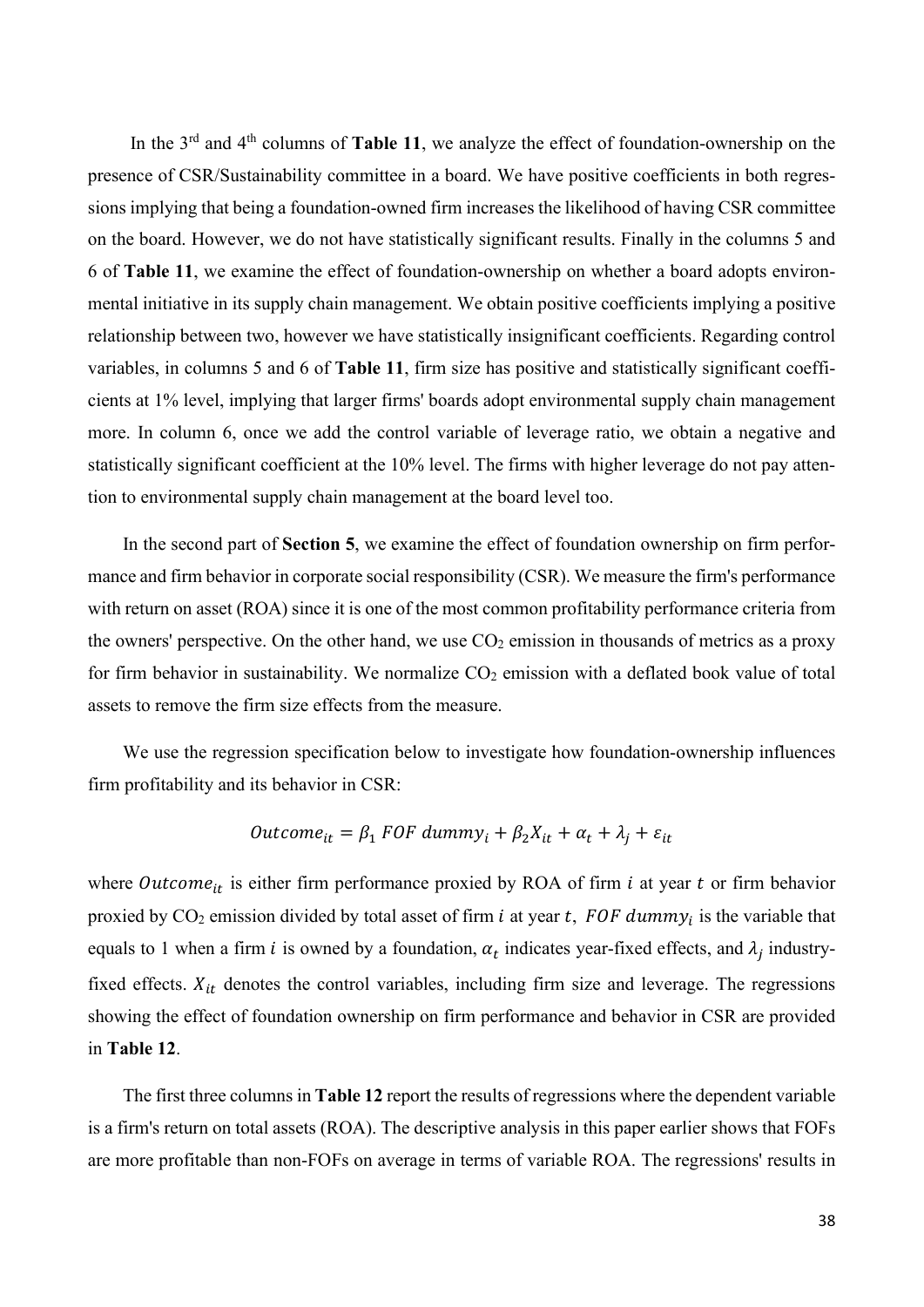In the 3rd and 4th columns of **Table 11**, we analyze the effect of foundation-ownership on the presence of CSR/Sustainability committee in a board. We have positive coefficients in both regressions implying that being a foundation-owned firm increases the likelihood of having CSR committee on the board. However, we do not have statistically significant results. Finally in the columns 5 and 6 of **Table 11**, we examine the effect of foundation-ownership on whether a board adopts environmental initiative in its supply chain management. We obtain positive coefficients implying a positive relationship between two, however we have statistically insignificant coefficients. Regarding control variables, in columns 5 and 6 of **Table 11**, firm size has positive and statistically significant coefficients at 1% level, implying that larger firms' boards adopt environmental supply chain management more. In column 6, once we add the control variable of leverage ratio, we obtain a negative and statistically significant coefficient at the 10% level. The firms with higher leverage do not pay attention to environmental supply chain management at the board level too.

In the second part of **Section 5**, we examine the effect of foundation ownership on firm performance and firm behavior in corporate social responsibility (CSR). We measure the firm's performance with return on asset (ROA) since it is one of the most common profitability performance criteria from the owners' perspective. On the other hand, we use $CO_2$ emission in thousands of metrics as a proxy for firm behavior in sustainability. We normalize $CO_2$ emission with a deflated book value of total assets to remove the firm size effects from the measure.

We use the regression specification below to investigate how foundation-ownership influences firm profitability and its behavior in CSR:

$$Outcome_{it} = \beta_1 \, FOF\ dummy_i + \beta_2 X_{it} + \alpha_t + \lambda_j + \varepsilon_{it}$$

where $Outcome_{it}$ is either firm performance proxied by ROA of firm $i$ at year $t$ or firm behavior proxied by $CO_2$ emission divided by total asset of firm $i$ at year $t$, $FOF\ dummy_i$ is the variable that equals to 1 when a firm $i$ is owned by a foundation, $\alpha_t$ indicates year-fixed effects, and $\lambda_j$ industry-fixed effects. $X_{it}$ denotes the control variables, including firm size and leverage. The regressions showing the effect of foundation ownership on firm performance and behavior in CSR are provided in **Table 12**.

The first three columns in **Table 12** report the results of regressions where the dependent variable is a firm's return on total assets (ROA). The descriptive analysis in this paper earlier shows that FOFs are more profitable than non-FOFs on average in terms of variable ROA. The regressions' results in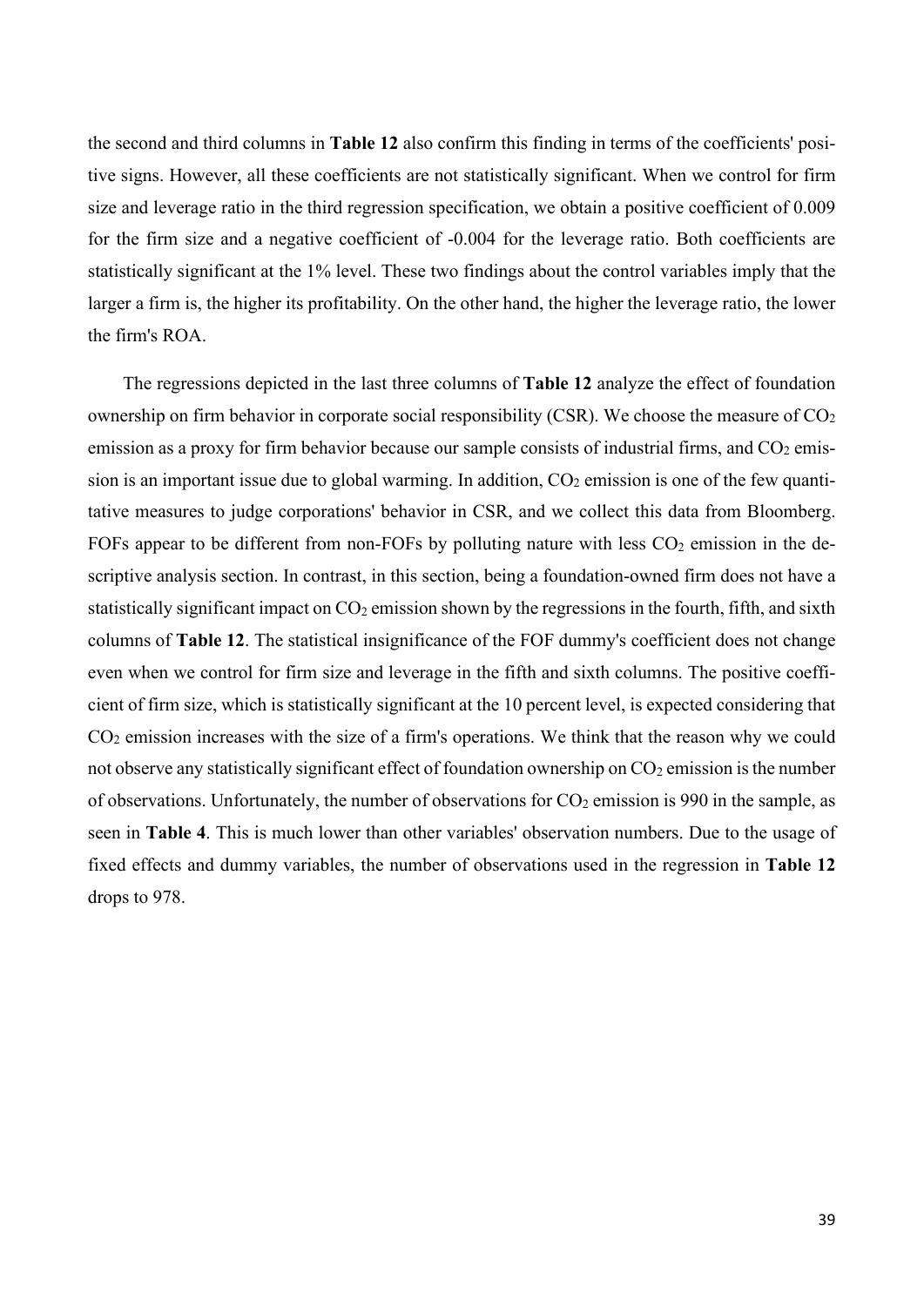the second and third columns in **Table 12** also confirm this finding in terms of the coefficients' positive signs. However, all these coefficients are not statistically significant. When we control for firm size and leverage ratio in the third regression specification, we obtain a positive coefficient of 0.009 for the firm size and a negative coefficient of -0.004 for the leverage ratio. Both coefficients are statistically significant at the 1% level. These two findings about the control variables imply that the larger a firm is, the higher its profitability. On the other hand, the higher the leverage ratio, the lower the firm's ROA.

The regressions depicted in the last three columns of **Table 12** analyze the effect of foundation ownership on firm behavior in corporate social responsibility (CSR). We choose the measure of $CO_2$ emission as a proxy for firm behavior because our sample consists of industrial firms, and $CO_2$ emission is an important issue due to global warming. In addition, $CO_2$ emission is one of the few quantitative measures to judge corporations' behavior in CSR, and we collect this data from Bloomberg. FOFs appear to be different from non-FOFs by polluting nature with less $CO_2$ emission in the descriptive analysis section. In contrast, in this section, being a foundation-owned firm does not have a statistically significant impact on $CO_2$ emission shown by the regressions in the fourth, fifth, and sixth columns of **Table 12**. The statistical insignificance of the FOF dummy's coefficient does not change even when we control for firm size and leverage in the fifth and sixth columns. The positive coefficient of firm size, which is statistically significant at the 10 percent level, is expected considering that $CO_2$ emission increases with the size of a firm's operations. We think that the reason why we could not observe any statistically significant effect of foundation ownership on $CO_2$ emission is the number of observations. Unfortunately, the number of observations for $CO_2$ emission is 990 in the sample, as seen in **Table 4**. This is much lower than other variables' observation numbers. Due to the usage of fixed effects and dummy variables, the number of observations used in the regression in **Table 12** drops to 978.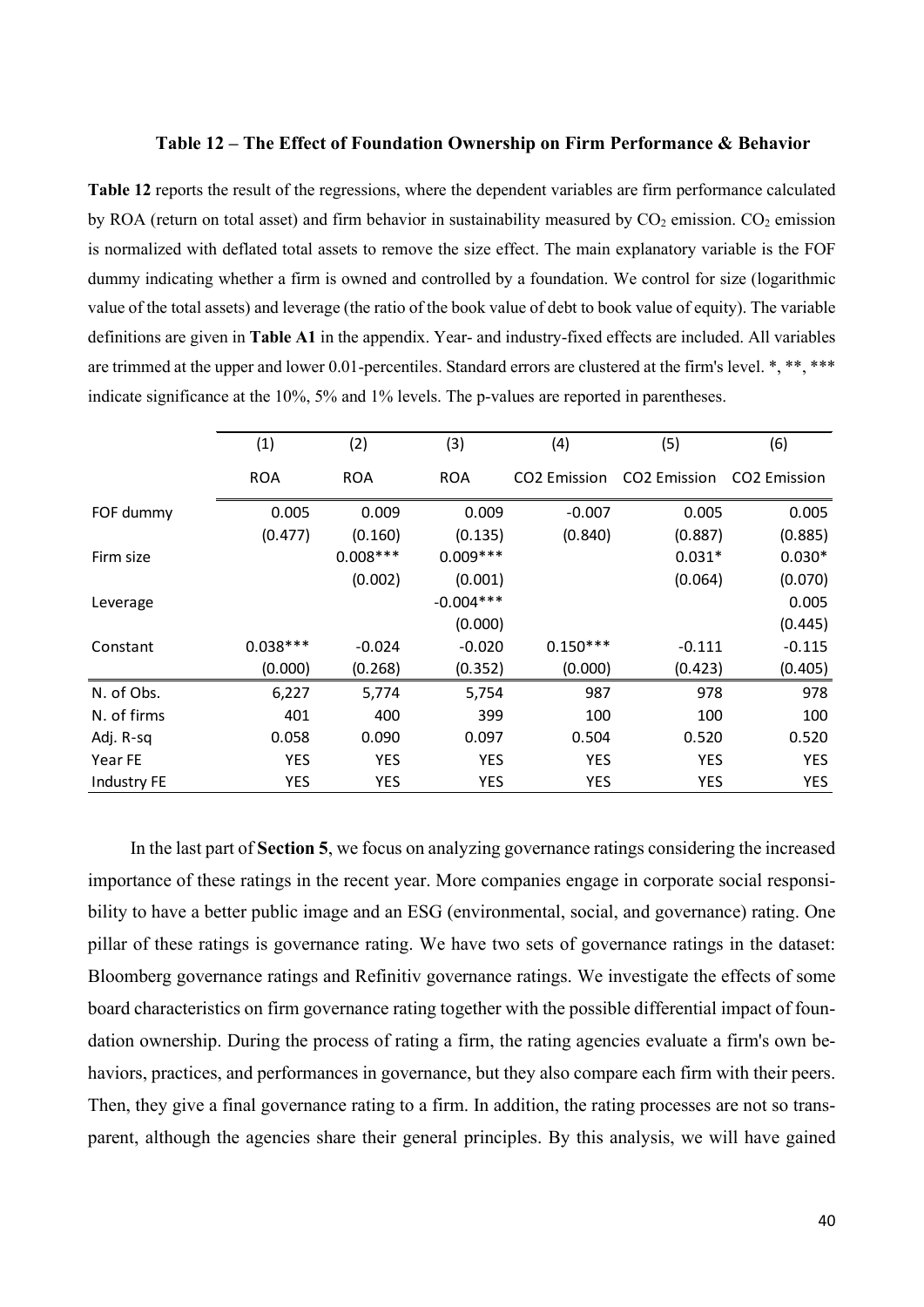### Table 12 – The Effect of Foundation Ownership on Firm Performance & Behavior

**Table 12** reports the result of the regressions, where the dependent variables are firm performance calculated by ROA (return on total asset) and firm behavior in sustainability measured by $CO_2$ emission. $CO_2$ emission is normalized with deflated total assets to remove the size effect. The main explanatory variable is the FOF dummy indicating whether a firm is owned and controlled by a foundation. We control for size (logarithmic value of the total assets) and leverage (the ratio of the book value of debt to book value of equity). The variable definitions are given in **Table A1** in the appendix. Year- and industry-fixed effects are included. All variables are trimmed at the upper and lower 0.01-percentiles. Standard errors are clustered at the firm's level. *, **, *** indicate significance at the 10%, 5% and 1% levels. The p-values are reported in parentheses.

| | (1) | (2) | (3) | (4) | (5) | (6) |
|---|---|---|---|---|---|---|
| | ROA | ROA | ROA | CO2 Emission | CO2 Emission | CO2 Emission |
| FOF dummy | 0.005 | 0.009 | 0.009 | -0.007 | 0.005 | 0.005 |
| | (0.477) | (0.160) | (0.135) | (0.840) | (0.887) | (0.885) |
| Firm size | | 0.008*** | 0.009*** | | 0.031* | 0.030* |
| | | (0.002) | (0.001) | | (0.064) | (0.070) |
| Leverage | | | -0.004*** | | | 0.005 |
| | | | (0.000) | | | (0.445) |
| Constant | 0.038*** | -0.024 | -0.020 | 0.150*** | -0.111 | -0.115 |
| | (0.000) | (0.268) | (0.352) | (0.000) | (0.423) | (0.405) |
| N. of Obs. | 6,227 | 5,774 | 5,754 | 987 | 978 | 978 |
| N. of firms | 401 | 400 | 399 | 100 | 100 | 100 |
| Adj. R-sq | 0.058 | 0.090 | 0.097 | 0.504 | 0.520 | 0.520 |
| Year FE | YES | YES | YES | YES | YES | YES |
| Industry FE | YES | YES | YES | YES | YES | YES |

In the last part of **Section 5**, we focus on analyzing governance ratings considering the increased importance of these ratings in the recent year. More companies engage in corporate social responsibility to have a better public image and an ESG (environmental, social, and governance) rating. One pillar of these ratings is governance rating. We have two sets of governance ratings in the dataset: Bloomberg governance ratings and Refinitiv governance ratings. We investigate the effects of some board characteristics on firm governance rating together with the possible differential impact of foundation ownership. During the process of rating a firm, the rating agencies evaluate a firm's own behaviors, practices, and performances in governance, but they also compare each firm with their peers. Then, they give a final governance rating to a firm. In addition, the rating processes are not so transparent, although the agencies share their general principles. By this analysis, we will have gained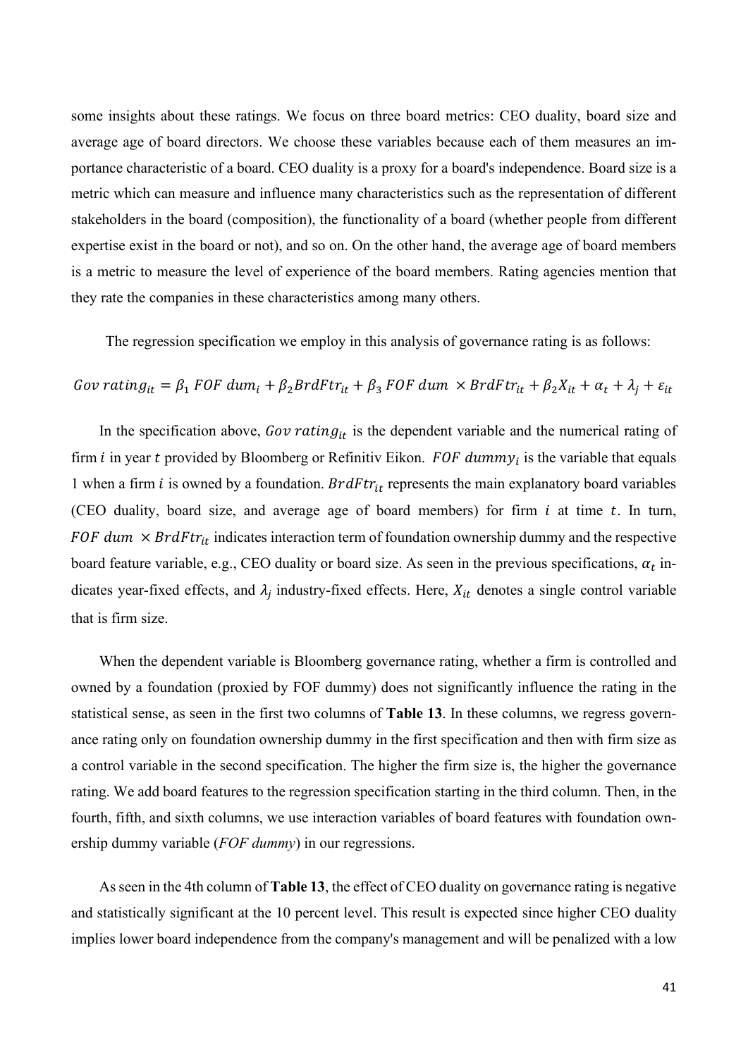some insights about these ratings. We focus on three board metrics: CEO duality, board size and average age of board directors. We choose these variables because each of them measures an importance characteristic of a board. CEO duality is a proxy for a board's independence. Board size is a metric which can measure and influence many characteristics such as the representation of different stakeholders in the board (composition), the functionality of a board (whether people from different expertise exist in the board or not), and so on. On the other hand, the average age of board members is a metric to measure the level of experience of the board members. Rating agencies mention that they rate the companies in these characteristics among many others.

The regression specification we employ in this analysis of governance rating is as follows:

$$Gov\ rating_{it} = \beta_1\ FOF\ dum_i + \beta_2 BrdFtr_{it} + \beta_3\ FOF\ dum\ \times BrdFtr_{it} + \beta_2 X_{it} + \alpha_t + \lambda_j + \varepsilon_{it}$$

In the specification above, $Gov\ rating_{it}$ is the dependent variable and the numerical rating of firm $i$ in year $t$ provided by Bloomberg or Refinitiv Eikon. $FOF\ dummy_i$ is the variable that equals 1 when a firm $i$ is owned by a foundation. $BrdFtr_{it}$ represents the main explanatory board variables (CEO duality, board size, and average age of board members) for firm $i$ at time $t$. In turn, $FOF\ dum\ \times BrdFtr_{it}$ indicates interaction term of foundation ownership dummy and the respective board feature variable, e.g., CEO duality or board size. As seen in the previous specifications, $\alpha_t$ indicates year-fixed effects, and $\lambda_j$ industry-fixed effects. Here, $X_{it}$ denotes a single control variable that is firm size.

When the dependent variable is Bloomberg governance rating, whether a firm is controlled and owned by a foundation (proxied by FOF dummy) does not significantly influence the rating in the statistical sense, as seen in the first two columns of **Table 13**. In these columns, we regress governance rating only on foundation ownership dummy in the first specification and then with firm size as a control variable in the second specification. The higher the firm size is, the higher the governance rating. We add board features to the regression specification starting in the third column. Then, in the fourth, fifth, and sixth columns, we use interaction variables of board features with foundation ownership dummy variable (*FOF dummy*) in our regressions.

As seen in the 4th column of **Table 13**, the effect of CEO duality on governance rating is negative and statistically significant at the 10 percent level. This result is expected since higher CEO duality implies lower board independence from the company's management and will be penalized with a low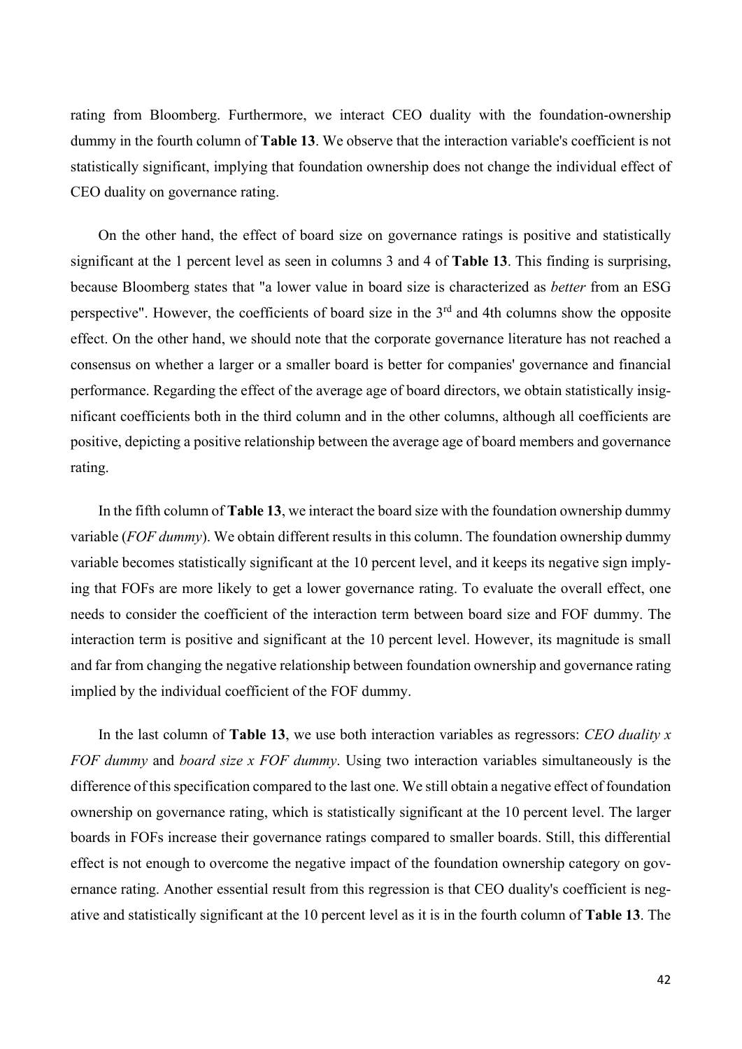rating from Bloomberg. Furthermore, we interact CEO duality with the foundation-ownership dummy in the fourth column of **Table 13**. We observe that the interaction variable's coefficient is not statistically significant, implying that foundation ownership does not change the individual effect of CEO duality on governance rating.

On the other hand, the effect of board size on governance ratings is positive and statistically significant at the 1 percent level as seen in columns 3 and 4 of **Table 13**. This finding is surprising, because Bloomberg states that "a lower value in board size is characterized as *better* from an ESG perspective". However, the coefficients of board size in the 3rd and 4th columns show the opposite effect. On the other hand, we should note that the corporate governance literature has not reached a consensus on whether a larger or a smaller board is better for companies' governance and financial performance. Regarding the effect of the average age of board directors, we obtain statistically insignificant coefficients both in the third column and in the other columns, although all coefficients are positive, depicting a positive relationship between the average age of board members and governance rating.

In the fifth column of **Table 13**, we interact the board size with the foundation ownership dummy variable (*FOF dummy*). We obtain different results in this column. The foundation ownership dummy variable becomes statistically significant at the 10 percent level, and it keeps its negative sign implying that FOFs are more likely to get a lower governance rating. To evaluate the overall effect, one needs to consider the coefficient of the interaction term between board size and FOF dummy. The interaction term is positive and significant at the 10 percent level. However, its magnitude is small and far from changing the negative relationship between foundation ownership and governance rating implied by the individual coefficient of the FOF dummy.

In the last column of **Table 13**, we use both interaction variables as regressors: *CEO duality x FOF dummy* and *board size x FOF dummy*. Using two interaction variables simultaneously is the difference of this specification compared to the last one. We still obtain a negative effect of foundation ownership on governance rating, which is statistically significant at the 10 percent level. The larger boards in FOFs increase their governance ratings compared to smaller boards. Still, this differential effect is not enough to overcome the negative impact of the foundation ownership category on governance rating. Another essential result from this regression is that CEO duality's coefficient is negative and statistically significant at the 10 percent level as it is in the fourth column of **Table 13**. The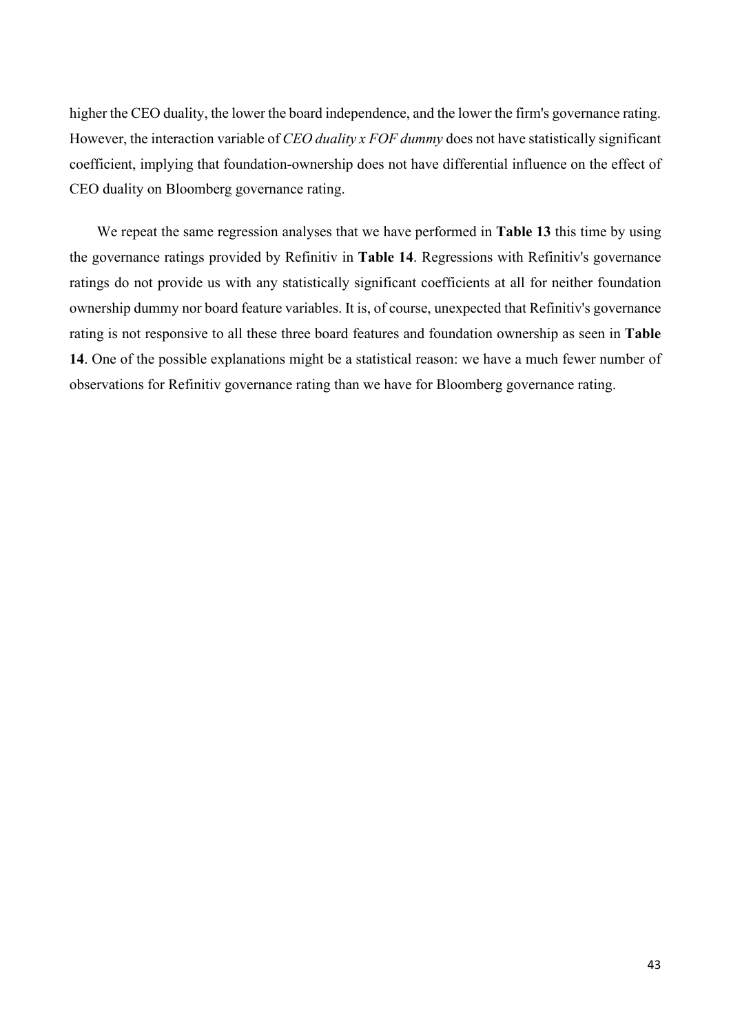higher the CEO duality, the lower the board independence, and the lower the firm's governance rating. However, the interaction variable of *CEO duality x FOF dummy* does not have statistically significant coefficient, implying that foundation-ownership does not have differential influence on the effect of CEO duality on Bloomberg governance rating.

We repeat the same regression analyses that we have performed in **Table 13** this time by using the governance ratings provided by Refinitiv in **Table 14**. Regressions with Refinitiv's governance ratings do not provide us with any statistically significant coefficients at all for neither foundation ownership dummy nor board feature variables. It is, of course, unexpected that Refinitiv's governance rating is not responsive to all these three board features and foundation ownership as seen in **Table 14**. One of the possible explanations might be a statistical reason: we have a much fewer number of observations for Refinitiv governance rating than we have for Bloomberg governance rating.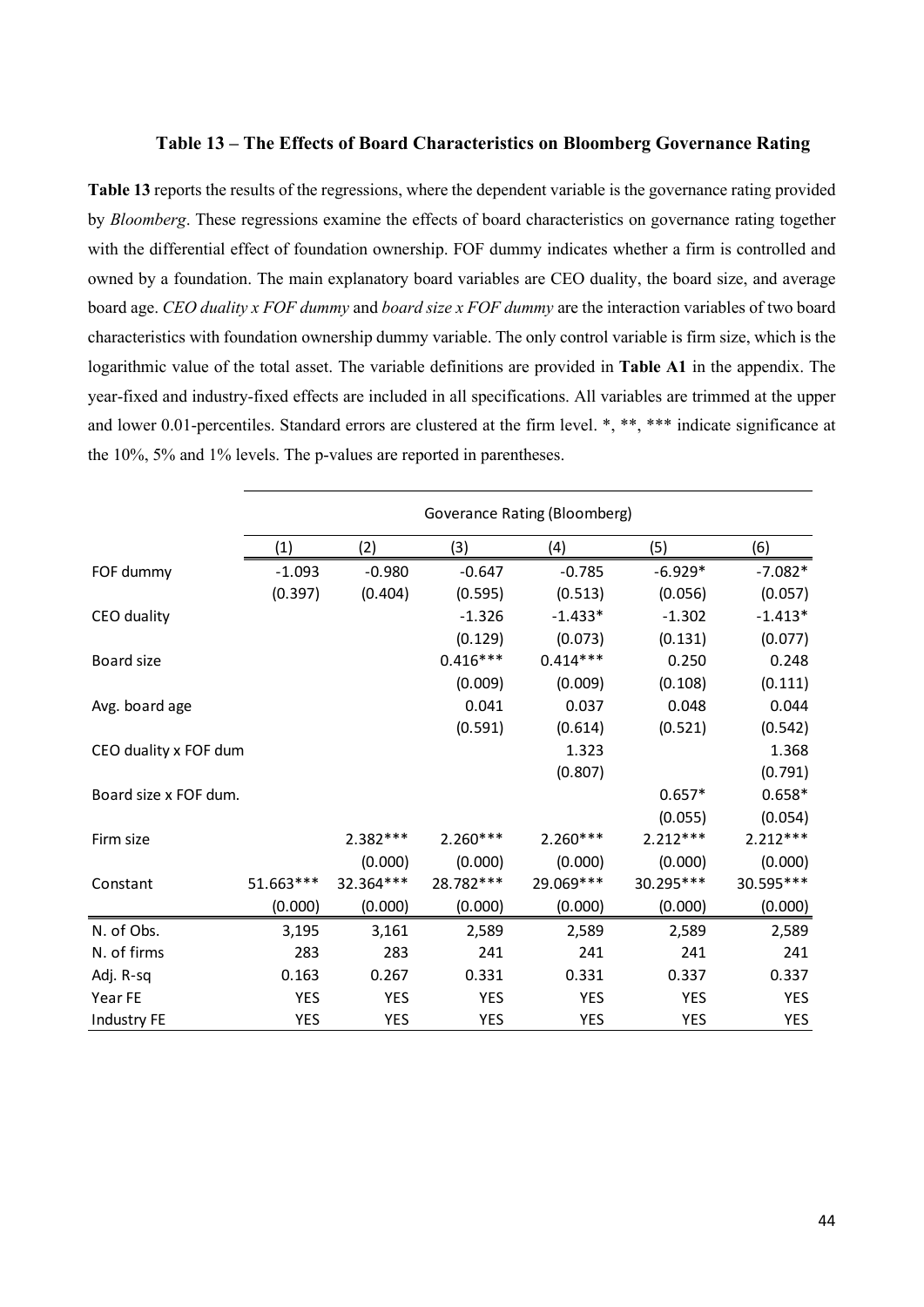### Table 13 – The Effects of Board Characteristics on Bloomberg Governance Rating

**Table 13** reports the results of the regressions, where the dependent variable is the governance rating provided by *Bloomberg*. These regressions examine the effects of board characteristics on governance rating together with the differential effect of foundation ownership. FOF dummy indicates whether a firm is controlled and owned by a foundation. The main explanatory board variables are CEO duality, the board size, and average board age. *CEO duality x FOF dummy* and *board size x FOF dummy* are the interaction variables of two board characteristics with foundation ownership dummy variable. The only control variable is firm size, which is the logarithmic value of the total asset. The variable definitions are provided in **Table A1** in the appendix. The year-fixed and industry-fixed effects are included in all specifications. All variables are trimmed at the upper and lower 0.01-percentiles. Standard errors are clustered at the firm level. *, **, *** indicate significance at the 10%, 5% and 1% levels. The p-values are reported in parentheses.

| | Goverance Rating (Bloomberg) | | | | | |
|---|---|---|---|---|---|---|
| | (1) | (2) | (3) | (4) | (5) | (6) |
| FOF dummy | -1.093 | -0.980 | -0.647 | -0.785 | -6.929* | -7.082* |
| | (0.397) | (0.404) | (0.595) | (0.513) | (0.056) | (0.057) |
| CEO duality | | | -1.326 | -1.433* | -1.302 | -1.413* |
| | | | (0.129) | (0.073) | (0.131) | (0.077) |
| Board size | | | 0.416*** | 0.414*** | 0.250 | 0.248 |
| | | | (0.009) | (0.009) | (0.108) | (0.111) |
| Avg. board age | | | 0.041 | 0.037 | 0.048 | 0.044 |
| | | | (0.591) | (0.614) | (0.521) | (0.542) |
| CEO duality x FOF dum | | | | 1.323 | | 1.368 |
| | | | | (0.807) | | (0.791) |
| Board size x FOF dum. | | | | | 0.657* | 0.658* |
| | | | | | (0.055) | (0.054) |
| Firm size | | 2.382*** | 2.260*** | 2.260*** | 2.212*** | 2.212*** |
| | | (0.000) | (0.000) | (0.000) | (0.000) | (0.000) |
| Constant | 51.663*** | 32.364*** | 28.782*** | 29.069*** | 30.295*** | 30.595*** |
| | (0.000) | (0.000) | (0.000) | (0.000) | (0.000) | (0.000) |
| N. of Obs. | 3,195 | 3,161 | 2,589 | 2,589 | 2,589 | 2,589 |
| N. of firms | 283 | 283 | 241 | 241 | 241 | 241 |
| Adj. R-sq | 0.163 | 0.267 | 0.331 | 0.331 | 0.337 | 0.337 |
| Year FE | YES | YES | YES | YES | YES | YES |
| Industry FE | YES | YES | YES | YES | YES | YES |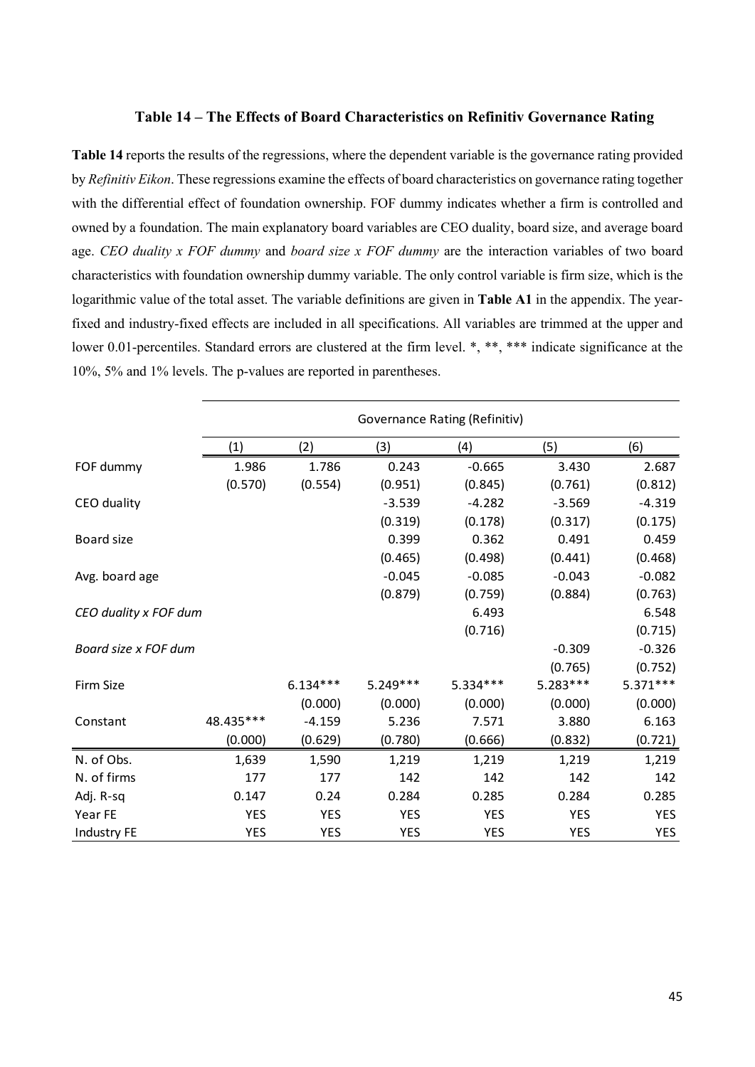### Table 14 – The Effects of Board Characteristics on Refinitiv Governance Rating

**Table 14** reports the results of the regressions, where the dependent variable is the governance rating provided by *Refinitiv Eikon*. These regressions examine the effects of board characteristics on governance rating together with the differential effect of foundation ownership. FOF dummy indicates whether a firm is controlled and owned by a foundation. The main explanatory board variables are CEO duality, board size, and average board age. *CEO duality x FOF dummy* and *board size x FOF dummy* are the interaction variables of two board characteristics with foundation ownership dummy variable. The only control variable is firm size, which is the logarithmic value of the total asset. The variable definitions are given in **Table A1** in the appendix. The year-fixed and industry-fixed effects are included in all specifications. All variables are trimmed at the upper and lower 0.01-percentiles. Standard errors are clustered at the firm level. *, **, *** indicate significance at the 10%, 5% and 1% levels. The p-values are reported in parentheses.

| | Governance Rating (Refinitiv) | | | | | |
|---|---|---|---|---|---|---|
| | (1) | (2) | (3) | (4) | (5) | (6) |
| FOF dummy | 1.986 | 1.786 | 0.243 | -0.665 | 3.430 | 2.687 |
| | (0.570) | (0.554) | (0.951) | (0.845) | (0.761) | (0.812) |
| CEO duality | | | -3.539 | -4.282 | -3.569 | -4.319 |
| | | | (0.319) | (0.178) | (0.317) | (0.175) |
| Board size | | | 0.399 | 0.362 | 0.491 | 0.459 |
| | | | (0.465) | (0.498) | (0.441) | (0.468) |
| Avg. board age | | | -0.045 | -0.085 | -0.043 | -0.082 |
| | | | (0.879) | (0.759) | (0.884) | (0.763) |
| *CEO duality x FOF dum* | | | | 6.493 | | 6.548 |
| | | | | (0.716) | | (0.715) |
| *Board size x FOF dum* | | | | | -0.309 | -0.326 |
| | | | | | (0.765) | (0.752) |
| Firm Size | | 6.134*** | 5.249*** | 5.334*** | 5.283*** | 5.371*** |
| | | (0.000) | (0.000) | (0.000) | (0.000) | (0.000) |
| Constant | 48.435*** | -4.159 | 5.236 | 7.571 | 3.880 | 6.163 |
| | (0.000) | (0.629) | (0.780) | (0.666) | (0.832) | (0.721) |
| N. of Obs. | 1,639 | 1,590 | 1,219 | 1,219 | 1,219 | 1,219 |
| N. of firms | 177 | 177 | 142 | 142 | 142 | 142 |
| Adj. R-sq | 0.147 | 0.24 | 0.284 | 0.285 | 0.284 | 0.285 |
| Year FE | YES | YES | YES | YES | YES | YES |
| Industry FE | YES | YES | YES | YES | YES | YES |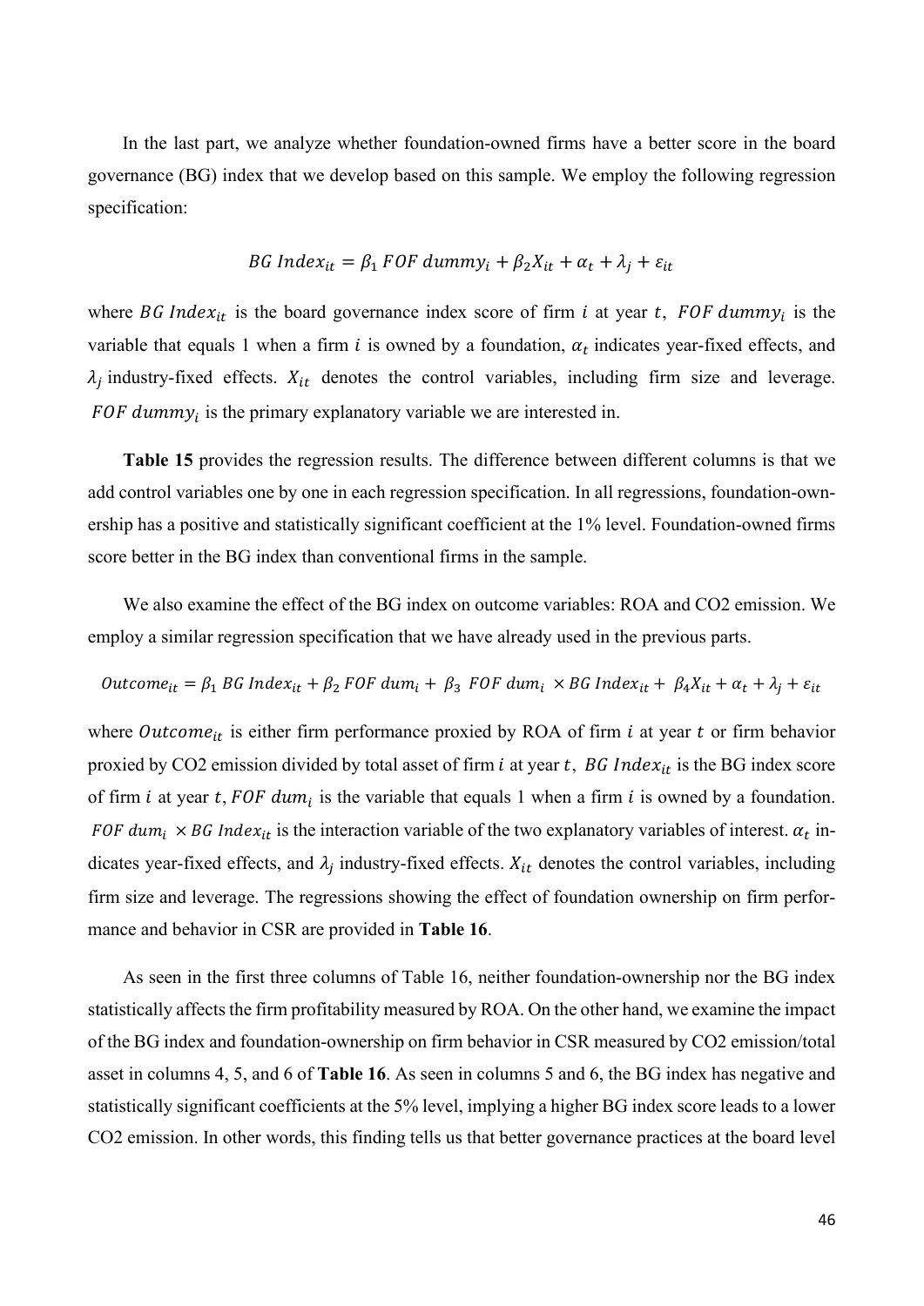In the last part, we analyze whether foundation-owned firms have a better score in the board governance (BG) index that we develop based on this sample. We employ the following regression specification:

$$BG\ Index_{it} = \beta_1\ FOF\ dummy_i + \beta_2 X_{it} + \alpha_t + \lambda_j + \varepsilon_{it}$$

where $BG\ Index_{it}$ is the board governance index score of firm $i$ at year $t$, $FOF\ dummy_i$ is the variable that equals 1 when a firm $i$ is owned by a foundation, $\alpha_t$ indicates year-fixed effects, and $\lambda_j$ industry-fixed effects. $X_{it}$ denotes the control variables, including firm size and leverage. $FOF\ dummy_i$ is the primary explanatory variable we are interested in.

**Table 15** provides the regression results. The difference between different columns is that we add control variables one by one in each regression specification. In all regressions, foundation-ownership has a positive and statistically significant coefficient at the 1% level. Foundation-owned firms score better in the BG index than conventional firms in the sample.

We also examine the effect of the BG index on outcome variables: ROA and CO2 emission. We employ a similar regression specification that we have already used in the previous parts.

$$Outcome_{it} = \beta_1\ BG\ Index_{it} + \beta_2\ FOF\ dum_i + \beta_3\ FOF\ dum_i \times BG\ Index_{it} + \beta_4 X_{it} + \alpha_t + \lambda_j + \varepsilon_{it}$$

where $Outcome_{it}$ is either firm performance proxied by ROA of firm $i$ at year $t$ or firm behavior proxied by CO2 emission divided by total asset of firm $i$ at year $t$, $BG\ Index_{it}$ is the BG index score of firm $i$ at year $t$, $FOF\ dum_i$ is the variable that equals 1 when a firm $i$ is owned by a foundation. $FOF\ dum_i \times BG\ Index_{it}$ is the interaction variable of the two explanatory variables of interest. $\alpha_t$ indicates year-fixed effects, and $\lambda_j$ industry-fixed effects. $X_{it}$ denotes the control variables, including firm size and leverage. The regressions showing the effect of foundation ownership on firm performance and behavior in CSR are provided in **Table 16**.

As seen in the first three columns of Table 16, neither foundation-ownership nor the BG index statistically affects the firm profitability measured by ROA. On the other hand, we examine the impact of the BG index and foundation-ownership on firm behavior in CSR measured by CO2 emission/total asset in columns 4, 5, and 6 of **Table 16**. As seen in columns 5 and 6, the BG index has negative and statistically significant coefficients at the 5% level, implying a higher BG index score leads to a lower CO2 emission. In other words, this finding tells us that better governance practices at the board level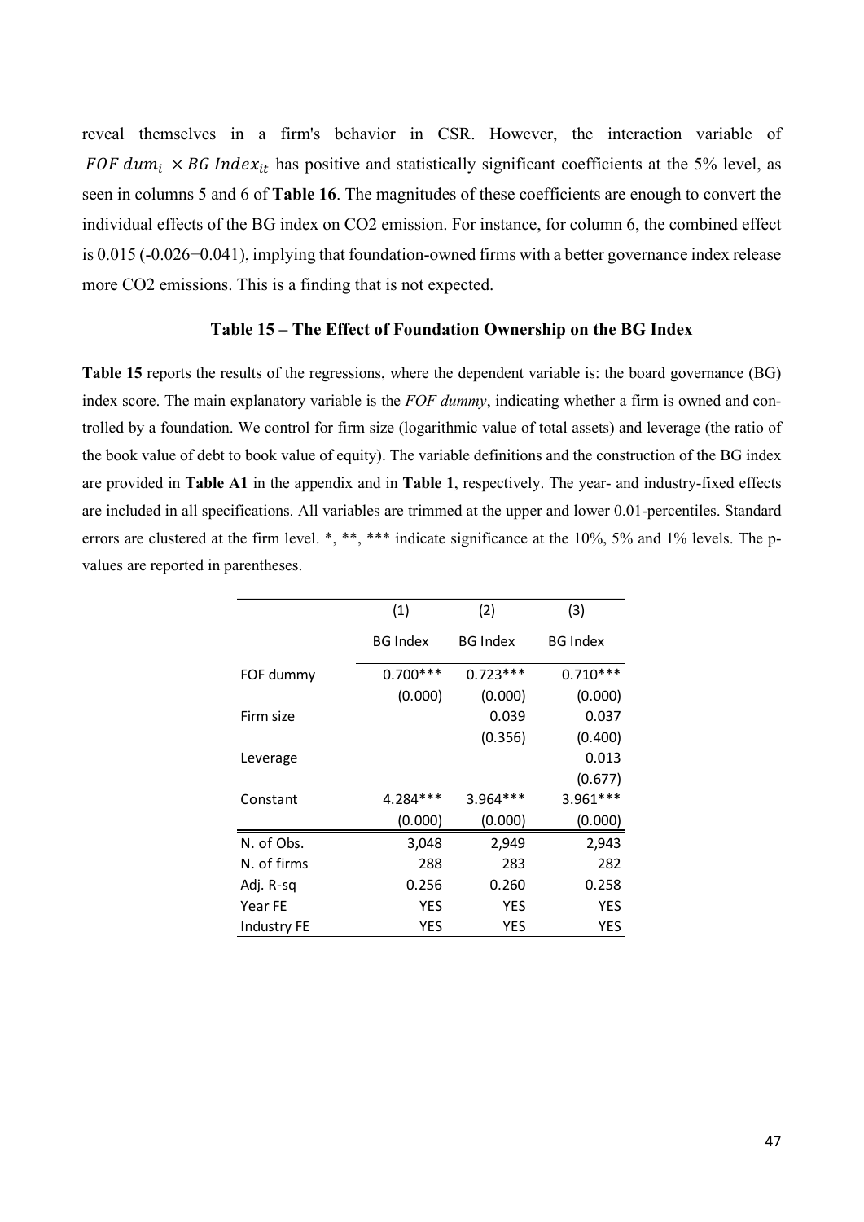reveal themselves in a firm's behavior in CSR. However, the interaction variable of $FOF\ dum_i \times BG\ Index_{it}$ has positive and statistically significant coefficients at the 5% level, as seen in columns 5 and 6 of **Table 16**. The magnitudes of these coefficients are enough to convert the individual effects of the BG index on CO2 emission. For instance, for column 6, the combined effect is 0.015 (-0.026+0.041), implying that foundation-owned firms with a better governance index release more CO2 emissions. This is a finding that is not expected.

### Table 15 – The Effect of Foundation Ownership on the BG Index

**Table 15** reports the results of the regressions, where the dependent variable is: the board governance (BG) index score. The main explanatory variable is the *FOF dummy*, indicating whether a firm is owned and controlled by a foundation. We control for firm size (logarithmic value of total assets) and leverage (the ratio of the book value of debt to book value of equity). The variable definitions and the construction of the BG index are provided in **Table A1** in the appendix and in **Table 1**, respectively. The year- and industry-fixed effects are included in all specifications. All variables are trimmed at the upper and lower 0.01-percentiles. Standard errors are clustered at the firm level. *, **, *** indicate significance at the 10%, 5% and 1% levels. The p-values are reported in parentheses.

| | (1) | (2) | (3) |
|---|---|---|---|
| | BG Index | BG Index | BG Index |
| FOF dummy | 0.700*** | 0.723*** | 0.710*** |
| | (0.000) | (0.000) | (0.000) |
| Firm size | | 0.039 | 0.037 |
| | | (0.356) | (0.400) |
| Leverage | | | 0.013 |
| | | | (0.677) |
| Constant | 4.284*** | 3.964*** | 3.961*** |
| | (0.000) | (0.000) | (0.000) |
| N. of Obs. | 3,048 | 2,949 | 2,943 |
| N. of firms | 288 | 283 | 282 |
| Adj. R-sq | 0.256 | 0.260 | 0.258 |
| Year FE | YES | YES | YES |
| Industry FE | YES | YES | YES |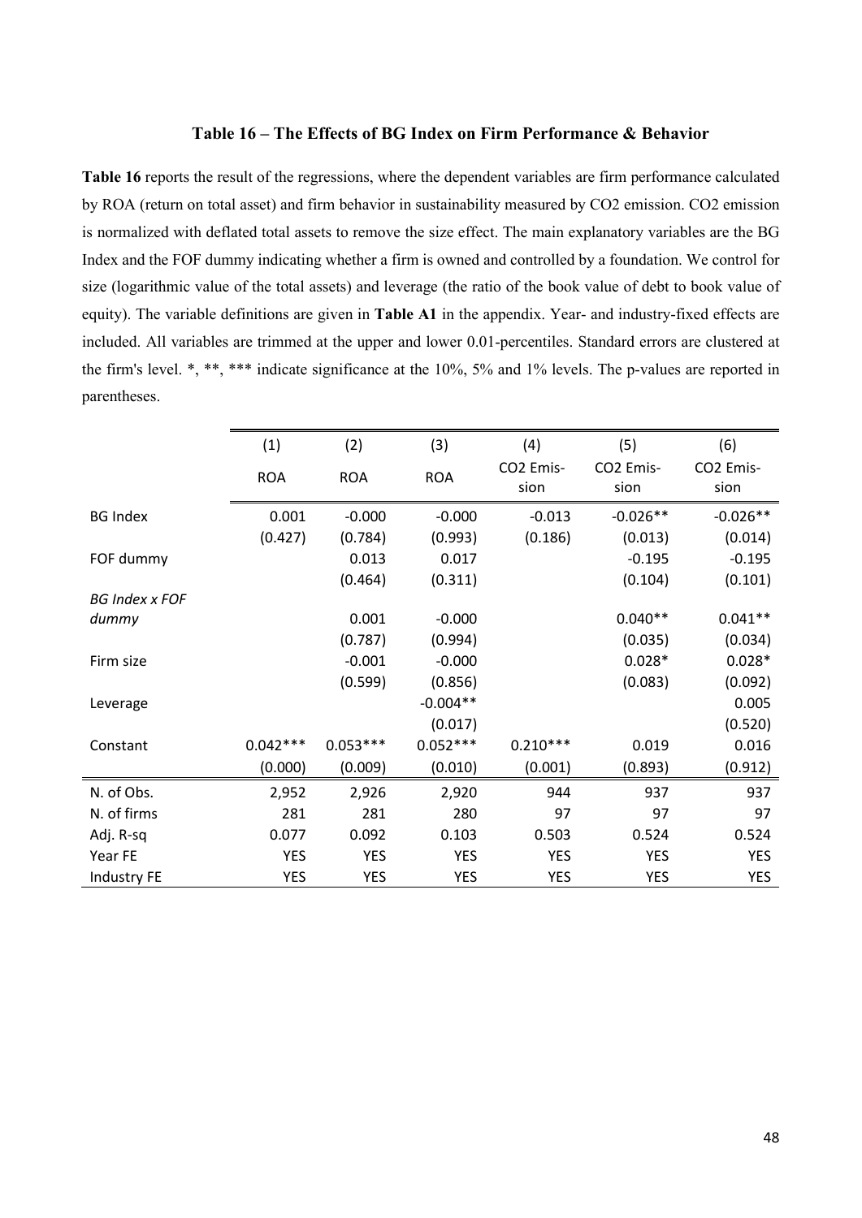### Table 16 – The Effects of BG Index on Firm Performance & Behavior

**Table 16** reports the result of the regressions, where the dependent variables are firm performance calculated by ROA (return on total asset) and firm behavior in sustainability measured by $CO_2$ emission. $CO_2$ emission is normalized with deflated total assets to remove the size effect. The main explanatory variables are the BG Index and the FOF dummy indicating whether a firm is owned and controlled by a foundation. We control for size (logarithmic value of the total assets) and leverage (the ratio of the book value of debt to book value of equity). The variable definitions are given in **Table A1** in the appendix. Year- and industry-fixed effects are included. All variables are trimmed at the upper and lower 0.01-percentiles. Standard errors are clustered at the firm's level. *, **, *** indicate significance at the 10%, 5% and 1% levels. The p-values are reported in parentheses.

| | (1) | (2) | (3) | (4) | (5) | (6) |
|---|---|---|---|---|---|---|
| | ROA | ROA | ROA | $CO_2$ Emission | $CO_2$ Emission | $CO_2$ Emission |
| BG Index | 0.001 | -0.000 | -0.000 | -0.013 | -0.026** | -0.026** |
| | (0.427) | (0.784) | (0.993) | (0.186) | (0.013) | (0.014) |
| FOF dummy | | 0.013 | 0.017 | | -0.195 | -0.195 |
| | | (0.464) | (0.311) | | (0.104) | (0.101) |
| *BG Index x FOF dummy* | | 0.001 | -0.000 | | 0.040** | 0.041** |
| | | (0.787) | (0.994) | | (0.035) | (0.034) |
| Firm size | | -0.001 | -0.000 | | 0.028* | 0.028* |
| | | (0.599) | (0.856) | | (0.083) | (0.092) |
| Leverage | | | -0.004** | | | 0.005 |
| | | | (0.017) | | | (0.520) |
| Constant | 0.042*** | 0.053*** | 0.052*** | 0.210*** | 0.019 | 0.016 |
| | (0.000) | (0.009) | (0.010) | (0.001) | (0.893) | (0.912) |
| N. of Obs. | 2,952 | 2,926 | 2,920 | 944 | 937 | 937 |
| N. of firms | 281 | 281 | 280 | 97 | 97 | 97 |
| Adj. R-sq | 0.077 | 0.092 | 0.103 | 0.503 | 0.524 | 0.524 |
| Year FE | YES | YES | YES | YES | YES | YES |
| Industry FE | YES | YES | YES | YES | YES | YES |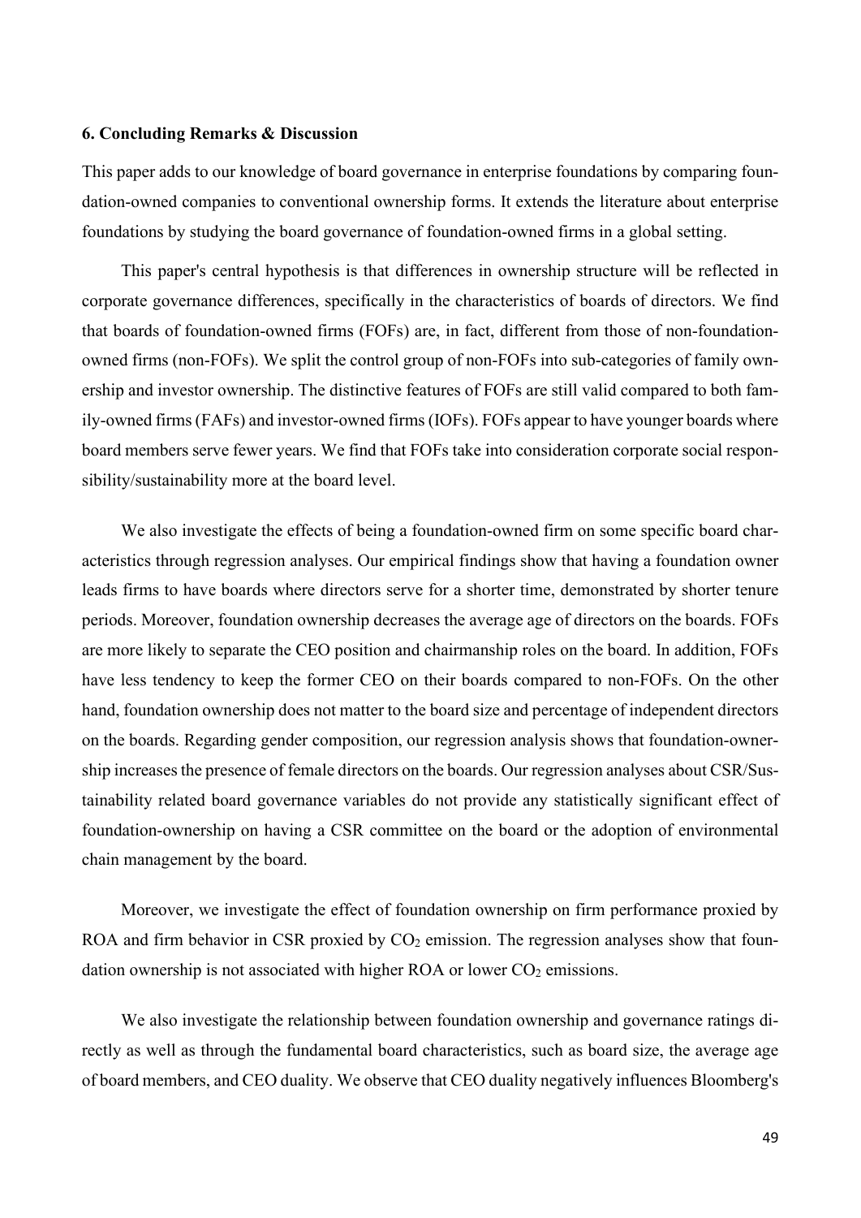### 6. Concluding Remarks & Discussion

This paper adds to our knowledge of board governance in enterprise foundations by comparing foundation-owned companies to conventional ownership forms. It extends the literature about enterprise foundations by studying the board governance of foundation-owned firms in a global setting.

This paper's central hypothesis is that differences in ownership structure will be reflected in corporate governance differences, specifically in the characteristics of boards of directors. We find that boards of foundation-owned firms (FOFs) are, in fact, different from those of non-foundation-owned firms (non-FOFs). We split the control group of non-FOFs into sub-categories of family ownership and investor ownership. The distinctive features of FOFs are still valid compared to both family-owned firms (FAFs) and investor-owned firms (IOFs). FOFs appear to have younger boards where board members serve fewer years. We find that FOFs take into consideration corporate social responsibility/sustainability more at the board level.

We also investigate the effects of being a foundation-owned firm on some specific board characteristics through regression analyses. Our empirical findings show that having a foundation owner leads firms to have boards where directors serve for a shorter time, demonstrated by shorter tenure periods. Moreover, foundation ownership decreases the average age of directors on the boards. FOFs are more likely to separate the CEO position and chairmanship roles on the board. In addition, FOFs have less tendency to keep the former CEO on their boards compared to non-FOFs. On the other hand, foundation ownership does not matter to the board size and percentage of independent directors on the boards. Regarding gender composition, our regression analysis shows that foundation-ownership increases the presence of female directors on the boards. Our regression analyses about CSR/Sustainability related board governance variables do not provide any statistically significant effect of foundation-ownership on having a CSR committee on the board or the adoption of environmental chain management by the board.

Moreover, we investigate the effect of foundation ownership on firm performance proxied by ROA and firm behavior in CSR proxied by $CO_2$ emission. The regression analyses show that foundation ownership is not associated with higher ROA or lower $CO_2$ emissions.

We also investigate the relationship between foundation ownership and governance ratings directly as well as through the fundamental board characteristics, such as board size, the average age of board members, and CEO duality. We observe that CEO duality negatively influences Bloomberg's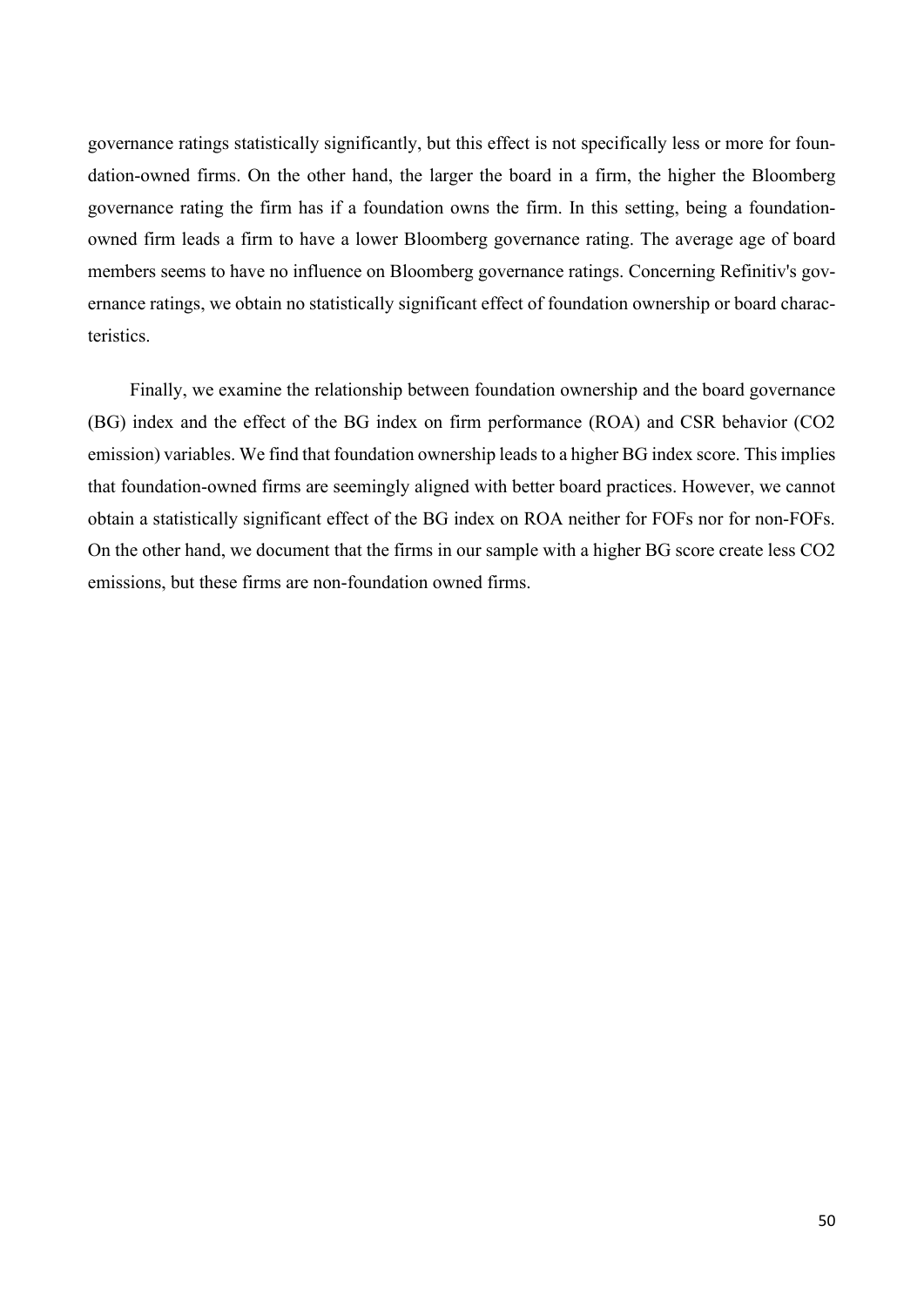governance ratings statistically significantly, but this effect is not specifically less or more for foundation-owned firms. On the other hand, the larger the board in a firm, the higher the Bloomberg governance rating the firm has if a foundation owns the firm. In this setting, being a foundation-owned firm leads a firm to have a lower Bloomberg governance rating. The average age of board members seems to have no influence on Bloomberg governance ratings. Concerning Refinitiv's governance ratings, we obtain no statistically significant effect of foundation ownership or board characteristics.

Finally, we examine the relationship between foundation ownership and the board governance (BG) index and the effect of the BG index on firm performance (ROA) and CSR behavior (CO2 emission) variables. We find that foundation ownership leads to a higher BG index score. This implies that foundation-owned firms are seemingly aligned with better board practices. However, we cannot obtain a statistically significant effect of the BG index on ROA neither for FOFs nor for non-FOFs. On the other hand, we document that the firms in our sample with a higher BG score create less CO2 emissions, but these firms are non-foundation owned firms.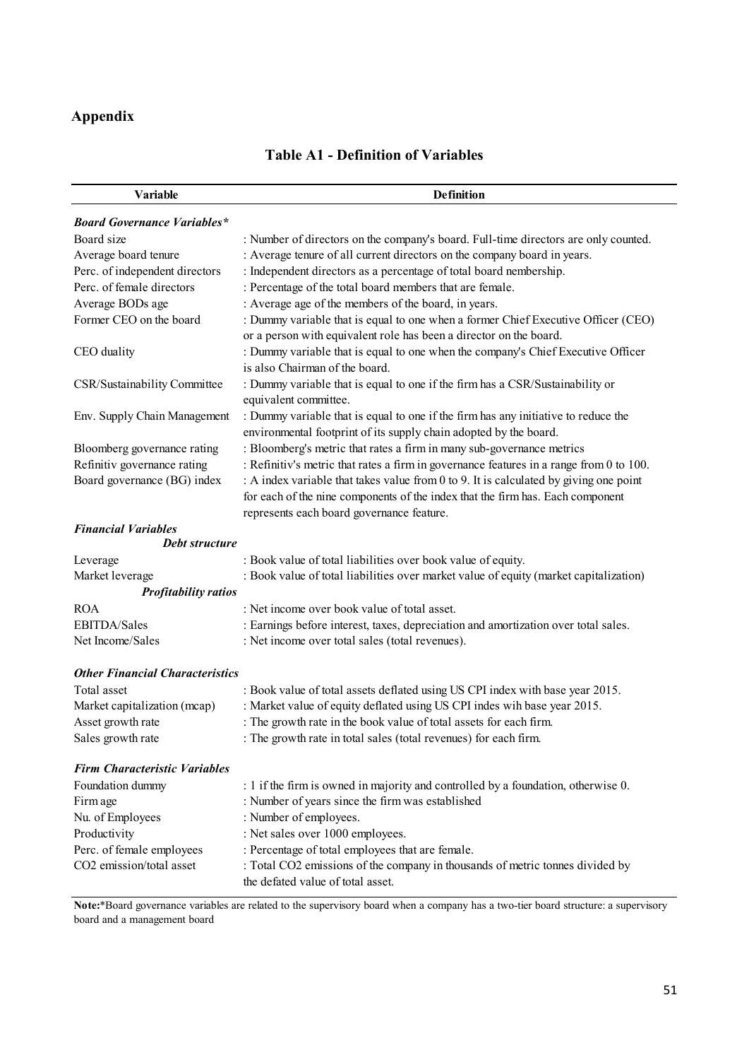## Appendix

### Table A1 - Definition of Variables

| Variable | Definition |
|---|---|
| ***Board Governance Variables**** | |
| Board size | : Number of directors on the company's board. Full-time directors are only counted. |
| Average board tenure | : Average tenure of all current directors on the company board in years. |
| Perc. of independent directors | : Independent directors as a percentage of total board nembership. |
| Perc. of female directors | : Percentage of the total board members that are female. |
| Average BODs age | : Average age of the members of the board, in years. |
| Former CEO on the board | : Dummy variable that is equal to one when a former Chief Executive Officer (CEO) or a person with equivalent role has been a director on the board. |
| CEO duality | : Dummy variable that is equal to one when the company's Chief Executive Officer is also Chairman of the board. |
| CSR/Sustainability Committee | : Dummy variable that is equal to one if the firm has a CSR/Sustainability or equivalent committee. |
| Env. Supply Chain Management | : Dummy variable that is equal to one if the firm has any initiative to reduce the environmental footprint of its supply chain adopted by the board. |
| Bloomberg governance rating | : Bloomberg's metric that rates a firm in many sub-governance metrics |
| Refinitiv governance rating | : Refinitiv's metric that rates a firm in governance features in a range from 0 to 100. |
| Board governance (BG) index | : A index variable that takes value from 0 to 9. It is calculated by giving one point for each of the nine components of the index that the firm has. Each component represents each board governance feature. |
| ***Financial Variables*** | |
| ***Debt structure*** | |
| Leverage | : Book value of total liabilities over book value of equity. |
| Market leverage | : Book value of total liabilities over market value of equity (market capitalization) |
| ***Profitability ratios*** | |
| ROA | : Net income over book value of total asset. |
| EBITDA/Sales | : Earnings before interest, taxes, depreciation and amortization over total sales. |
| Net Income/Sales | : Net income over total sales (total revenues). |
| ***Other Financial Characteristics*** | |
| Total asset | : Book value of total assets deflated using US CPI index with base year 2015. |
| Market capitalization (mcap) | : Market value of equity deflated using US CPI indes wih base year 2015. |
| Asset growth rate | : The growth rate in the book value of total assets for each firm. |
| Sales growth rate | : The growth rate in total sales (total revenues) for each firm. |
| ***Firm Characteristic Variables*** | |
| Foundation dummy | : 1 if the firm is owned in majority and controlled by a foundation, otherwise 0. |
| Firm age | : Number of years since the firm was established |
| Nu. of Employees | : Number of employees. |
| Productivity | : Net sales over 1000 employees. |
| Perc. of female employees | : Percentage of total employees that are female. |
| $CO_2$ emission/total asset | : Total $CO_2$ emissions of the company in thousands of metric tonnes divided by the defated value of total asset. |

**Note:***Board governance variables are related to the supervisory board when a company has a two-tier board structure: a supervisory board and a management board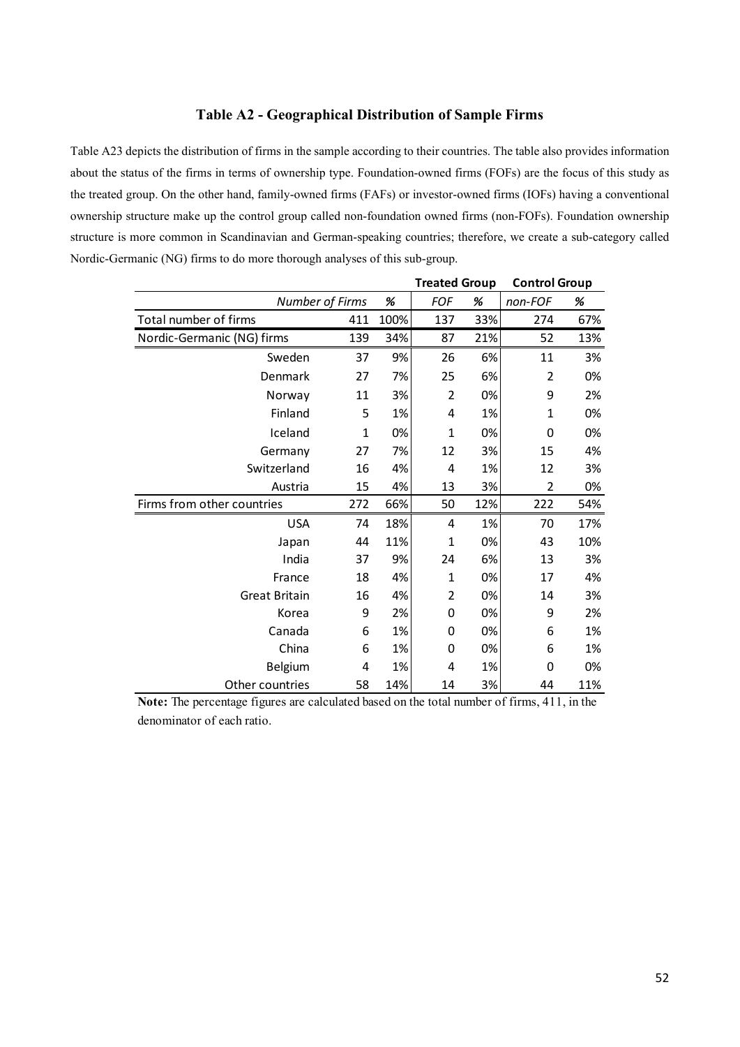### Table A2 - Geographical Distribution of Sample Firms

Table A23 depicts the distribution of firms in the sample according to their countries. The table also provides information about the status of the firms in terms of ownership type. Foundation-owned firms (FOFs) are the focus of this study as the treated group. On the other hand, family-owned firms (FAFs) or investor-owned firms (IOFs) having a conventional ownership structure make up the control group called non-foundation owned firms (non-FOFs). Foundation ownership structure is more common in Scandinavian and German-speaking countries; therefore, we create a sub-category called Nordic-Germanic (NG) firms to do more thorough analyses of this sub-group.

| | | | **Treated Group** | | **Control Group** | |
|---|---|---|---|---|---|---|
| *Number of Firms* | | *%* | *FOF* | *%* | *non-FOF* | *%* |
| Total number of firms | 411 | 100% | 137 | 33% | 274 | 67% |
| Nordic-Germanic (NG) firms | 139 | 34% | 87 | 21% | 52 | 13% |
| Sweden | 37 | 9% | 26 | 6% | 11 | 3% |
| Denmark | 27 | 7% | 25 | 6% | 2 | 0% |
| Norway | 11 | 3% | 2 | 0% | 9 | 2% |
| Finland | 5 | 1% | 4 | 1% | 1 | 0% |
| Iceland | 1 | 0% | 1 | 0% | 0 | 0% |
| Germany | 27 | 7% | 12 | 3% | 15 | 4% |
| Switzerland | 16 | 4% | 4 | 1% | 12 | 3% |
| Austria | 15 | 4% | 13 | 3% | 2 | 0% |
| Firms from other countries | 272 | 66% | 50 | 12% | 222 | 54% |
| USA | 74 | 18% | 4 | 1% | 70 | 17% |
| Japan | 44 | 11% | 1 | 0% | 43 | 10% |
| India | 37 | 9% | 24 | 6% | 13 | 3% |
| France | 18 | 4% | 1 | 0% | 17 | 4% |
| Great Britain | 16 | 4% | 2 | 0% | 14 | 3% |
| Korea | 9 | 2% | 0 | 0% | 9 | 2% |
| Canada | 6 | 1% | 0 | 0% | 6 | 1% |
| China | 6 | 1% | 0 | 0% | 6 | 1% |
| Belgium | 4 | 1% | 4 | 1% | 0 | 0% |
| Other countries | 58 | 14% | 14 | 3% | 44 | 11% |

**Note:** The percentage figures are calculated based on the total number of firms, 411, in the denominator of each ratio.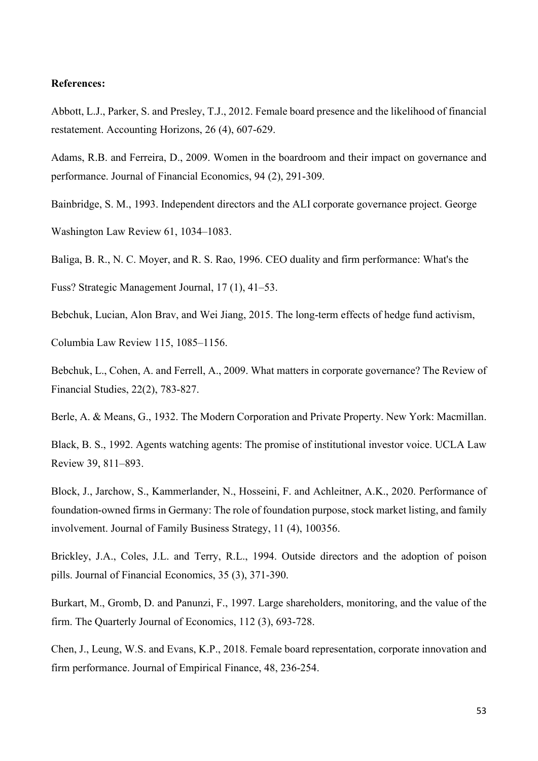**References:**

Abbott, L.J., Parker, S. and Presley, T.J., 2012. Female board presence and the likelihood of financial restatement. Accounting Horizons, 26 (4), 607-629.

Adams, R.B. and Ferreira, D., 2009. Women in the boardroom and their impact on governance and performance. Journal of Financial Economics, 94 (2), 291-309.

Bainbridge, S. M., 1993. Independent directors and the ALI corporate governance project. George Washington Law Review 61, 1034–1083.

Baliga, B. R., N. C. Moyer, and R. S. Rao, 1996. CEO duality and firm performance: What's the Fuss? Strategic Management Journal, 17 (1), 41–53.

Bebchuk, Lucian, Alon Brav, and Wei Jiang, 2015. The long-term effects of hedge fund activism, Columbia Law Review 115, 1085–1156.

Bebchuk, L., Cohen, A. and Ferrell, A., 2009. What matters in corporate governance? The Review of Financial Studies, 22(2), 783-827.

Berle, A. & Means, G., 1932. The Modern Corporation and Private Property. New York: Macmillan.

Black, B. S., 1992. Agents watching agents: The promise of institutional investor voice. UCLA Law Review 39, 811–893.

Block, J., Jarchow, S., Kammerlander, N., Hosseini, F. and Achleitner, A.K., 2020. Performance of foundation-owned firms in Germany: The role of foundation purpose, stock market listing, and family involvement. Journal of Family Business Strategy, 11 (4), 100356.

Brickley, J.A., Coles, J.L. and Terry, R.L., 1994. Outside directors and the adoption of poison pills. Journal of Financial Economics, 35 (3), 371-390.

Burkart, M., Gromb, D. and Panunzi, F., 1997. Large shareholders, monitoring, and the value of the firm. The Quarterly Journal of Economics, 112 (3), 693-728.

Chen, J., Leung, W.S. and Evans, K.P., 2018. Female board representation, corporate innovation and firm performance. Journal of Empirical Finance, 48, 236-254.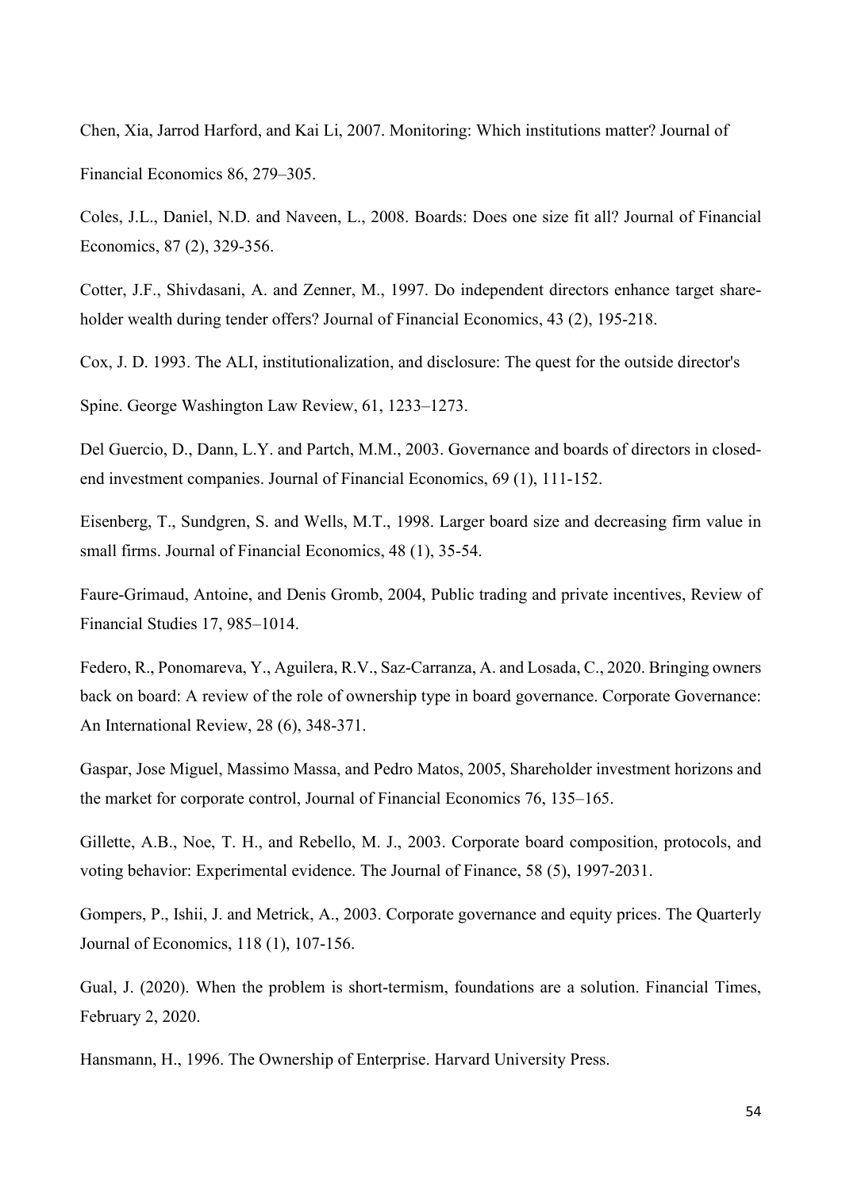Chen, Xia, Jarrod Harford, and Kai Li, 2007. Monitoring: Which institutions matter? Journal of Financial Economics 86, 279–305.

Coles, J.L., Daniel, N.D. and Naveen, L., 2008. Boards: Does one size fit all? Journal of Financial Economics, 87 (2), 329-356.

Cotter, J.F., Shivdasani, A. and Zenner, M., 1997. Do independent directors enhance target shareholder wealth during tender offers? Journal of Financial Economics, 43 (2), 195-218.

Cox, J. D. 1993. The ALI, institutionalization, and disclosure: The quest for the outside director's Spine. George Washington Law Review, 61, 1233–1273.

Del Guercio, D., Dann, L.Y. and Partch, M.M., 2003. Governance and boards of directors in closed-end investment companies. Journal of Financial Economics, 69 (1), 111-152.

Eisenberg, T., Sundgren, S. and Wells, M.T., 1998. Larger board size and decreasing firm value in small firms. Journal of Financial Economics, 48 (1), 35-54.

Faure-Grimaud, Antoine, and Denis Gromb, 2004, Public trading and private incentives, Review of Financial Studies 17, 985–1014.

Federo, R., Ponomareva, Y., Aguilera, R.V., Saz-Carranza, A. and Losada, C., 2020. Bringing owners back on board: A review of the role of ownership type in board governance. Corporate Governance: An International Review, 28 (6), 348-371.

Gaspar, Jose Miguel, Massimo Massa, and Pedro Matos, 2005, Shareholder investment horizons and the market for corporate control, Journal of Financial Economics 76, 135–165.

Gillette, A.B., Noe, T. H., and Rebello, M. J., 2003. Corporate board composition, protocols, and voting behavior: Experimental evidence. The Journal of Finance, 58 (5), 1997-2031.

Gompers, P., Ishii, J. and Metrick, A., 2003. Corporate governance and equity prices. The Quarterly Journal of Economics, 118 (1), 107-156.

Gual, J. (2020). When the problem is short-termism, foundations are a solution. Financial Times, February 2, 2020.

Hansmann, H., 1996. The Ownership of Enterprise. Harvard University Press.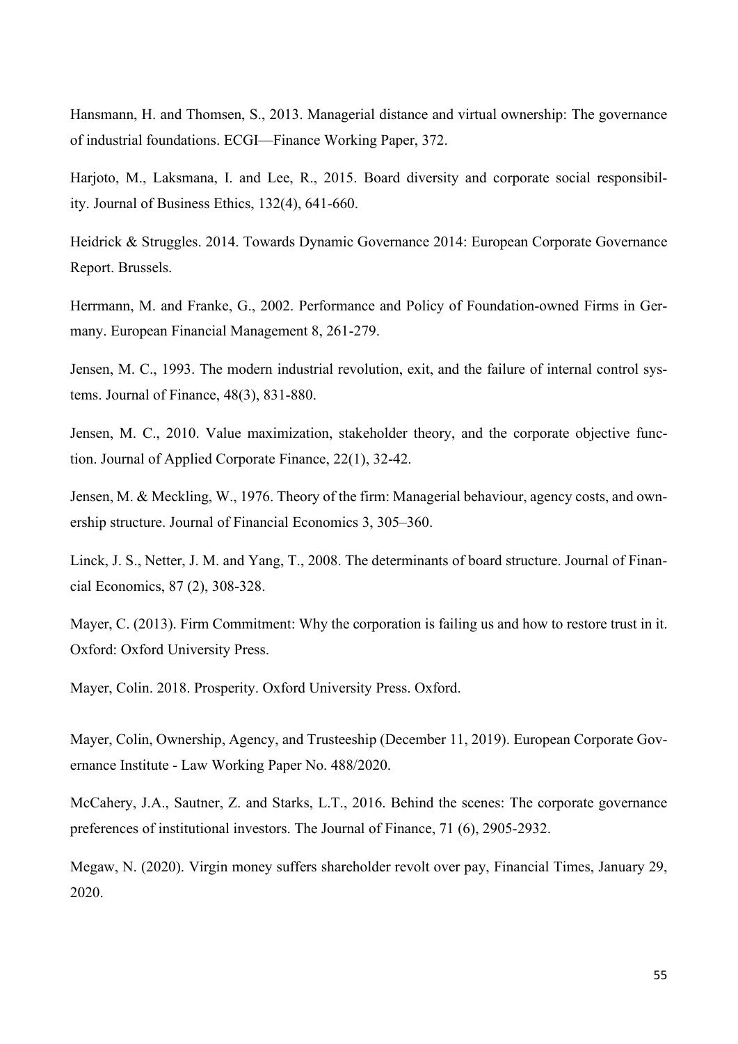Hansmann, H. and Thomsen, S., 2013. Managerial distance and virtual ownership: The governance of industrial foundations. ECGI—Finance Working Paper, 372.

Harjoto, M., Laksmana, I. and Lee, R., 2015. Board diversity and corporate social responsibility. Journal of Business Ethics, 132(4), 641-660.

Heidrick & Struggles. 2014. Towards Dynamic Governance 2014: European Corporate Governance Report. Brussels.

Herrmann, M. and Franke, G., 2002. Performance and Policy of Foundation-owned Firms in Germany. European Financial Management 8, 261-279.

Jensen, M. C., 1993. The modern industrial revolution, exit, and the failure of internal control systems. Journal of Finance, 48(3), 831-880.

Jensen, M. C., 2010. Value maximization, stakeholder theory, and the corporate objective function. Journal of Applied Corporate Finance, 22(1), 32-42.

Jensen, M. & Meckling, W., 1976. Theory of the firm: Managerial behaviour, agency costs, and ownership structure. Journal of Financial Economics 3, 305–360.

Linck, J. S., Netter, J. M. and Yang, T., 2008. The determinants of board structure. Journal of Financial Economics, 87 (2), 308-328.

Mayer, C. (2013). Firm Commitment: Why the corporation is failing us and how to restore trust in it. Oxford: Oxford University Press.

Mayer, Colin. 2018. Prosperity. Oxford University Press. Oxford.

Mayer, Colin, Ownership, Agency, and Trusteeship (December 11, 2019). European Corporate Governance Institute - Law Working Paper No. 488/2020.

McCahery, J.A., Sautner, Z. and Starks, L.T., 2016. Behind the scenes: The corporate governance preferences of institutional investors. The Journal of Finance, 71 (6), 2905-2932.

Megaw, N. (2020). Virgin money suffers shareholder revolt over pay, Financial Times, January 29, 2020.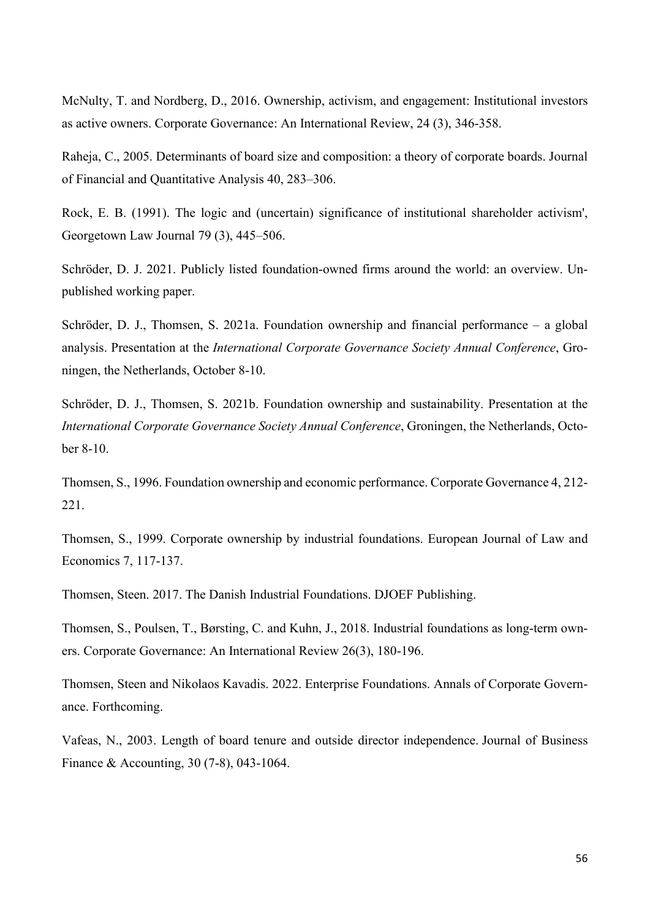McNulty, T. and Nordberg, D., 2016. Ownership, activism, and engagement: Institutional investors as active owners. Corporate Governance: An International Review, 24 (3), 346-358.

Raheja, C., 2005. Determinants of board size and composition: a theory of corporate boards. Journal of Financial and Quantitative Analysis 40, 283–306.

Rock, E. B. (1991). The logic and (uncertain) significance of institutional shareholder activism', Georgetown Law Journal 79 (3), 445–506.

Schröder, D. J. 2021. Publicly listed foundation-owned firms around the world: an overview. Unpublished working paper.

Schröder, D. J., Thomsen, S. 2021a. Foundation ownership and financial performance – a global analysis. Presentation at the *International Corporate Governance Society Annual Conference*, Groningen, the Netherlands, October 8-10.

Schröder, D. J., Thomsen, S. 2021b. Foundation ownership and sustainability. Presentation at the *International Corporate Governance Society Annual Conference*, Groningen, the Netherlands, October 8-10.

Thomsen, S., 1996. Foundation ownership and economic performance. Corporate Governance 4, 212-221.

Thomsen, S., 1999. Corporate ownership by industrial foundations. European Journal of Law and Economics 7, 117-137.

Thomsen, Steen. 2017. The Danish Industrial Foundations. DJOEF Publishing.

Thomsen, S., Poulsen, T., Børsting, C. and Kuhn, J., 2018. Industrial foundations as long-term owners. Corporate Governance: An International Review 26(3), 180-196.

Thomsen, Steen and Nikolaos Kavadis. 2022. Enterprise Foundations. Annals of Corporate Governance. Forthcoming.

Vafeas, N., 2003. Length of board tenure and outside director independence. Journal of Business Finance & Accounting, 30 (7-8), 043-1064.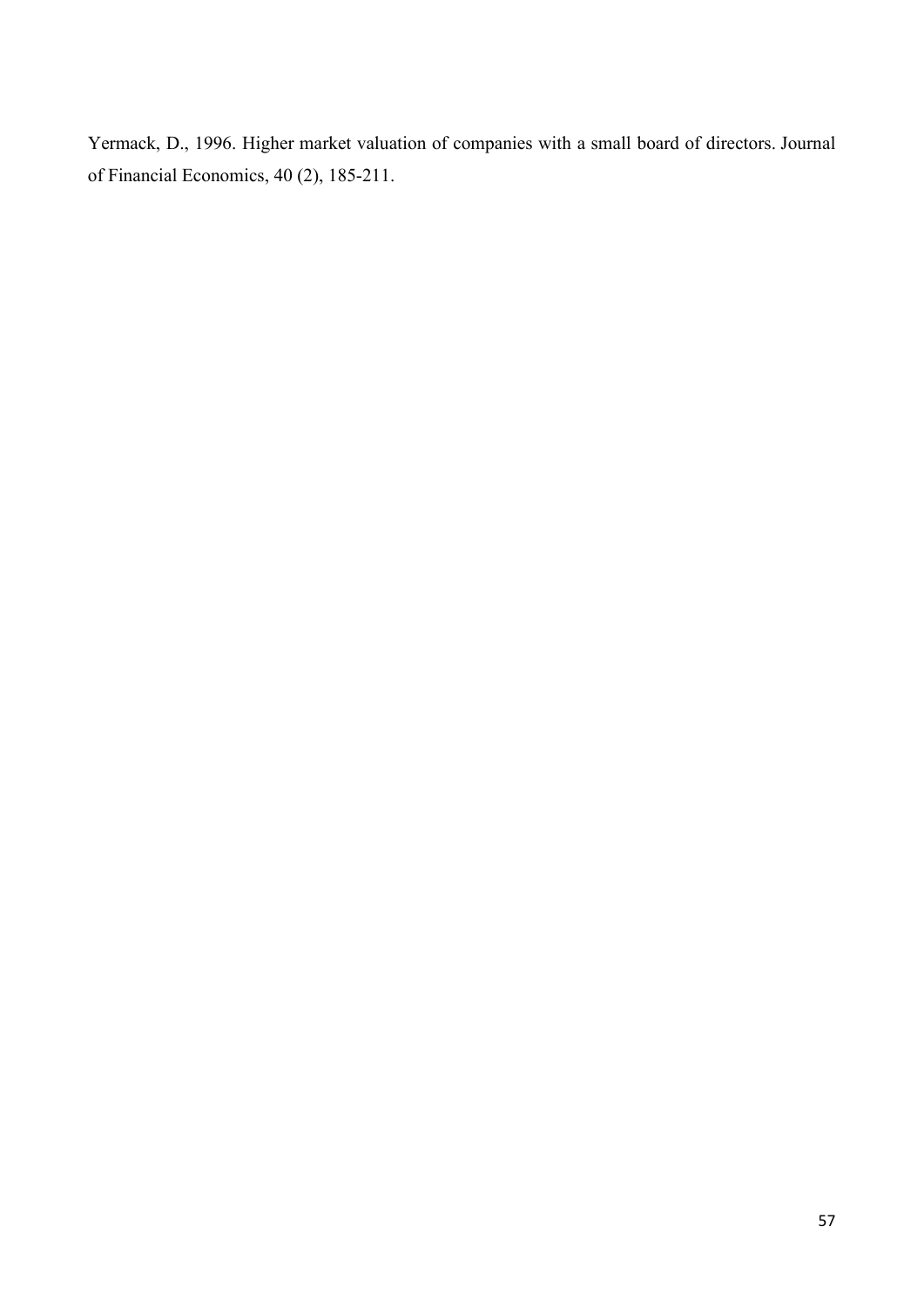Yermack, D., 1996. Higher market valuation of companies with a small board of directors. Journal of Financial Economics, 40 (2), 185-211.